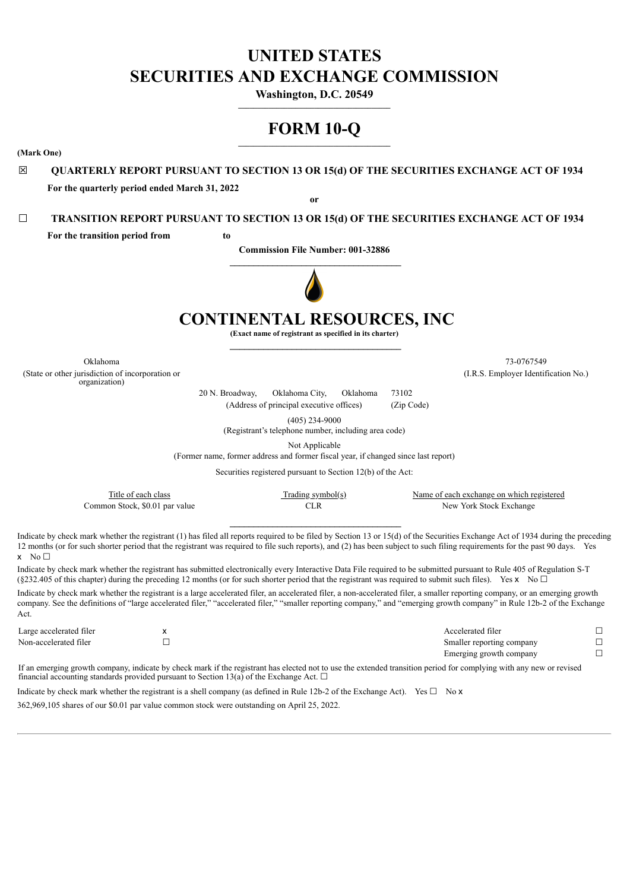# UNITED STATES
# SECURITIES AND EXCHANGE COMMISSION

**Washington, D.C. 20549**

# FORM 10-Q

**(Mark One)**

☒ **QUARTERLY REPORT PURSUANT TO SECTION 13 OR 15(d) OF THE SECURITIES EXCHANGE ACT OF 1934**

**For the quarterly period ended March 31, 2022**

**or**

☐ **TRANSITION REPORT PURSUANT TO SECTION 13 OR 15(d) OF THE SECURITIES EXCHANGE ACT OF 1934**

**For the transition period from to**

**Commission File Number: 001-32886**

# CONTINENTAL RESOURCES, INC

**(Exact name of registrant as specified in its charter)**

| | |
|---|---|
| Oklahoma | 73-0767549 |
| (State or other jurisdiction of incorporation or organization) | (I.R.S. Employer Identification No.) |

20 N. Broadway, Oklahoma City, Oklahoma 73102
(Address of principal executive offices) (Zip Code)

(405) 234-9000
(Registrant's telephone number, including area code)

Not Applicable
(Former name, former address and former fiscal year, if changed since last report)

Securities registered pursuant to Section 12(b) of the Act:

| Title of each class | Trading symbol(s) | Name of each exchange on which registered |
|---|---|---|
| Common Stock, $0.01 par value | CLR | New York Stock Exchange |

Indicate by check mark whether the registrant (1) has filed all reports required to be filed by Section 13 or 15(d) of the Securities Exchange Act of 1934 during the preceding 12 months (or for such shorter period that the registrant was required to file such reports), and (2) has been subject to such filing requirements for the past 90 days. Yes x No ☐

Indicate by check mark whether the registrant has submitted electronically every Interactive Data File required to be submitted pursuant to Rule 405 of Regulation S-T (§232.405 of this chapter) during the preceding 12 months (or for such shorter period that the registrant was required to submit such files). Yes x No ☐

Indicate by check mark whether the registrant is a large accelerated filer, an accelerated filer, a non-accelerated filer, a smaller reporting company, or an emerging growth company. See the definitions of "large accelerated filer," "accelerated filer," "smaller reporting company," and "emerging growth company" in Rule 12b-2 of the Exchange Act.

| | | | |
|---|---|---|---|
| Large accelerated filer | x | Accelerated filer | ☐ |
| Non-accelerated filer | ☐ | Smaller reporting company | ☐ |
| | | Emerging growth company | ☐ |

If an emerging growth company, indicate by check mark if the registrant has elected not to use the extended transition period for complying with any new or revised financial accounting standards provided pursuant to Section 13(a) of the Exchange Act. ☐

Indicate by check mark whether the registrant is a shell company (as defined in Rule 12b-2 of the Exchange Act). Yes ☐ No x

362,969,105 shares of our $0.01 par value common stock were outstanding on April 25, 2022.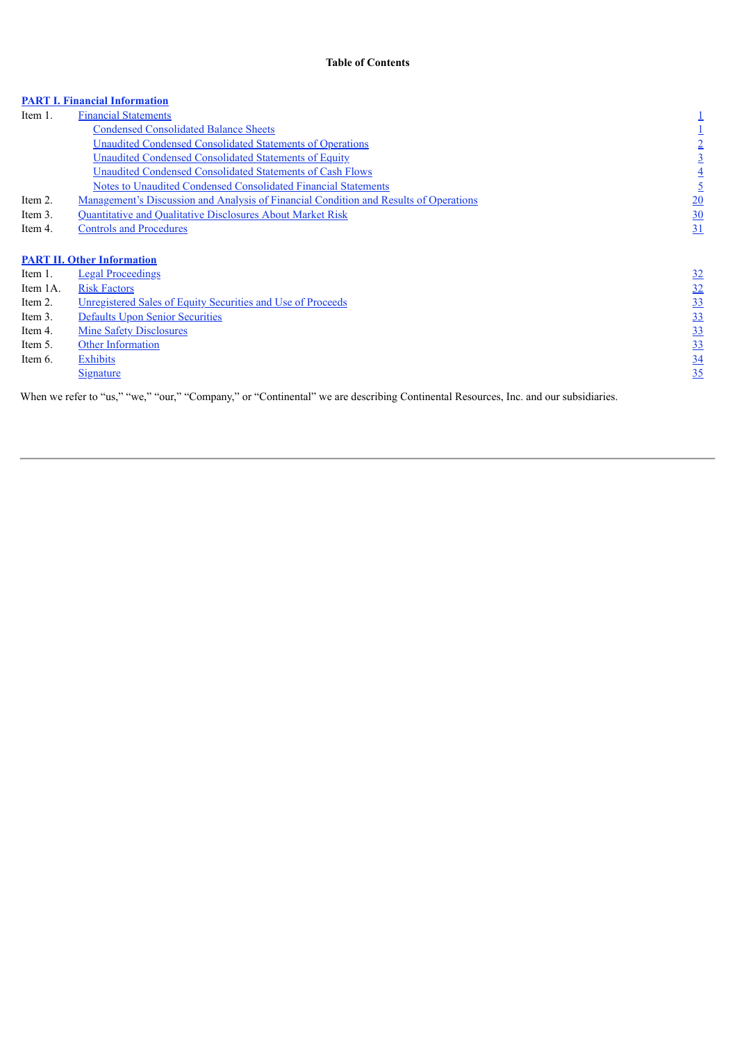**Table of Contents**

| | | |
|---|---|---|
| **PART I. Financial Information** | | |
| Item 1. | Financial Statements | 1 |
| | Condensed Consolidated Balance Sheets | 1 |
| | Unaudited Condensed Consolidated Statements of Operations | 2 |
| | Unaudited Condensed Consolidated Statements of Equity | 3 |
| | Unaudited Condensed Consolidated Statements of Cash Flows | 4 |
| | Notes to Unaudited Condensed Consolidated Financial Statements | 5 |
| Item 2. | Management's Discussion and Analysis of Financial Condition and Results of Operations | 20 |
| Item 3. | Quantitative and Qualitative Disclosures About Market Risk | 30 |
| Item 4. | Controls and Procedures | 31 |
| **PART II. Other Information** | | |
| Item 1. | Legal Proceedings | 32 |
| Item 1A. | Risk Factors | 32 |
| Item 2. | Unregistered Sales of Equity Securities and Use of Proceeds | 33 |
| Item 3. | Defaults Upon Senior Securities | 33 |
| Item 4. | Mine Safety Disclosures | 33 |
| Item 5. | Other Information | 33 |
| Item 6. | Exhibits | 34 |
| | Signature | 35 |

When we refer to "us," "we," "our," "Company," or "Continental" we are describing Continental Resources, Inc. and our subsidiaries.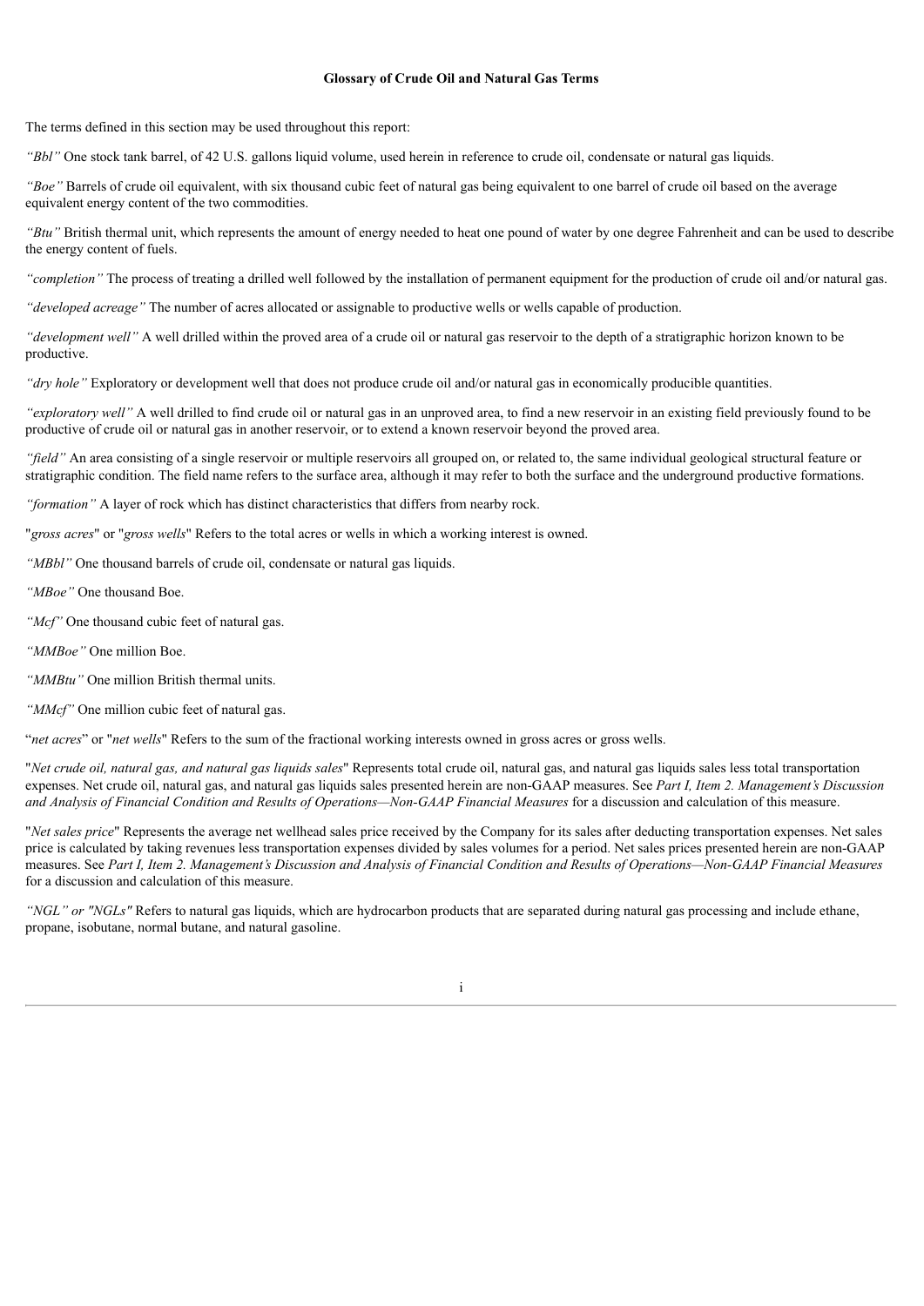**Glossary of Crude Oil and Natural Gas Terms**

The terms defined in this section may be used throughout this report:

*"Bbl"* One stock tank barrel, of 42 U.S. gallons liquid volume, used herein in reference to crude oil, condensate or natural gas liquids.

*"Boe"* Barrels of crude oil equivalent, with six thousand cubic feet of natural gas being equivalent to one barrel of crude oil based on the average equivalent energy content of the two commodities.

*"Btu"* British thermal unit, which represents the amount of energy needed to heat one pound of water by one degree Fahrenheit and can be used to describe the energy content of fuels.

*"completion"* The process of treating a drilled well followed by the installation of permanent equipment for the production of crude oil and/or natural gas.

*"developed acreage"* The number of acres allocated or assignable to productive wells or wells capable of production.

*"development well"* A well drilled within the proved area of a crude oil or natural gas reservoir to the depth of a stratigraphic horizon known to be productive.

*"dry hole"* Exploratory or development well that does not produce crude oil and/or natural gas in economically producible quantities.

*"exploratory well"* A well drilled to find crude oil or natural gas in an unproved area, to find a new reservoir in an existing field previously found to be productive of crude oil or natural gas in another reservoir, or to extend a known reservoir beyond the proved area.

*"field"* An area consisting of a single reservoir or multiple reservoirs all grouped on, or related to, the same individual geological structural feature or stratigraphic condition. The field name refers to the surface area, although it may refer to both the surface and the underground productive formations.

*"formation"* A layer of rock which has distinct characteristics that differs from nearby rock.

"*gross acres*" or "*gross wells*" Refers to the total acres or wells in which a working interest is owned.

*"MBbl"* One thousand barrels of crude oil, condensate or natural gas liquids.

*"MBoe"* One thousand Boe.

*"Mcf"* One thousand cubic feet of natural gas.

*"MMBoe"* One million Boe.

*"MMBtu"* One million British thermal units.

*"MMcf"* One million cubic feet of natural gas.

"*net acres*" or "*net wells*" Refers to the sum of the fractional working interests owned in gross acres or gross wells.

"*Net crude oil, natural gas, and natural gas liquids sales*" Represents total crude oil, natural gas, and natural gas liquids sales less total transportation expenses. Net crude oil, natural gas, and natural gas liquids sales presented herein are non-GAAP measures. See *Part I, Item 2. Management's Discussion and Analysis of Financial Condition and Results of Operations—Non-GAAP Financial Measures* for a discussion and calculation of this measure.

"*Net sales price*" Represents the average net wellhead sales price received by the Company for its sales after deducting transportation expenses. Net sales price is calculated by taking revenues less transportation expenses divided by sales volumes for a period. Net sales prices presented herein are non-GAAP measures. See *Part I, Item 2. Management's Discussion and Analysis of Financial Condition and Results of Operations—Non-GAAP Financial Measures* for a discussion and calculation of this measure.

*"NGL" or "NGLs"* Refers to natural gas liquids, which are hydrocarbon products that are separated during natural gas processing and include ethane, propane, isobutane, normal butane, and natural gasoline.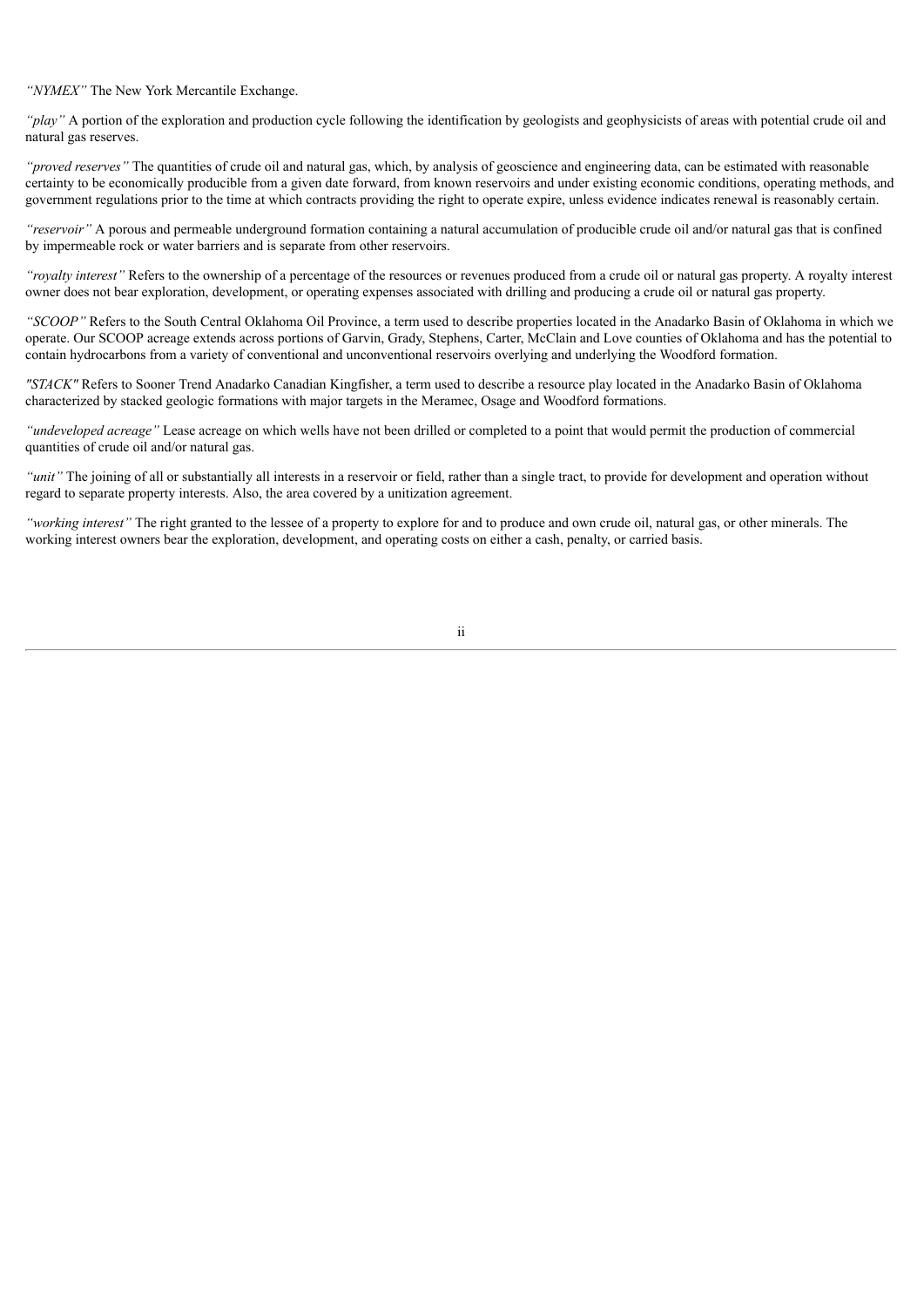*"NYMEX"* The New York Mercantile Exchange.

*"play"* A portion of the exploration and production cycle following the identification by geologists and geophysicists of areas with potential crude oil and natural gas reserves.

*"proved reserves"* The quantities of crude oil and natural gas, which, by analysis of geoscience and engineering data, can be estimated with reasonable certainty to be economically producible from a given date forward, from known reservoirs and under existing economic conditions, operating methods, and government regulations prior to the time at which contracts providing the right to operate expire, unless evidence indicates renewal is reasonably certain.

*"reservoir"* A porous and permeable underground formation containing a natural accumulation of producible crude oil and/or natural gas that is confined by impermeable rock or water barriers and is separate from other reservoirs.

*"royalty interest"* Refers to the ownership of a percentage of the resources or revenues produced from a crude oil or natural gas property. A royalty interest owner does not bear exploration, development, or operating expenses associated with drilling and producing a crude oil or natural gas property.

*"SCOOP"* Refers to the South Central Oklahoma Oil Province, a term used to describe properties located in the Anadarko Basin of Oklahoma in which we operate. Our SCOOP acreage extends across portions of Garvin, Grady, Stephens, Carter, McClain and Love counties of Oklahoma and has the potential to contain hydrocarbons from a variety of conventional and unconventional reservoirs overlying and underlying the Woodford formation.

*"STACK"* Refers to Sooner Trend Anadarko Canadian Kingfisher, a term used to describe a resource play located in the Anadarko Basin of Oklahoma characterized by stacked geologic formations with major targets in the Meramec, Osage and Woodford formations.

*"undeveloped acreage"* Lease acreage on which wells have not been drilled or completed to a point that would permit the production of commercial quantities of crude oil and/or natural gas.

*"unit"* The joining of all or substantially all interests in a reservoir or field, rather than a single tract, to provide for development and operation without regard to separate property interests. Also, the area covered by a unitization agreement.

*"working interest"* The right granted to the lessee of a property to explore for and to produce and own crude oil, natural gas, or other minerals. The working interest owners bear the exploration, development, and operating costs on either a cash, penalty, or carried basis.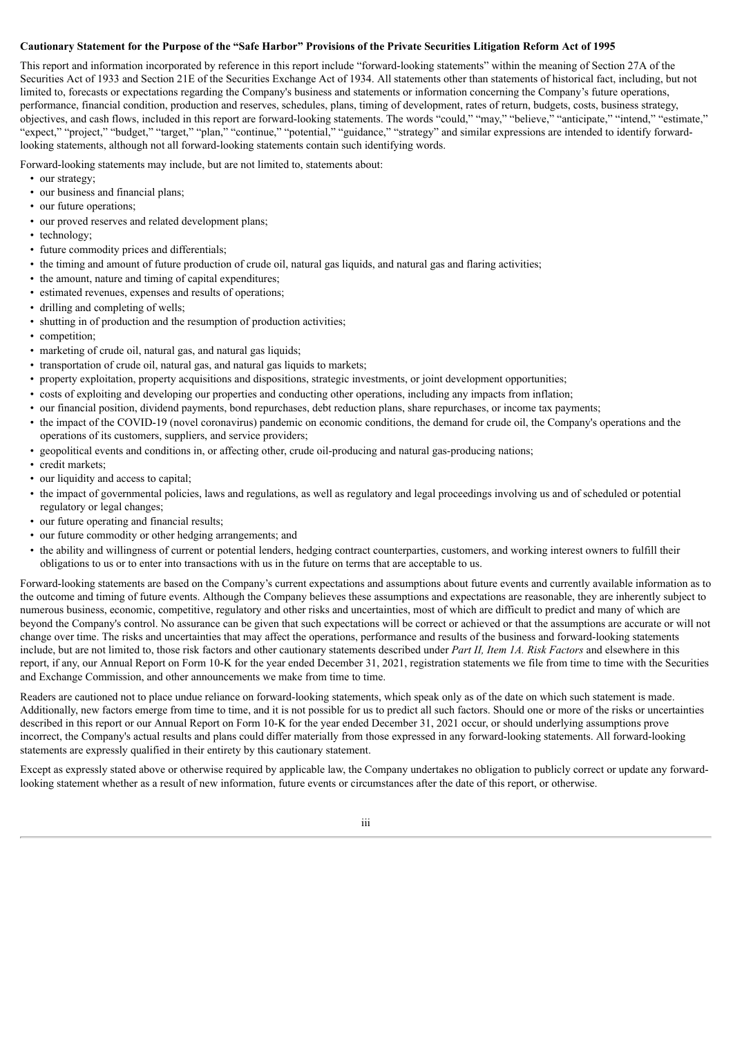**Cautionary Statement for the Purpose of the "Safe Harbor" Provisions of the Private Securities Litigation Reform Act of 1995**

This report and information incorporated by reference in this report include "forward-looking statements" within the meaning of Section 27A of the Securities Act of 1933 and Section 21E of the Securities Exchange Act of 1934. All statements other than statements of historical fact, including, but not limited to, forecasts or expectations regarding the Company's business and statements or information concerning the Company's future operations, performance, financial condition, production and reserves, schedules, plans, timing of development, rates of return, budgets, costs, business strategy, objectives, and cash flows, included in this report are forward-looking statements. The words "could," "may," "believe," "anticipate," "intend," "estimate," "expect," "project," "budget," "target," "plan," "continue," "potential," "guidance," "strategy" and similar expressions are intended to identify forward-looking statements, although not all forward-looking statements contain such identifying words.

Forward-looking statements may include, but are not limited to, statements about:

- our strategy;
- our business and financial plans;
- our future operations;
- our proved reserves and related development plans;
- technology;
- future commodity prices and differentials;
- the timing and amount of future production of crude oil, natural gas liquids, and natural gas and flaring activities;
- the amount, nature and timing of capital expenditures;
- estimated revenues, expenses and results of operations;
- drilling and completing of wells;
- shutting in of production and the resumption of production activities;
- competition;
- marketing of crude oil, natural gas, and natural gas liquids;
- transportation of crude oil, natural gas, and natural gas liquids to markets;
- property exploitation, property acquisitions and dispositions, strategic investments, or joint development opportunities;
- costs of exploiting and developing our properties and conducting other operations, including any impacts from inflation;
- our financial position, dividend payments, bond repurchases, debt reduction plans, share repurchases, or income tax payments;
- the impact of the COVID-19 (novel coronavirus) pandemic on economic conditions, the demand for crude oil, the Company's operations and the operations of its customers, suppliers, and service providers;
- geopolitical events and conditions in, or affecting other, crude oil-producing and natural gas-producing nations;
- credit markets;
- our liquidity and access to capital;
- the impact of governmental policies, laws and regulations, as well as regulatory and legal proceedings involving us and of scheduled or potential regulatory or legal changes;
- our future operating and financial results;
- our future commodity or other hedging arrangements; and
- the ability and willingness of current or potential lenders, hedging contract counterparties, customers, and working interest owners to fulfill their obligations to us or to enter into transactions with us in the future on terms that are acceptable to us.

Forward-looking statements are based on the Company's current expectations and assumptions about future events and currently available information as to the outcome and timing of future events. Although the Company believes these assumptions and expectations are reasonable, they are inherently subject to numerous business, economic, competitive, regulatory and other risks and uncertainties, most of which are difficult to predict and many of which are beyond the Company's control. No assurance can be given that such expectations will be correct or achieved or that the assumptions are accurate or will not change over time. The risks and uncertainties that may affect the operations, performance and results of the business and forward-looking statements include, but are not limited to, those risk factors and other cautionary statements described under *Part II, Item 1A. Risk Factors* and elsewhere in this report, if any, our Annual Report on Form 10-K for the year ended December 31, 2021, registration statements we file from time to time with the Securities and Exchange Commission, and other announcements we make from time to time.

Readers are cautioned not to place undue reliance on forward-looking statements, which speak only as of the date on which such statement is made. Additionally, new factors emerge from time to time, and it is not possible for us to predict all such factors. Should one or more of the risks or uncertainties described in this report or our Annual Report on Form 10-K for the year ended December 31, 2021 occur, or should underlying assumptions prove incorrect, the Company's actual results and plans could differ materially from those expressed in any forward-looking statements. All forward-looking statements are expressly qualified in their entirety by this cautionary statement.

Except as expressly stated above or otherwise required by applicable law, the Company undertakes no obligation to publicly correct or update any forward-looking statement whether as a result of new information, future events or circumstances after the date of this report, or otherwise.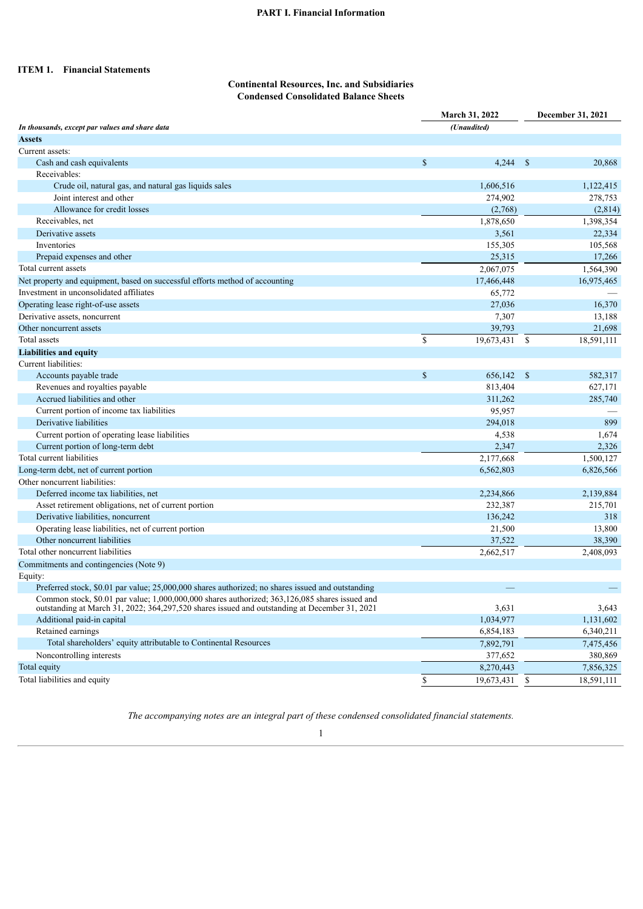# PART I. Financial Information

## ITEM 1. Financial Statements

### Continental Resources, Inc. and Subsidiaries
### Condensed Consolidated Balance Sheets

| *In thousands, except par values and share data* | March 31, 2022 *(Unaudited)* | December 31, 2021 |
|---|---|---|
| **Assets** | | |
| Current assets: | | |
| Cash and cash equivalents | $ 4,244 | $ 20,868 |
| Receivables: | | |
| Crude oil, natural gas, and natural gas liquids sales | 1,606,516 | 1,122,415 |
| Joint interest and other | 274,902 | 278,753 |
| Allowance for credit losses | (2,768) | (2,814) |
| Receivables, net | 1,878,650 | 1,398,354 |
| Derivative assets | 3,561 | 22,334 |
| Inventories | 155,305 | 105,568 |
| Prepaid expenses and other | 25,315 | 17,266 |
| Total current assets | 2,067,075 | 1,564,390 |
| Net property and equipment, based on successful efforts method of accounting | 17,466,448 | 16,975,465 |
| Investment in unconsolidated affiliates | 65,772 | — |
| Operating lease right-of-use assets | 27,036 | 16,370 |
| Derivative assets, noncurrent | 7,307 | 13,188 |
| Other noncurrent assets | 39,793 | 21,698 |
| Total assets | $ 19,673,431 | $ 18,591,111 |
| **Liabilities and equity** | | |
| Current liabilities: | | |
| Accounts payable trade | $ 656,142 | $ 582,317 |
| Revenues and royalties payable | 813,404 | 627,171 |
| Accrued liabilities and other | 311,262 | 285,740 |
| Current portion of income tax liabilities | 95,957 | — |
| Derivative liabilities | 294,018 | 899 |
| Current portion of operating lease liabilities | 4,538 | 1,674 |
| Current portion of long-term debt | 2,347 | 2,326 |
| Total current liabilities | 2,177,668 | 1,500,127 |
| Long-term debt, net of current portion | 6,562,803 | 6,826,566 |
| Other noncurrent liabilities: | | |
| Deferred income tax liabilities, net | 2,234,866 | 2,139,884 |
| Asset retirement obligations, net of current portion | 232,387 | 215,701 |
| Derivative liabilities, noncurrent | 136,242 | 318 |
| Operating lease liabilities, net of current portion | 21,500 | 13,800 |
| Other noncurrent liabilities | 37,522 | 38,390 |
| Total other noncurrent liabilities | 2,662,517 | 2,408,093 |
| Commitments and contingencies (Note 9) | | |
| Equity: | | |
| Preferred stock, $0.01 par value; 25,000,000 shares authorized; no shares issued and outstanding | — | — |
| Common stock, $0.01 par value; 1,000,000,000 shares authorized; 363,126,085 shares issued and outstanding at March 31, 2022; 364,297,520 shares issued and outstanding at December 31, 2021 | 3,631 | 3,643 |
| Additional paid-in capital | 1,034,977 | 1,131,602 |
| Retained earnings | 6,854,183 | 6,340,211 |
| Total shareholders' equity attributable to Continental Resources | 7,892,791 | 7,475,456 |
| Noncontrolling interests | 377,652 | 380,869 |
| Total equity | 8,270,443 | 7,856,325 |
| Total liabilities and equity | $ 19,673,431 | $ 18,591,111 |

*The accompanying notes are an integral part of these condensed consolidated financial statements.*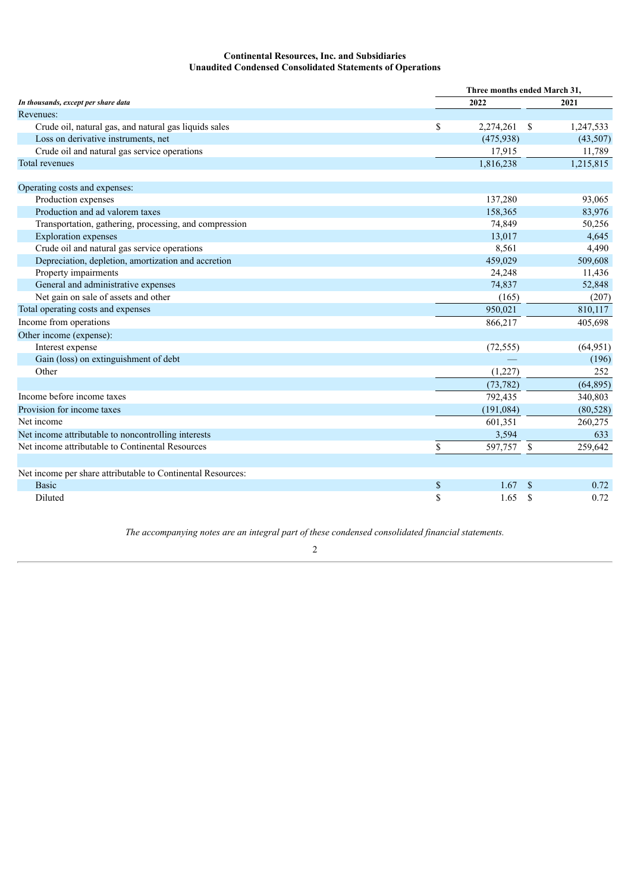**Continental Resources, Inc. and Subsidiaries**
**Unaudited Condensed Consolidated Statements of Operations**

| *In thousands, except per share data* | Three months ended March 31, 2022 | Three months ended March 31, 2021 |
|---|---|---|
| Revenues: | | |
| Crude oil, natural gas, and natural gas liquids sales | $ 2,274,261 | $ 1,247,533 |
| Loss on derivative instruments, net | (475,938) | (43,507) |
| Crude oil and natural gas service operations | 17,915 | 11,789 |
| Total revenues | 1,816,238 | 1,215,815 |
| | | |
| Operating costs and expenses: | | |
| Production expenses | 137,280 | 93,065 |
| Production and ad valorem taxes | 158,365 | 83,976 |
| Transportation, gathering, processing, and compression | 74,849 | 50,256 |
| Exploration expenses | 13,017 | 4,645 |
| Crude oil and natural gas service operations | 8,561 | 4,490 |
| Depreciation, depletion, amortization and accretion | 459,029 | 509,608 |
| Property impairments | 24,248 | 11,436 |
| General and administrative expenses | 74,837 | 52,848 |
| Net gain on sale of assets and other | (165) | (207) |
| Total operating costs and expenses | 950,021 | 810,117 |
| Income from operations | 866,217 | 405,698 |
| Other income (expense): | | |
| Interest expense | (72,555) | (64,951) |
| Gain (loss) on extinguishment of debt | — | (196) |
| Other | (1,227) | 252 |
| | (73,782) | (64,895) |
| Income before income taxes | 792,435 | 340,803 |
| Provision for income taxes | (191,084) | (80,528) |
| Net income | 601,351 | 260,275 |
| Net income attributable to noncontrolling interests | 3,594 | 633 |
| Net income attributable to Continental Resources | $ 597,757 | $ 259,642 |
| | | |
| Net income per share attributable to Continental Resources: | | |
| Basic | $ 1.67 | $ 0.72 |
| Diluted | $ 1.65 | $ 0.72 |

*The accompanying notes are an integral part of these condensed consolidated financial statements.*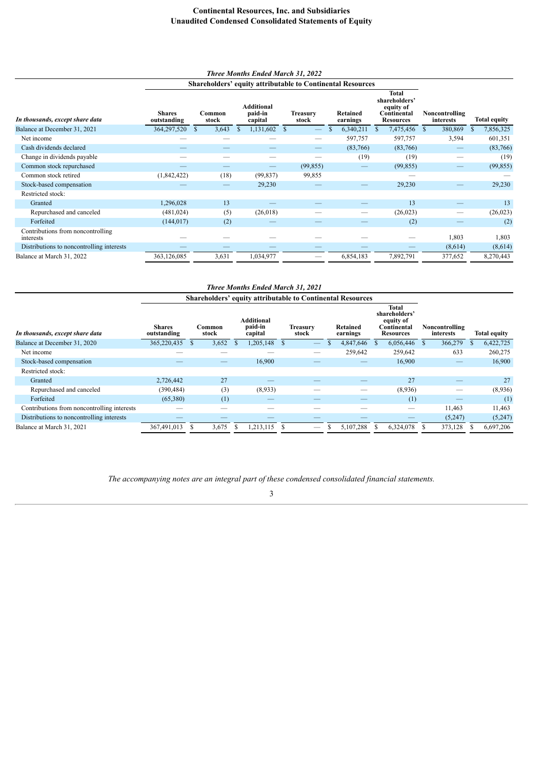# Continental Resources, Inc. and Subsidiaries
# Unaudited Condensed Consolidated Statements of Equity

*Three Months Ended March 31, 2022*

| | Shareholders' equity attributable to Continental Resources | | | | | | | |
|---|---|---|---|---|---|---|---|---|
| *In thousands, except share data* | Shares outstanding | Common stock | Additional paid-in capital | Treasury stock | Retained earnings | Total shareholders' equity of Continental Resources | Noncontrolling interests | Total equity |
| Balance at December 31, 2021 | 364,297,520 | $ 3,643 | $ 1,131,602 | $ — | $ 6,340,211 | $ 7,475,456 | $ 380,869 | $ 7,856,325 |
| Net income | — | — | — | — | 597,757 | 597,757 | 3,594 | 601,351 |
| Cash dividends declared | — | — | — | — | (83,766) | (83,766) | — | (83,766) |
| Change in dividends payable | — | — | — | — | (19) | (19) | — | (19) |
| Common stock repurchased | — | — | — | (99,855) | — | (99,855) | — | (99,855) |
| Common stock retired | (1,842,422) | (18) | (99,837) | 99,855 | | — | | — |
| Stock-based compensation | — | — | 29,230 | — | — | 29,230 | — | 29,230 |
| Restricted stock: | | | | | | | | |
| Granted | 1,296,028 | 13 | — | — | — | 13 | — | 13 |
| Repurchased and canceled | (481,024) | (5) | (26,018) | — | — | (26,023) | — | (26,023) |
| Forfeited | (144,017) | (2) | — | — | — | (2) | — | (2) |
| Contributions from noncontrolling interests | — | — | — | — | — | — | 1,803 | 1,803 |
| Distributions to noncontrolling interests | — | — | — | — | — | — | (8,614) | (8,614) |
| Balance at March 31, 2022 | 363,126,085 | 3,631 | 1,034,977 | — | 6,854,183 | 7,892,791 | 377,652 | 8,270,443 |

*Three Months Ended March 31, 2021*

| | Shareholders' equity attributable to Continental Resources | | | | | | | |
|---|---|---|---|---|---|---|---|---|
| *In thousands, except share data* | Shares outstanding | Common stock | Additional paid-in capital | Treasury stock | Retained earnings | Total shareholders' equity of Continental Resources | Noncontrolling interests | Total equity |
| Balance at December 31, 2020 | 365,220,435 | $ 3,652 | $ 1,205,148 | $ — | $ 4,847,646 | $ 6,056,446 | $ 366,279 | $ 6,422,725 |
| Net income | — | — | — | — | 259,642 | 259,642 | 633 | 260,275 |
| Stock-based compensation | — | — | 16,900 | — | — | 16,900 | — | 16,900 |
| Restricted stock: | | | | | | | | |
| Granted | 2,726,442 | 27 | — | — | — | 27 | — | 27 |
| Repurchased and canceled | (390,484) | (3) | (8,933) | — | — | (8,936) | — | (8,936) |
| Forfeited | (65,380) | (1) | — | — | — | (1) | — | (1) |
| Contributions from noncontrolling interests | — | — | — | — | — | — | 11,463 | 11,463 |
| Distributions to noncontrolling interests | — | — | — | — | — | — | (5,247) | (5,247) |
| Balance at March 31, 2021 | 367,491,013 | $ 3,675 | $ 1,213,115 | $ — | $ 5,107,288 | $ 6,324,078 | $ 373,128 | $ 6,697,206 |

*The accompanying notes are an integral part of these condensed consolidated financial statements.*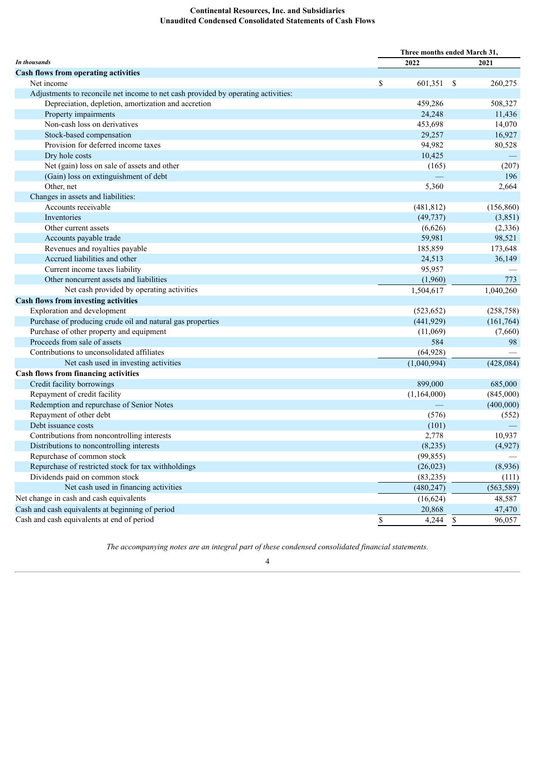**Continental Resources, Inc. and Subsidiaries**
**Unaudited Condensed Consolidated Statements of Cash Flows**

| *In thousands* | Three months ended March 31, 2022 | 2021 |
|---|---|---|
| **Cash flows from operating activities** | | |
| Net income | $ 601,351 | $ 260,275 |
| Adjustments to reconcile net income to net cash provided by operating activities: | | |
| Depreciation, depletion, amortization and accretion | 459,286 | 508,327 |
| Property impairments | 24,248 | 11,436 |
| Non-cash loss on derivatives | 453,698 | 14,070 |
| Stock-based compensation | 29,257 | 16,927 |
| Provision for deferred income taxes | 94,982 | 80,528 |
| Dry hole costs | 10,425 | — |
| Net (gain) loss on sale of assets and other | (165) | (207) |
| (Gain) loss on extinguishment of debt | — | 196 |
| Other, net | 5,360 | 2,664 |
| Changes in assets and liabilities: | | |
| Accounts receivable | (481,812) | (156,860) |
| Inventories | (49,737) | (3,851) |
| Other current assets | (6,626) | (2,336) |
| Accounts payable trade | 59,981 | 98,521 |
| Revenues and royalties payable | 185,859 | 173,648 |
| Accrued liabilities and other | 24,513 | 36,149 |
| Current income taxes liability | 95,957 | — |
| Other noncurrent assets and liabilities | (1,960) | 773 |
| Net cash provided by operating activities | 1,504,617 | 1,040,260 |
| **Cash flows from investing activities** | | |
| Exploration and development | (523,652) | (258,758) |
| Purchase of producing crude oil and natural gas properties | (441,929) | (161,764) |
| Purchase of other property and equipment | (11,069) | (7,660) |
| Proceeds from sale of assets | 584 | 98 |
| Contributions to unconsolidated affiliates | (64,928) | — |
| Net cash used in investing activities | (1,040,994) | (428,084) |
| **Cash flows from financing activities** | | |
| Credit facility borrowings | 899,000 | 685,000 |
| Repayment of credit facility | (1,164,000) | (845,000) |
| Redemption and repurchase of Senior Notes | — | (400,000) |
| Repayment of other debt | (576) | (552) |
| Debt issuance costs | (101) | — |
| Contributions from noncontrolling interests | 2,778 | 10,937 |
| Distributions to noncontrolling interests | (8,235) | (4,927) |
| Repurchase of common stock | (99,855) | — |
| Repurchase of restricted stock for tax withholdings | (26,023) | (8,936) |
| Dividends paid on common stock | (83,235) | (111) |
| Net cash used in financing activities | (480,247) | (563,589) |
| Net change in cash and cash equivalents | (16,624) | 48,587 |
| Cash and cash equivalents at beginning of period | 20,868 | 47,470 |
| Cash and cash equivalents at end of period | $ 4,244 | $ 96,057 |

*The accompanying notes are an integral part of these condensed consolidated financial statements.*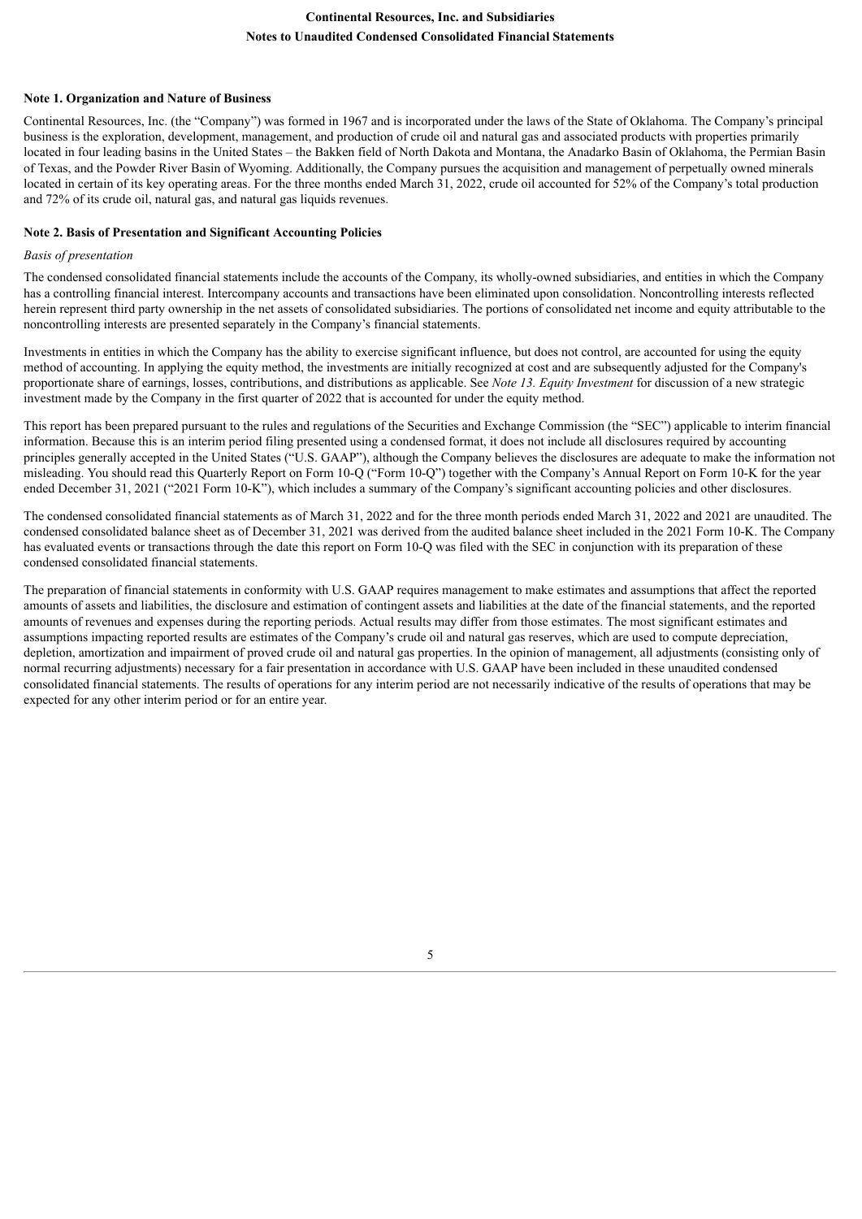### Note 1. Organization and Nature of Business

Continental Resources, Inc. (the "Company") was formed in 1967 and is incorporated under the laws of the State of Oklahoma. The Company's principal business is the exploration, development, management, and production of crude oil and natural gas and associated products with properties primarily located in four leading basins in the United States – the Bakken field of North Dakota and Montana, the Anadarko Basin of Oklahoma, the Permian Basin of Texas, and the Powder River Basin of Wyoming. Additionally, the Company pursues the acquisition and management of perpetually owned minerals located in certain of its key operating areas. For the three months ended March 31, 2022, crude oil accounted for 52% of the Company's total production and 72% of its crude oil, natural gas, and natural gas liquids revenues.

### Note 2. Basis of Presentation and Significant Accounting Policies

*Basis of presentation*

The condensed consolidated financial statements include the accounts of the Company, its wholly-owned subsidiaries, and entities in which the Company has a controlling financial interest. Intercompany accounts and transactions have been eliminated upon consolidation. Noncontrolling interests reflected herein represent third party ownership in the net assets of consolidated subsidiaries. The portions of consolidated net income and equity attributable to the noncontrolling interests are presented separately in the Company's financial statements.

Investments in entities in which the Company has the ability to exercise significant influence, but does not control, are accounted for using the equity method of accounting. In applying the equity method, the investments are initially recognized at cost and are subsequently adjusted for the Company's proportionate share of earnings, losses, contributions, and distributions as applicable. See *Note 13. Equity Investment* for discussion of a new strategic investment made by the Company in the first quarter of 2022 that is accounted for under the equity method.

This report has been prepared pursuant to the rules and regulations of the Securities and Exchange Commission (the "SEC") applicable to interim financial information. Because this is an interim period filing presented using a condensed format, it does not include all disclosures required by accounting principles generally accepted in the United States ("U.S. GAAP"), although the Company believes the disclosures are adequate to make the information not misleading. You should read this Quarterly Report on Form 10-Q ("Form 10-Q") together with the Company's Annual Report on Form 10-K for the year ended December 31, 2021 ("2021 Form 10-K"), which includes a summary of the Company's significant accounting policies and other disclosures.

The condensed consolidated financial statements as of March 31, 2022 and for the three month periods ended March 31, 2022 and 2021 are unaudited. The condensed consolidated balance sheet as of December 31, 2021 was derived from the audited balance sheet included in the 2021 Form 10-K. The Company has evaluated events or transactions through the date this report on Form 10-Q was filed with the SEC in conjunction with its preparation of these condensed consolidated financial statements.

The preparation of financial statements in conformity with U.S. GAAP requires management to make estimates and assumptions that affect the reported amounts of assets and liabilities, the disclosure and estimation of contingent assets and liabilities at the date of the financial statements, and the reported amounts of revenues and expenses during the reporting periods. Actual results may differ from those estimates. The most significant estimates and assumptions impacting reported results are estimates of the Company's crude oil and natural gas reserves, which are used to compute depreciation, depletion, amortization and impairment of proved crude oil and natural gas properties. In the opinion of management, all adjustments (consisting only of normal recurring adjustments) necessary for a fair presentation in accordance with U.S. GAAP have been included in these unaudited condensed consolidated financial statements. The results of operations for any interim period are not necessarily indicative of the results of operations that may be expected for any other interim period or for an entire year.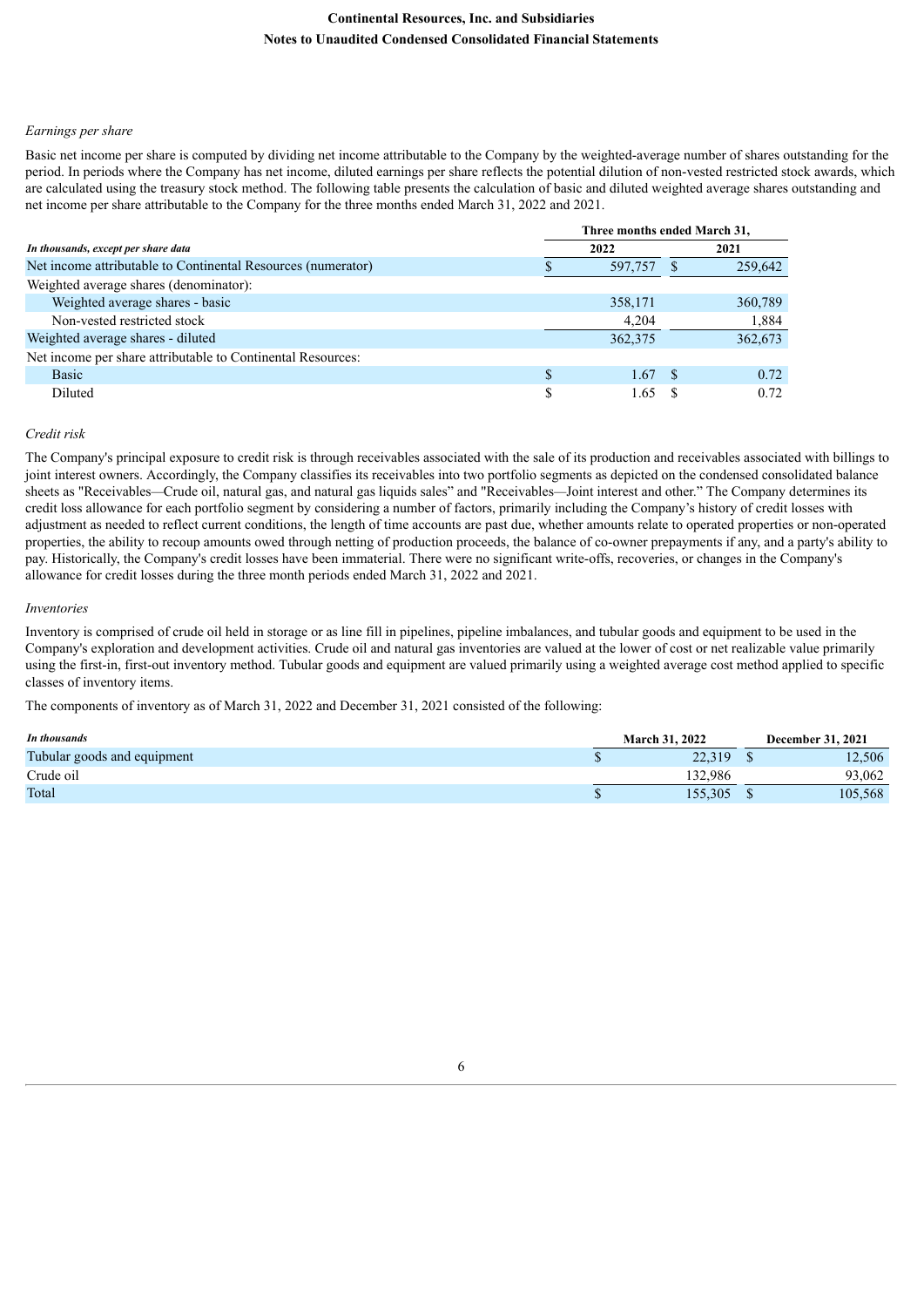*Earnings per share*

Basic net income per share is computed by dividing net income attributable to the Company by the weighted-average number of shares outstanding for the period. In periods where the Company has net income, diluted earnings per share reflects the potential dilution of non-vested restricted stock awards, which are calculated using the treasury stock method. The following table presents the calculation of basic and diluted weighted average shares outstanding and net income per share attributable to the Company for the three months ended March 31, 2022 and 2021.

| *In thousands, except per share data* | Three months ended March 31, 2022 | Three months ended March 31, 2021 |
|---|---|---|
| Net income attributable to Continental Resources (numerator) | $ 597,757 | $ 259,642 |
| Weighted average shares (denominator): | | |
| Weighted average shares - basic | 358,171 | 360,789 |
| Non-vested restricted stock | 4,204 | 1,884 |
| Weighted average shares - diluted | 362,375 | 362,673 |
| Net income per share attributable to Continental Resources: | | |
| Basic | $ 1.67 | $ 0.72 |
| Diluted | $ 1.65 | $ 0.72 |

*Credit risk*

The Company's principal exposure to credit risk is through receivables associated with the sale of its production and receivables associated with billings to joint interest owners. Accordingly, the Company classifies its receivables into two portfolio segments as depicted on the condensed consolidated balance sheets as "Receivables—Crude oil, natural gas, and natural gas liquids sales" and "Receivables—Joint interest and other." The Company determines its credit loss allowance for each portfolio segment by considering a number of factors, primarily including the Company's history of credit losses with adjustment as needed to reflect current conditions, the length of time accounts are past due, whether amounts relate to operated properties or non-operated properties, the ability to recoup amounts owed through netting of production proceeds, the balance of co-owner prepayments if any, and a party's ability to pay. Historically, the Company's credit losses have been immaterial. There were no significant write-offs, recoveries, or changes in the Company's allowance for credit losses during the three month periods ended March 31, 2022 and 2021.

*Inventories*

Inventory is comprised of crude oil held in storage or as line fill in pipelines, pipeline imbalances, and tubular goods and equipment to be used in the Company's exploration and development activities. Crude oil and natural gas inventories are valued at the lower of cost or net realizable value primarily using the first-in, first-out inventory method. Tubular goods and equipment are valued primarily using a weighted average cost method applied to specific classes of inventory items.

The components of inventory as of March 31, 2022 and December 31, 2021 consisted of the following:

| *In thousands* | March 31, 2022 | December 31, 2021 |
|---|---|---|
| Tubular goods and equipment | $ 22,319 | $ 12,506 |
| Crude oil | 132,986 | 93,062 |
| Total | $ 155,305 | $ 105,568 |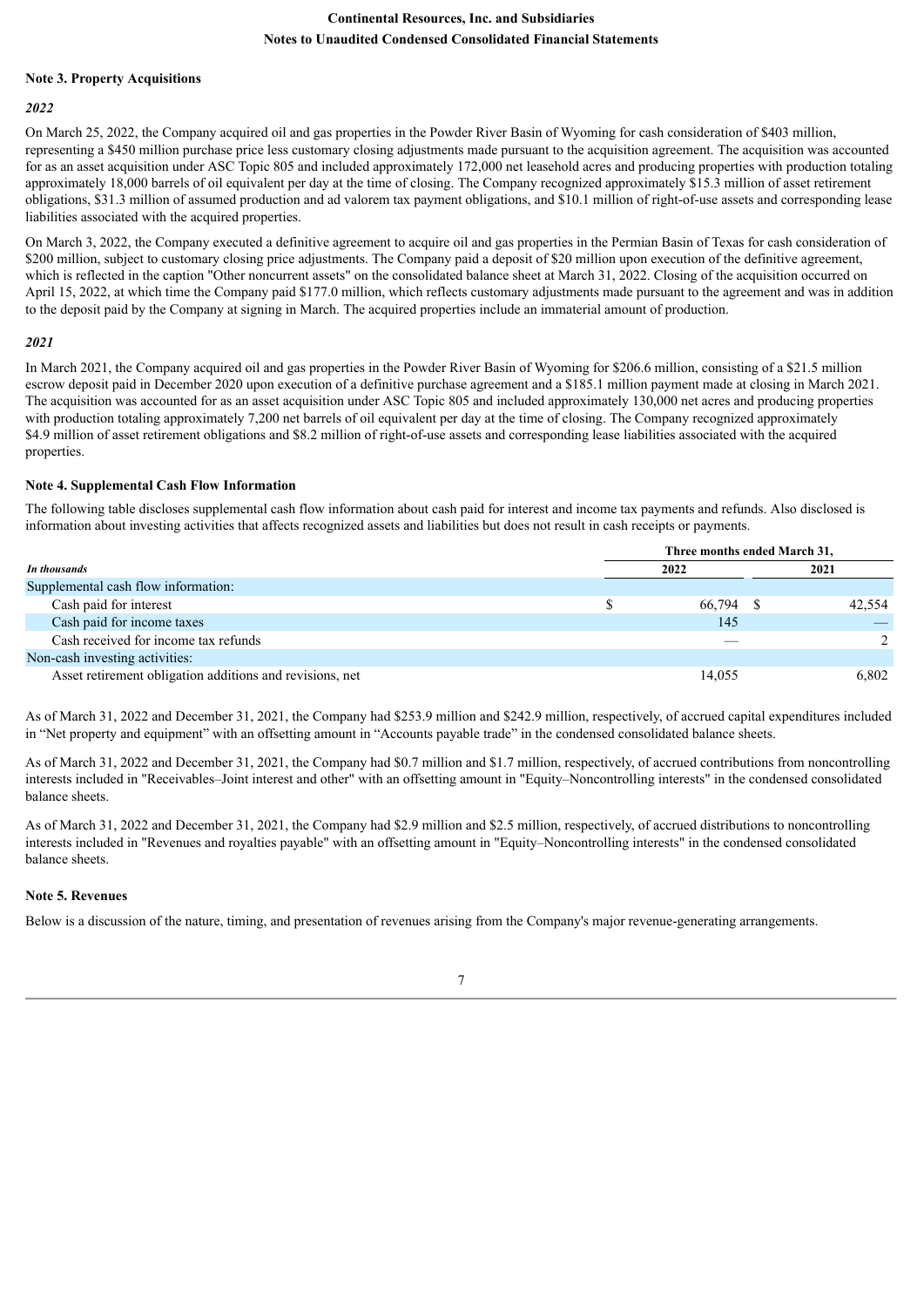### Note 3. Property Acquisitions

*2022*

On March 25, 2022, the Company acquired oil and gas properties in the Powder River Basin of Wyoming for cash consideration of $403 million, representing a $450 million purchase price less customary closing adjustments made pursuant to the acquisition agreement. The acquisition was accounted for as an asset acquisition under ASC Topic 805 and included approximately 172,000 net leasehold acres and producing properties with production totaling approximately 18,000 barrels of oil equivalent per day at the time of closing. The Company recognized approximately $15.3 million of asset retirement obligations, $31.3 million of assumed production and ad valorem tax payment obligations, and $10.1 million of right-of-use assets and corresponding lease liabilities associated with the acquired properties.

On March 3, 2022, the Company executed a definitive agreement to acquire oil and gas properties in the Permian Basin of Texas for cash consideration of $200 million, subject to customary closing price adjustments. The Company paid a deposit of $20 million upon execution of the definitive agreement, which is reflected in the caption "Other noncurrent assets" on the consolidated balance sheet at March 31, 2022. Closing of the acquisition occurred on April 15, 2022, at which time the Company paid $177.0 million, which reflects customary adjustments made pursuant to the agreement and was in addition to the deposit paid by the Company at signing in March. The acquired properties include an immaterial amount of production.

*2021*

In March 2021, the Company acquired oil and gas properties in the Powder River Basin of Wyoming for $206.6 million, consisting of a $21.5 million escrow deposit paid in December 2020 upon execution of a definitive purchase agreement and a $185.1 million payment made at closing in March 2021. The acquisition was accounted for as an asset acquisition under ASC Topic 805 and included approximately 130,000 net acres and producing properties with production totaling approximately 7,200 net barrels of oil equivalent per day at the time of closing. The Company recognized approximately $4.9 million of asset retirement obligations and $8.2 million of right-of-use assets and corresponding lease liabilities associated with the acquired properties.

### Note 4. Supplemental Cash Flow Information

The following table discloses supplemental cash flow information about cash paid for interest and income tax payments and refunds. Also disclosed is information about investing activities that affects recognized assets and liabilities but does not result in cash receipts or payments.

| *In thousands* | Three months ended March 31, 2022 | Three months ended March 31, 2021 |
|---|---|---|
| Supplemental cash flow information: | | |
| Cash paid for interest | $ 66,794 | $ 42,554 |
| Cash paid for income taxes | 145 | — |
| Cash received for income tax refunds | — | 2 |
| Non-cash investing activities: | | |
| Asset retirement obligation additions and revisions, net | 14,055 | 6,802 |

As of March 31, 2022 and December 31, 2021, the Company had $253.9 million and $242.9 million, respectively, of accrued capital expenditures included in “Net property and equipment” with an offsetting amount in “Accounts payable trade” in the condensed consolidated balance sheets.

As of March 31, 2022 and December 31, 2021, the Company had $0.7 million and $1.7 million, respectively, of accrued contributions from noncontrolling interests included in "Receivables–Joint interest and other" with an offsetting amount in "Equity–Noncontrolling interests" in the condensed consolidated balance sheets.

As of March 31, 2022 and December 31, 2021, the Company had $2.9 million and $2.5 million, respectively, of accrued distributions to noncontrolling interests included in "Revenues and royalties payable" with an offsetting amount in "Equity–Noncontrolling interests" in the condensed consolidated balance sheets.

### Note 5. Revenues

Below is a discussion of the nature, timing, and presentation of revenues arising from the Company's major revenue-generating arrangements.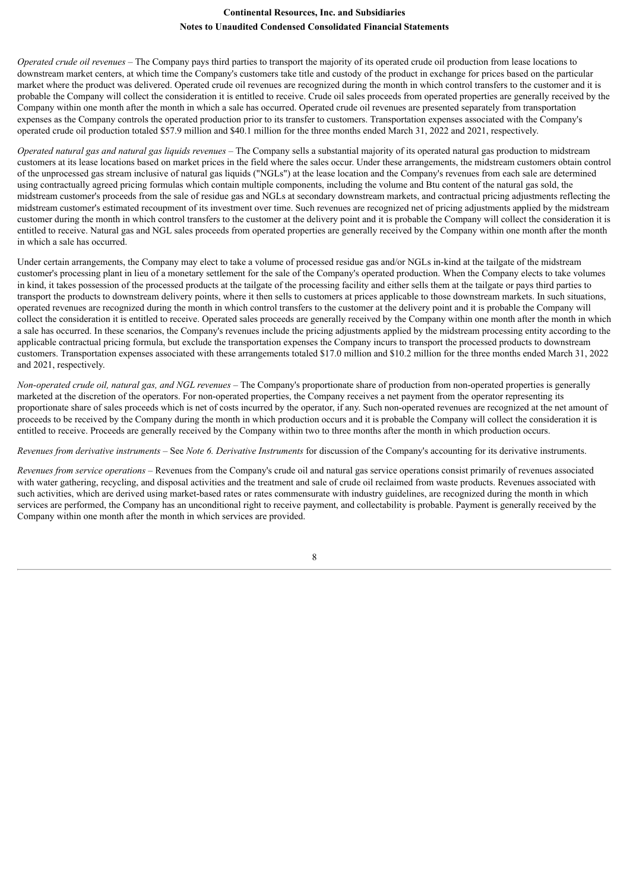*Operated crude oil revenues* – The Company pays third parties to transport the majority of its operated crude oil production from lease locations to downstream market centers, at which time the Company's customers take title and custody of the product in exchange for prices based on the particular market where the product was delivered. Operated crude oil revenues are recognized during the month in which control transfers to the customer and it is probable the Company will collect the consideration it is entitled to receive. Crude oil sales proceeds from operated properties are generally received by the Company within one month after the month in which a sale has occurred. Operated crude oil revenues are presented separately from transportation expenses as the Company controls the operated production prior to its transfer to customers. Transportation expenses associated with the Company's operated crude oil production totaled $57.9 million and $40.1 million for the three months ended March 31, 2022 and 2021, respectively.

*Operated natural gas and natural gas liquids revenues* – The Company sells a substantial majority of its operated natural gas production to midstream customers at its lease locations based on market prices in the field where the sales occur. Under these arrangements, the midstream customers obtain control of the unprocessed gas stream inclusive of natural gas liquids ("NGLs") at the lease location and the Company's revenues from each sale are determined using contractually agreed pricing formulas which contain multiple components, including the volume and Btu content of the natural gas sold, the midstream customer's proceeds from the sale of residue gas and NGLs at secondary downstream markets, and contractual pricing adjustments reflecting the midstream customer's estimated recoupment of its investment over time. Such revenues are recognized net of pricing adjustments applied by the midstream customer during the month in which control transfers to the customer at the delivery point and it is probable the Company will collect the consideration it is entitled to receive. Natural gas and NGL sales proceeds from operated properties are generally received by the Company within one month after the month in which a sale has occurred.

Under certain arrangements, the Company may elect to take a volume of processed residue gas and/or NGLs in-kind at the tailgate of the midstream customer's processing plant in lieu of a monetary settlement for the sale of the Company's operated production. When the Company elects to take volumes in kind, it takes possession of the processed products at the tailgate of the processing facility and either sells them at the tailgate or pays third parties to transport the products to downstream delivery points, where it then sells to customers at prices applicable to those downstream markets. In such situations, operated revenues are recognized during the month in which control transfers to the customer at the delivery point and it is probable the Company will collect the consideration it is entitled to receive. Operated sales proceeds are generally received by the Company within one month after the month in which a sale has occurred. In these scenarios, the Company's revenues include the pricing adjustments applied by the midstream processing entity according to the applicable contractual pricing formula, but exclude the transportation expenses the Company incurs to transport the processed products to downstream customers. Transportation expenses associated with these arrangements totaled $17.0 million and $10.2 million for the three months ended March 31, 2022 and 2021, respectively.

*Non-operated crude oil, natural gas, and NGL revenues* – The Company's proportionate share of production from non-operated properties is generally marketed at the discretion of the operators. For non-operated properties, the Company receives a net payment from the operator representing its proportionate share of sales proceeds which is net of costs incurred by the operator, if any. Such non-operated revenues are recognized at the net amount of proceeds to be received by the Company during the month in which production occurs and it is probable the Company will collect the consideration it is entitled to receive. Proceeds are generally received by the Company within two to three months after the month in which production occurs.

*Revenues from derivative instruments* – See *Note 6. Derivative Instruments* for discussion of the Company's accounting for its derivative instruments.

*Revenues from service operations* – Revenues from the Company's crude oil and natural gas service operations consist primarily of revenues associated with water gathering, recycling, and disposal activities and the treatment and sale of crude oil reclaimed from waste products. Revenues associated with such activities, which are derived using market-based rates or rates commensurate with industry guidelines, are recognized during the month in which services are performed, the Company has an unconditional right to receive payment, and collectability is probable. Payment is generally received by the Company within one month after the month in which services are provided.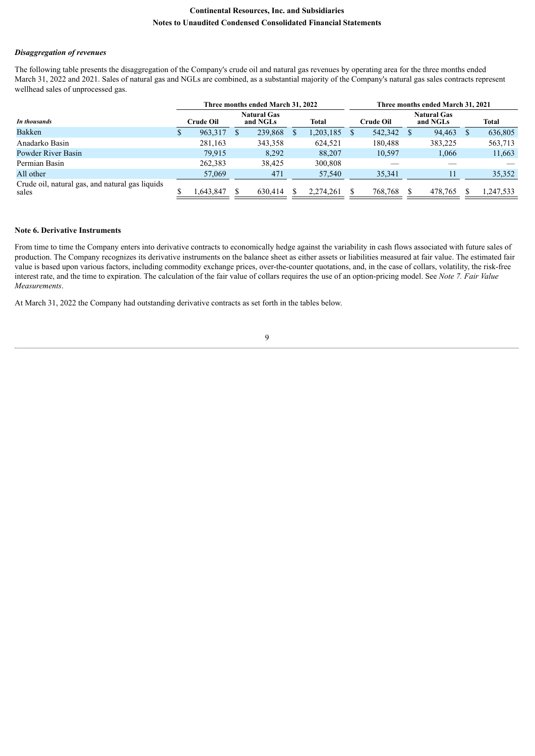### *Disaggregation of revenues*

The following table presents the disaggregation of the Company's crude oil and natural gas revenues by operating area for the three months ended March 31, 2022 and 2021. Sales of natural gas and NGLs are combined, as a substantial majority of the Company's natural gas sales contracts represent wellhead sales of unprocessed gas.

| *In thousands* | Three months ended March 31, 2022 | | | Three months ended March 31, 2021 | | |
|---|---|---|---|---|---|---|
| | **Crude Oil** | **Natural Gas and NGLs** | **Total** | **Crude Oil** | **Natural Gas and NGLs** | **Total** |
| Bakken | $ 963,317 | $ 239,868 | $ 1,203,185 | $ 542,342 | $ 94,463 | $ 636,805 |
| Anadarko Basin | 281,163 | 343,358 | 624,521 | 180,488 | 383,225 | 563,713 |
| Powder River Basin | 79,915 | 8,292 | 88,207 | 10,597 | 1,066 | 11,663 |
| Permian Basin | 262,383 | 38,425 | 300,808 | — | — | — |
| All other | 57,069 | 471 | 57,540 | 35,341 | 11 | 35,352 |
| Crude oil, natural gas, and natural gas liquids sales | $ 1,643,847 | $ 630,414 | $ 2,274,261 | $ 768,768 | $ 478,765 | $ 1,247,533 |

### Note 6. Derivative Instruments

From time to time the Company enters into derivative contracts to economically hedge against the variability in cash flows associated with future sales of production. The Company recognizes its derivative instruments on the balance sheet as either assets or liabilities measured at fair value. The estimated fair value is based upon various factors, including commodity exchange prices, over-the-counter quotations, and, in the case of collars, volatility, the risk-free interest rate, and the time to expiration. The calculation of the fair value of collars requires the use of an option-pricing model. See *Note 7. Fair Value Measurements*.

At March 31, 2022 the Company had outstanding derivative contracts as set forth in the tables below.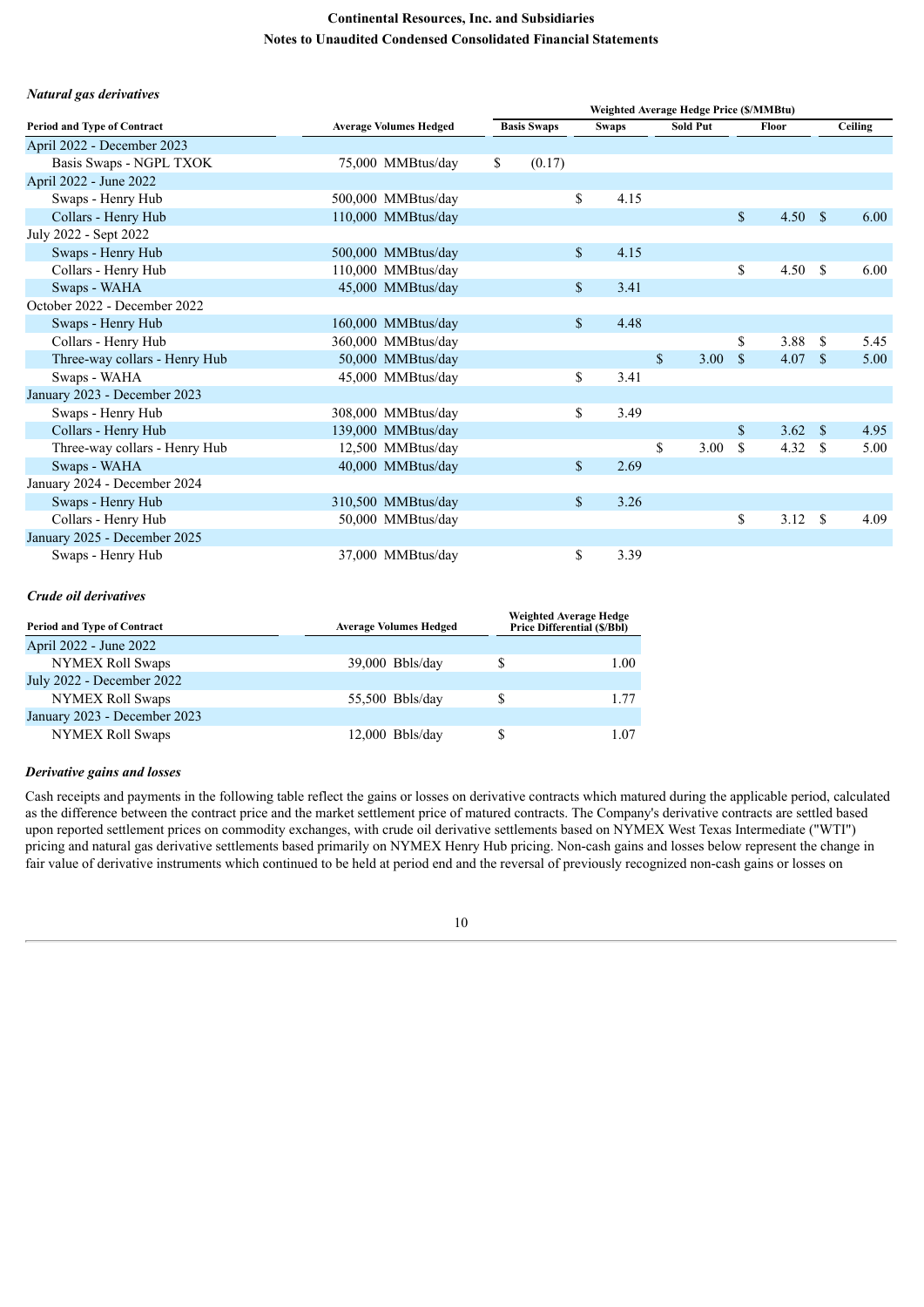*Natural gas derivatives*

| Period and Type of Contract | Average Volumes Hedged | Weighted Average Hedge Price ($/MMBtu) | | | | |
|---|---|---|---|---|---|---|
| | | Basis Swaps | Swaps | Sold Put | Floor | Ceiling |
| April 2022 - December 2023 | | | | | | |
| Basis Swaps - NGPL TXOK | 75,000 MMBtus/day | $ (0.17) | | | | |
| April 2022 - June 2022 | | | | | | |
| Swaps - Henry Hub | 500,000 MMBtus/day | | $ 4.15 | | | |
| Collars - Henry Hub | 110,000 MMBtus/day | | | | $ 4.50 | $ 6.00 |
| July 2022 - Sept 2022 | | | | | | |
| Swaps - Henry Hub | 500,000 MMBtus/day | | $ 4.15 | | | |
| Collars - Henry Hub | 110,000 MMBtus/day | | | | $ 4.50 | $ 6.00 |
| Swaps - WAHA | 45,000 MMBtus/day | | $ 3.41 | | | |
| October 2022 - December 2022 | | | | | | |
| Swaps - Henry Hub | 160,000 MMBtus/day | | $ 4.48 | | | |
| Collars - Henry Hub | 360,000 MMBtus/day | | | | $ 3.88 | $ 5.45 |
| Three-way collars - Henry Hub | 50,000 MMBtus/day | | | $ 3.00 | $ 4.07 | $ 5.00 |
| Swaps - WAHA | 45,000 MMBtus/day | | $ 3.41 | | | |
| January 2023 - December 2023 | | | | | | |
| Swaps - Henry Hub | 308,000 MMBtus/day | | $ 3.49 | | | |
| Collars - Henry Hub | 139,000 MMBtus/day | | | | $ 3.62 | $ 4.95 |
| Three-way collars - Henry Hub | 12,500 MMBtus/day | | | $ 3.00 | $ 4.32 | $ 5.00 |
| Swaps - WAHA | 40,000 MMBtus/day | | $ 2.69 | | | |
| January 2024 - December 2024 | | | | | | |
| Swaps - Henry Hub | 310,500 MMBtus/day | | $ 3.26 | | | |
| Collars - Henry Hub | 50,000 MMBtus/day | | | | $ 3.12 | $ 4.09 |
| January 2025 - December 2025 | | | | | | |
| Swaps - Henry Hub | 37,000 MMBtus/day | | $ 3.39 | | | |

*Crude oil derivatives*

| Period and Type of Contract | Average Volumes Hedged | Weighted Average Hedge Price Differential ($/Bbl) |
|---|---|---|
| April 2022 - June 2022 | | |
| NYMEX Roll Swaps | 39,000 Bbls/day | $ 1.00 |
| July 2022 - December 2022 | | |
| NYMEX Roll Swaps | 55,500 Bbls/day | $ 1.77 |
| January 2023 - December 2023 | | |
| NYMEX Roll Swaps | 12,000 Bbls/day | $ 1.07 |

*Derivative gains and losses*

Cash receipts and payments in the following table reflect the gains or losses on derivative contracts which matured during the applicable period, calculated as the difference between the contract price and the market settlement price of matured contracts. The Company's derivative contracts are settled based upon reported settlement prices on commodity exchanges, with crude oil derivative settlements based on NYMEX West Texas Intermediate ("WTI") pricing and natural gas derivative settlements based primarily on NYMEX Henry Hub pricing. Non-cash gains and losses below represent the change in fair value of derivative instruments which continued to be held at period end and the reversal of previously recognized non-cash gains or losses on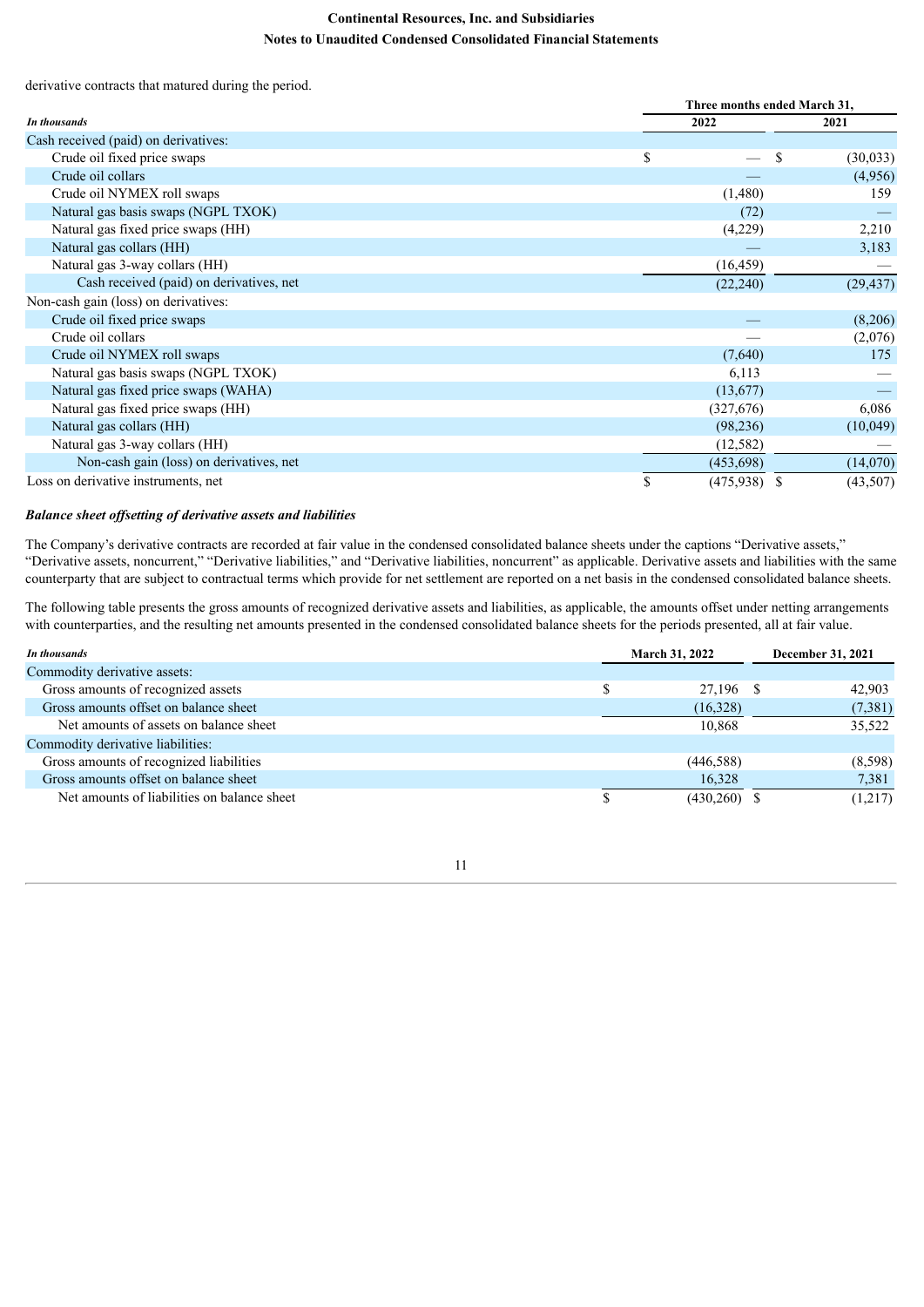derivative contracts that matured during the period.

| *In thousands* | Three months ended March 31, 2022 | 2021 |
|---|---|---|
| Cash received (paid) on derivatives: | | |
| Crude oil fixed price swaps | $ — | $ (30,033) |
| Crude oil collars | — | (4,956) |
| Crude oil NYMEX roll swaps | (1,480) | 159 |
| Natural gas basis swaps (NGPL TXOK) | (72) | — |
| Natural gas fixed price swaps (HH) | (4,229) | 2,210 |
| Natural gas collars (HH) | — | 3,183 |
| Natural gas 3-way collars (HH) | (16,459) | — |
| Cash received (paid) on derivatives, net | (22,240) | (29,437) |
| Non-cash gain (loss) on derivatives: | | |
| Crude oil fixed price swaps | — | (8,206) |
| Crude oil collars | — | (2,076) |
| Crude oil NYMEX roll swaps | (7,640) | 175 |
| Natural gas basis swaps (NGPL TXOK) | 6,113 | — |
| Natural gas fixed price swaps (WAHA) | (13,677) | — |
| Natural gas fixed price swaps (HH) | (327,676) | 6,086 |
| Natural gas collars (HH) | (98,236) | (10,049) |
| Natural gas 3-way collars (HH) | (12,582) | — |
| Non-cash gain (loss) on derivatives, net | (453,698) | (14,070) |
| Loss on derivative instruments, net | $ (475,938) | $ (43,507) |

### *Balance sheet offsetting of derivative assets and liabilities*

The Company's derivative contracts are recorded at fair value in the condensed consolidated balance sheets under the captions "Derivative assets," "Derivative assets, noncurrent," "Derivative liabilities," and "Derivative liabilities, noncurrent" as applicable. Derivative assets and liabilities with the same counterparty that are subject to contractual terms which provide for net settlement are reported on a net basis in the condensed consolidated balance sheets.

The following table presents the gross amounts of recognized derivative assets and liabilities, as applicable, the amounts offset under netting arrangements with counterparties, and the resulting net amounts presented in the condensed consolidated balance sheets for the periods presented, all at fair value.

| *In thousands* | March 31, 2022 | December 31, 2021 |
|---|---|---|
| Commodity derivative assets: | | |
| Gross amounts of recognized assets | $ 27,196 | $ 42,903 |
| Gross amounts offset on balance sheet | (16,328) | (7,381) |
| Net amounts of assets on balance sheet | 10,868 | 35,522 |
| Commodity derivative liabilities: | | |
| Gross amounts of recognized liabilities | (446,588) | (8,598) |
| Gross amounts offset on balance sheet | 16,328 | 7,381 |
| Net amounts of liabilities on balance sheet | $ (430,260) | $ (1,217) |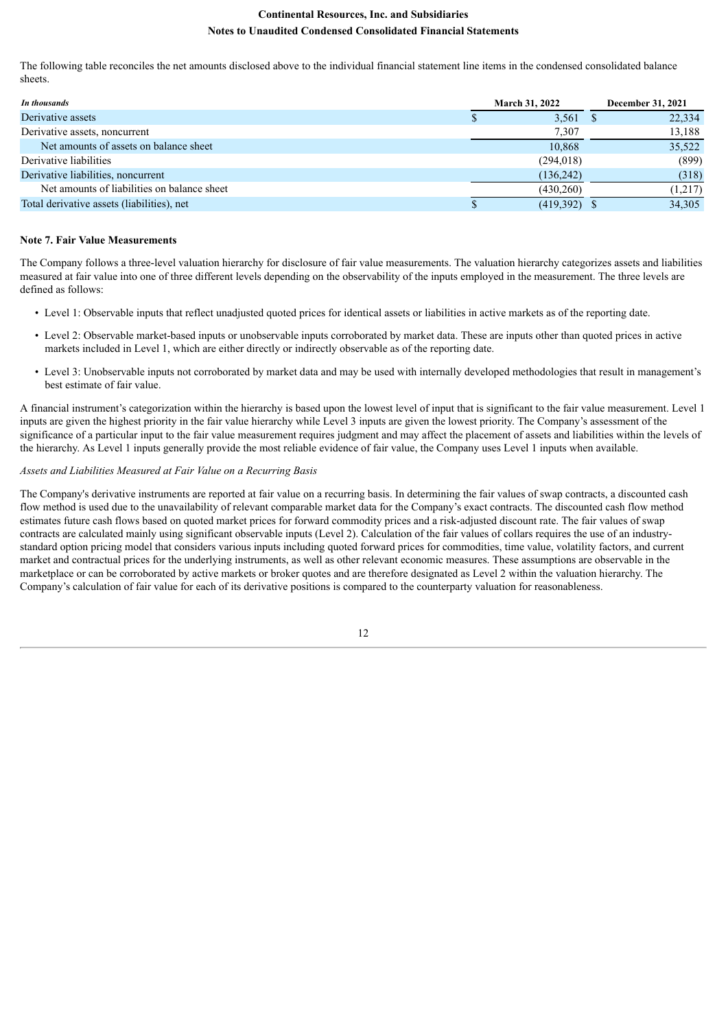The following table reconciles the net amounts disclosed above to the individual financial statement line items in the condensed consolidated balance sheets.

| *In thousands* | March 31, 2022 | December 31, 2021 |
|---|---|---|
| Derivative assets | $ 3,561 | $ 22,334 |
| Derivative assets, noncurrent | 7,307 | 13,188 |
| Net amounts of assets on balance sheet | 10,868 | 35,522 |
| Derivative liabilities | (294,018) | (899) |
| Derivative liabilities, noncurrent | (136,242) | (318) |
| Net amounts of liabilities on balance sheet | (430,260) | (1,217) |
| Total derivative assets (liabilities), net | $ (419,392) | $ 34,305 |

**Note 7. Fair Value Measurements**

The Company follows a three-level valuation hierarchy for disclosure of fair value measurements. The valuation hierarchy categorizes assets and liabilities measured at fair value into one of three different levels depending on the observability of the inputs employed in the measurement. The three levels are defined as follows:

- Level 1: Observable inputs that reflect unadjusted quoted prices for identical assets or liabilities in active markets as of the reporting date.
- Level 2: Observable market-based inputs or unobservable inputs corroborated by market data. These are inputs other than quoted prices in active markets included in Level 1, which are either directly or indirectly observable as of the reporting date.
- Level 3: Unobservable inputs not corroborated by market data and may be used with internally developed methodologies that result in management's best estimate of fair value.

A financial instrument's categorization within the hierarchy is based upon the lowest level of input that is significant to the fair value measurement. Level 1 inputs are given the highest priority in the fair value hierarchy while Level 3 inputs are given the lowest priority. The Company's assessment of the significance of a particular input to the fair value measurement requires judgment and may affect the placement of assets and liabilities within the levels of the hierarchy. As Level 1 inputs generally provide the most reliable evidence of fair value, the Company uses Level 1 inputs when available.

*Assets and Liabilities Measured at Fair Value on a Recurring Basis*

The Company's derivative instruments are reported at fair value on a recurring basis. In determining the fair values of swap contracts, a discounted cash flow method is used due to the unavailability of relevant comparable market data for the Company's exact contracts. The discounted cash flow method estimates future cash flows based on quoted market prices for forward commodity prices and a risk-adjusted discount rate. The fair values of swap contracts are calculated mainly using significant observable inputs (Level 2). Calculation of the fair values of collars requires the use of an industry-standard option pricing model that considers various inputs including quoted forward prices for commodities, time value, volatility factors, and current market and contractual prices for the underlying instruments, as well as other relevant economic measures. These assumptions are observable in the marketplace or can be corroborated by active markets or broker quotes and are therefore designated as Level 2 within the valuation hierarchy. The Company's calculation of fair value for each of its derivative positions is compared to the counterparty valuation for reasonableness.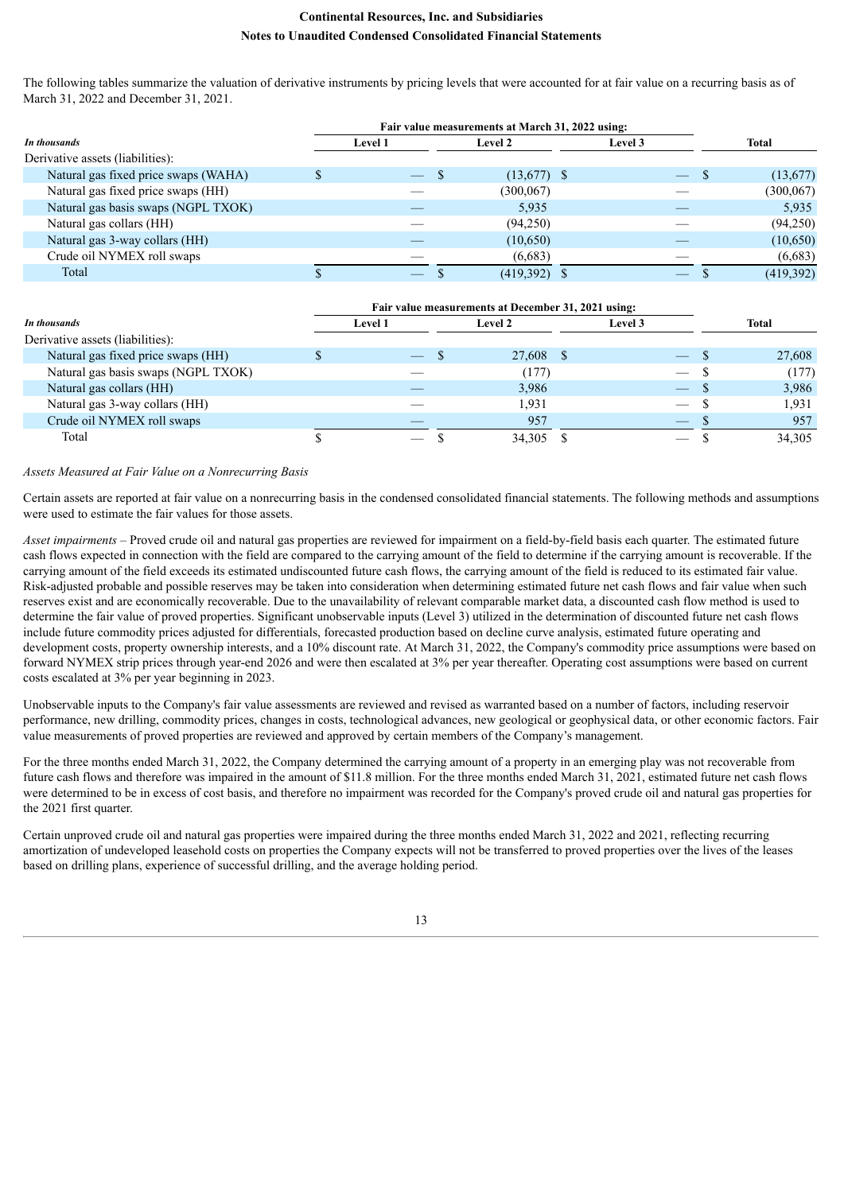The following tables summarize the valuation of derivative instruments by pricing levels that were accounted for at fair value on a recurring basis as of March 31, 2022 and December 31, 2021.

| | Fair value measurements at March 31, 2022 using: | | | |
|---|---|---|---|---|
| *In thousands* | Level 1 | Level 2 | Level 3 | Total |
| Derivative assets (liabilities): | | | | |
| Natural gas fixed price swaps (WAHA) | $ — | $ (13,677) | $ — | $ (13,677) |
| Natural gas fixed price swaps (HH) | — | (300,067) | — | (300,067) |
| Natural gas basis swaps (NGPL TXOK) | — | 5,935 | — | 5,935 |
| Natural gas collars (HH) | — | (94,250) | — | (94,250) |
| Natural gas 3-way collars (HH) | — | (10,650) | — | (10,650) |
| Crude oil NYMEX roll swaps | — | (6,683) | — | (6,683) |
| Total | $ — | $ (419,392) | $ — | $ (419,392) |

| | Fair value measurements at December 31, 2021 using: | | | |
|---|---|---|---|---|
| *In thousands* | Level 1 | Level 2 | Level 3 | Total |
| Derivative assets (liabilities): | | | | |
| Natural gas fixed price swaps (HH) | $ — | $ 27,608 | $ — | $ 27,608 |
| Natural gas basis swaps (NGPL TXOK) | — | (177) | — | $ (177) |
| Natural gas collars (HH) | — | 3,986 | — | $ 3,986 |
| Natural gas 3-way collars (HH) | — | 1,931 | — | $ 1,931 |
| Crude oil NYMEX roll swaps | — | 957 | — | $ 957 |
| Total | $ — | $ 34,305 | $ — | $ 34,305 |

*Assets Measured at Fair Value on a Nonrecurring Basis*

Certain assets are reported at fair value on a nonrecurring basis in the condensed consolidated financial statements. The following methods and assumptions were used to estimate the fair values for those assets.

*Asset impairments* – Proved crude oil and natural gas properties are reviewed for impairment on a field-by-field basis each quarter. The estimated future cash flows expected in connection with the field are compared to the carrying amount of the field to determine if the carrying amount is recoverable. If the carrying amount of the field exceeds its estimated undiscounted future cash flows, the carrying amount of the field is reduced to its estimated fair value. Risk-adjusted probable and possible reserves may be taken into consideration when determining estimated future net cash flows and fair value when such reserves exist and are economically recoverable. Due to the unavailability of relevant comparable market data, a discounted cash flow method is used to determine the fair value of proved properties. Significant unobservable inputs (Level 3) utilized in the determination of discounted future net cash flows include future commodity prices adjusted for differentials, forecasted production based on decline curve analysis, estimated future operating and development costs, property ownership interests, and a 10% discount rate. At March 31, 2022, the Company's commodity price assumptions were based on forward NYMEX strip prices through year-end 2026 and were then escalated at 3% per year thereafter. Operating cost assumptions were based on current costs escalated at 3% per year beginning in 2023.

Unobservable inputs to the Company's fair value assessments are reviewed and revised as warranted based on a number of factors, including reservoir performance, new drilling, commodity prices, changes in costs, technological advances, new geological or geophysical data, or other economic factors. Fair value measurements of proved properties are reviewed and approved by certain members of the Company's management.

For the three months ended March 31, 2022, the Company determined the carrying amount of a property in an emerging play was not recoverable from future cash flows and therefore was impaired in the amount of $11.8 million. For the three months ended March 31, 2021, estimated future net cash flows were determined to be in excess of cost basis, and therefore no impairment was recorded for the Company's proved crude oil and natural gas properties for the 2021 first quarter.

Certain unproved crude oil and natural gas properties were impaired during the three months ended March 31, 2022 and 2021, reflecting recurring amortization of undeveloped leasehold costs on properties the Company expects will not be transferred to proved properties over the lives of the leases based on drilling plans, experience of successful drilling, and the average holding period.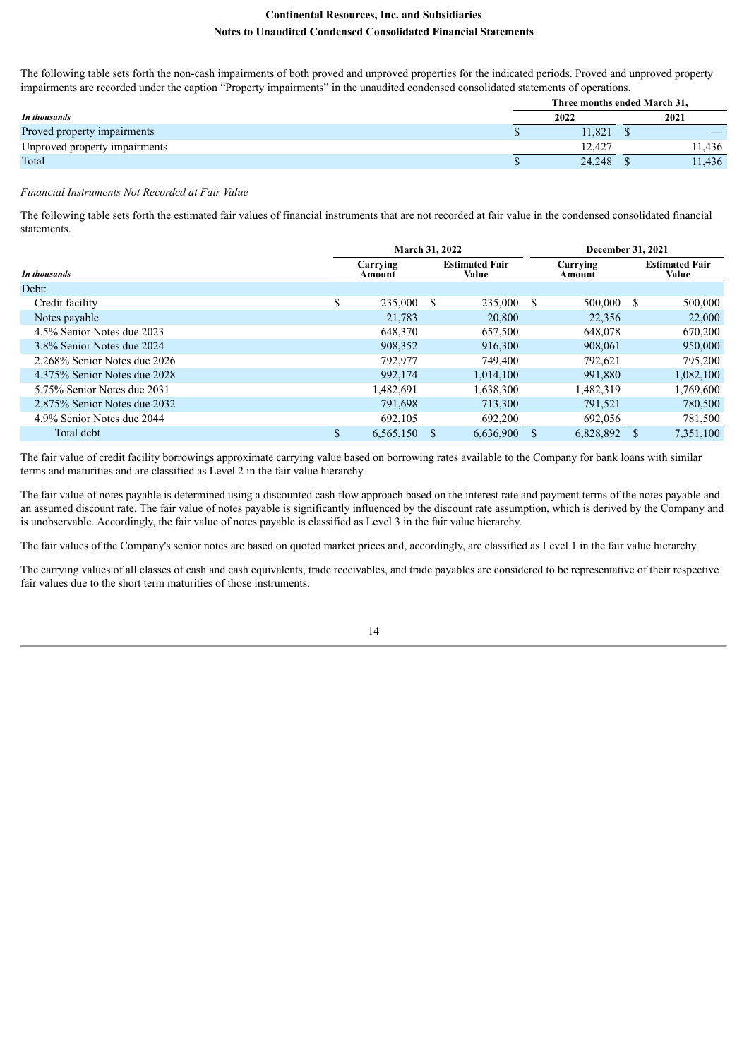The following table sets forth the non-cash impairments of both proved and unproved properties for the indicated periods. Proved and unproved property impairments are recorded under the caption "Property impairments" in the unaudited condensed consolidated statements of operations.

| *In thousands* | Three months ended March 31, 2022 | Three months ended March 31, 2021 |
|---|---|---|
| Proved property impairments | $ 11,821 | $ — |
| Unproved property impairments | 12,427 | 11,436 |
| Total | $ 24,248 | $ 11,436 |

*Financial Instruments Not Recorded at Fair Value*

The following table sets forth the estimated fair values of financial instruments that are not recorded at fair value in the condensed consolidated financial statements.

| | March 31, 2022 | | December 31, 2021 | |
|---|---|---|---|---|
| *In thousands* | Carrying Amount | Estimated Fair Value | Carrying Amount | Estimated Fair Value |
| Debt: | | | | |
| Credit facility | $ 235,000 | $ 235,000 | $ 500,000 | $ 500,000 |
| Notes payable | 21,783 | 20,800 | 22,356 | 22,000 |
| 4.5% Senior Notes due 2023 | 648,370 | 657,500 | 648,078 | 670,200 |
| 3.8% Senior Notes due 2024 | 908,352 | 916,300 | 908,061 | 950,000 |
| 2.268% Senior Notes due 2026 | 792,977 | 749,400 | 792,621 | 795,200 |
| 4.375% Senior Notes due 2028 | 992,174 | 1,014,100 | 991,880 | 1,082,100 |
| 5.75% Senior Notes due 2031 | 1,482,691 | 1,638,300 | 1,482,319 | 1,769,600 |
| 2.875% Senior Notes due 2032 | 791,698 | 713,300 | 791,521 | 780,500 |
| 4.9% Senior Notes due 2044 | 692,105 | 692,200 | 692,056 | 781,500 |
| Total debt | $ 6,565,150 | $ 6,636,900 | $ 6,828,892 | $ 7,351,100 |

The fair value of credit facility borrowings approximate carrying value based on borrowing rates available to the Company for bank loans with similar terms and maturities and are classified as Level 2 in the fair value hierarchy.

The fair value of notes payable is determined using a discounted cash flow approach based on the interest rate and payment terms of the notes payable and an assumed discount rate. The fair value of notes payable is significantly influenced by the discount rate assumption, which is derived by the Company and is unobservable. Accordingly, the fair value of notes payable is classified as Level 3 in the fair value hierarchy.

The fair values of the Company's senior notes are based on quoted market prices and, accordingly, are classified as Level 1 in the fair value hierarchy.

The carrying values of all classes of cash and cash equivalents, trade receivables, and trade payables are considered to be representative of their respective fair values due to the short term maturities of those instruments.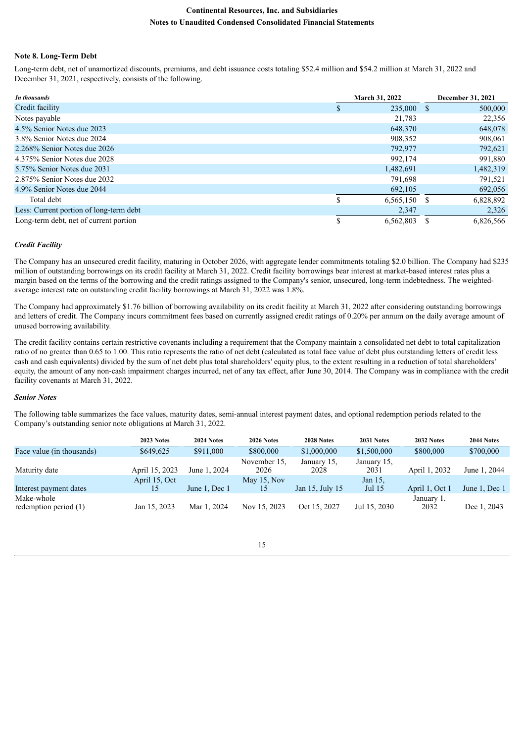## Note 8. Long-Term Debt

Long-term debt, net of unamortized discounts, premiums, and debt issuance costs totaling $52.4 million and $54.2 million at March 31, 2022 and December 31, 2021, respectively, consists of the following.

| *In thousands* | March 31, 2022 | December 31, 2021 |
|---|---|---|
| Credit facility | $ 235,000 | $ 500,000 |
| Notes payable | 21,783 | 22,356 |
| 4.5% Senior Notes due 2023 | 648,370 | 648,078 |
| 3.8% Senior Notes due 2024 | 908,352 | 908,061 |
| 2.268% Senior Notes due 2026 | 792,977 | 792,621 |
| 4.375% Senior Notes due 2028 | 992,174 | 991,880 |
| 5.75% Senior Notes due 2031 | 1,482,691 | 1,482,319 |
| 2.875% Senior Notes due 2032 | 791,698 | 791,521 |
| 4.9% Senior Notes due 2044 | 692,105 | 692,056 |
| Total debt | $ 6,565,150 | $ 6,828,892 |
| Less: Current portion of long-term debt | 2,347 | 2,326 |
| Long-term debt, net of current portion | $ 6,562,803 | $ 6,826,566 |

### *Credit Facility*

The Company has an unsecured credit facility, maturing in October 2026, with aggregate lender commitments totaling $2.0 billion. The Company had $235 million of outstanding borrowings on its credit facility at March 31, 2022. Credit facility borrowings bear interest at market-based interest rates plus a margin based on the terms of the borrowing and the credit ratings assigned to the Company's senior, unsecured, long-term indebtedness. The weighted-average interest rate on outstanding credit facility borrowings at March 31, 2022 was 1.8%.

The Company had approximately $1.76 billion of borrowing availability on its credit facility at March 31, 2022 after considering outstanding borrowings and letters of credit. The Company incurs commitment fees based on currently assigned credit ratings of 0.20% per annum on the daily average amount of unused borrowing availability.

The credit facility contains certain restrictive covenants including a requirement that the Company maintain a consolidated net debt to total capitalization ratio of no greater than 0.65 to 1.00. This ratio represents the ratio of net debt (calculated as total face value of debt plus outstanding letters of credit less cash and cash equivalents) divided by the sum of net debt plus total shareholders' equity plus, to the extent resulting in a reduction of total shareholders' equity, the amount of any non-cash impairment charges incurred, net of any tax effect, after June 30, 2014. The Company was in compliance with the credit facility covenants at March 31, 2022.

### *Senior Notes*

The following table summarizes the face values, maturity dates, semi-annual interest payment dates, and optional redemption periods related to the Company's outstanding senior note obligations at March 31, 2022.

| | 2023 Notes | 2024 Notes | 2026 Notes | 2028 Notes | 2031 Notes | 2032 Notes | 2044 Notes |
|---|---|---|---|---|---|---|---|
| Face value (in thousands) | $649,625 | $911,000 | $800,000 | $1,000,000 | $1,500,000 | $800,000 | $700,000 |
| Maturity date | April 15, 2023 | June 1, 2024 | November 15, 2026 | January 15, 2028 | January 15, 2031 | April 1, 2032 | June 1, 2044 |
| Interest payment dates | April 15, Oct 15 | June 1, Dec 1 | May 15, Nov 15 | Jan 15, July 15 | Jan 15, Jul 15 | April 1, Oct 1 | June 1, Dec 1 |
| Make-whole redemption period (1) | Jan 15, 2023 | Mar 1, 2024 | Nov 15, 2023 | Oct 15, 2027 | Jul 15, 2030 | January 1. 2032 | Dec 1, 2043 |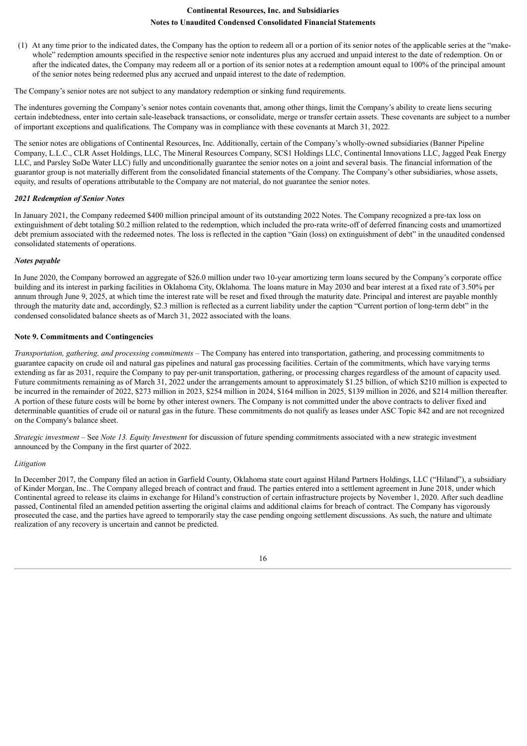(1) At any time prior to the indicated dates, the Company has the option to redeem all or a portion of its senior notes of the applicable series at the "make-whole" redemption amounts specified in the respective senior note indentures plus any accrued and unpaid interest to the date of redemption. On or after the indicated dates, the Company may redeem all or a portion of its senior notes at a redemption amount equal to 100% of the principal amount of the senior notes being redeemed plus any accrued and unpaid interest to the date of redemption.

The Company's senior notes are not subject to any mandatory redemption or sinking fund requirements.

The indentures governing the Company's senior notes contain covenants that, among other things, limit the Company's ability to create liens securing certain indebtedness, enter into certain sale-leaseback transactions, or consolidate, merge or transfer certain assets. These covenants are subject to a number of important exceptions and qualifications. The Company was in compliance with these covenants at March 31, 2022.

The senior notes are obligations of Continental Resources, Inc. Additionally, certain of the Company's wholly-owned subsidiaries (Banner Pipeline Company, L.L.C., CLR Asset Holdings, LLC, The Mineral Resources Company, SCS1 Holdings LLC, Continental Innovations LLC, Jagged Peak Energy LLC, and Parsley SoDe Water LLC) fully and unconditionally guarantee the senior notes on a joint and several basis. The financial information of the guarantor group is not materially different from the consolidated financial statements of the Company. The Company's other subsidiaries, whose assets, equity, and results of operations attributable to the Company are not material, do not guarantee the senior notes.

***2021 Redemption of Senior Notes***

In January 2021, the Company redeemed $400 million principal amount of its outstanding 2022 Notes. The Company recognized a pre-tax loss on extinguishment of debt totaling $0.2 million related to the redemption, which included the pro-rata write-off of deferred financing costs and unamortized debt premium associated with the redeemed notes. The loss is reflected in the caption "Gain (loss) on extinguishment of debt" in the unaudited condensed consolidated statements of operations.

***Notes payable***

In June 2020, the Company borrowed an aggregate of $26.0 million under two 10-year amortizing term loans secured by the Company's corporate office building and its interest in parking facilities in Oklahoma City, Oklahoma. The loans mature in May 2030 and bear interest at a fixed rate of 3.50% per annum through June 9, 2025, at which time the interest rate will be reset and fixed through the maturity date. Principal and interest are payable monthly through the maturity date and, accordingly, $2.3 million is reflected as a current liability under the caption "Current portion of long-term debt" in the condensed consolidated balance sheets as of March 31, 2022 associated with the loans.

**Note 9. Commitments and Contingencies**

*Transportation, gathering, and processing commitments* – The Company has entered into transportation, gathering, and processing commitments to guarantee capacity on crude oil and natural gas pipelines and natural gas processing facilities. Certain of the commitments, which have varying terms extending as far as 2031, require the Company to pay per-unit transportation, gathering, or processing charges regardless of the amount of capacity used. Future commitments remaining as of March 31, 2022 under the arrangements amount to approximately $1.25 billion, of which $210 million is expected to be incurred in the remainder of 2022, $273 million in 2023, $254 million in 2024, $164 million in 2025, $139 million in 2026, and $214 million thereafter. A portion of these future costs will be borne by other interest owners. The Company is not committed under the above contracts to deliver fixed and determinable quantities of crude oil or natural gas in the future. These commitments do not qualify as leases under ASC Topic 842 and are not recognized on the Company's balance sheet.

*Strategic investment* – See *Note 13. Equity Investment* for discussion of future spending commitments associated with a new strategic investment announced by the Company in the first quarter of 2022.

*Litigation*

In December 2017, the Company filed an action in Garfield County, Oklahoma state court against Hiland Partners Holdings, LLC ("Hiland"), a subsidiary of Kinder Morgan, Inc.. The Company alleged breach of contract and fraud. The parties entered into a settlement agreement in June 2018, under which Continental agreed to release its claims in exchange for Hiland's construction of certain infrastructure projects by November 1, 2020. After such deadline passed, Continental filed an amended petition asserting the original claims and additional claims for breach of contract. The Company has vigorously prosecuted the case, and the parties have agreed to temporarily stay the case pending ongoing settlement discussions. As such, the nature and ultimate realization of any recovery is uncertain and cannot be predicted.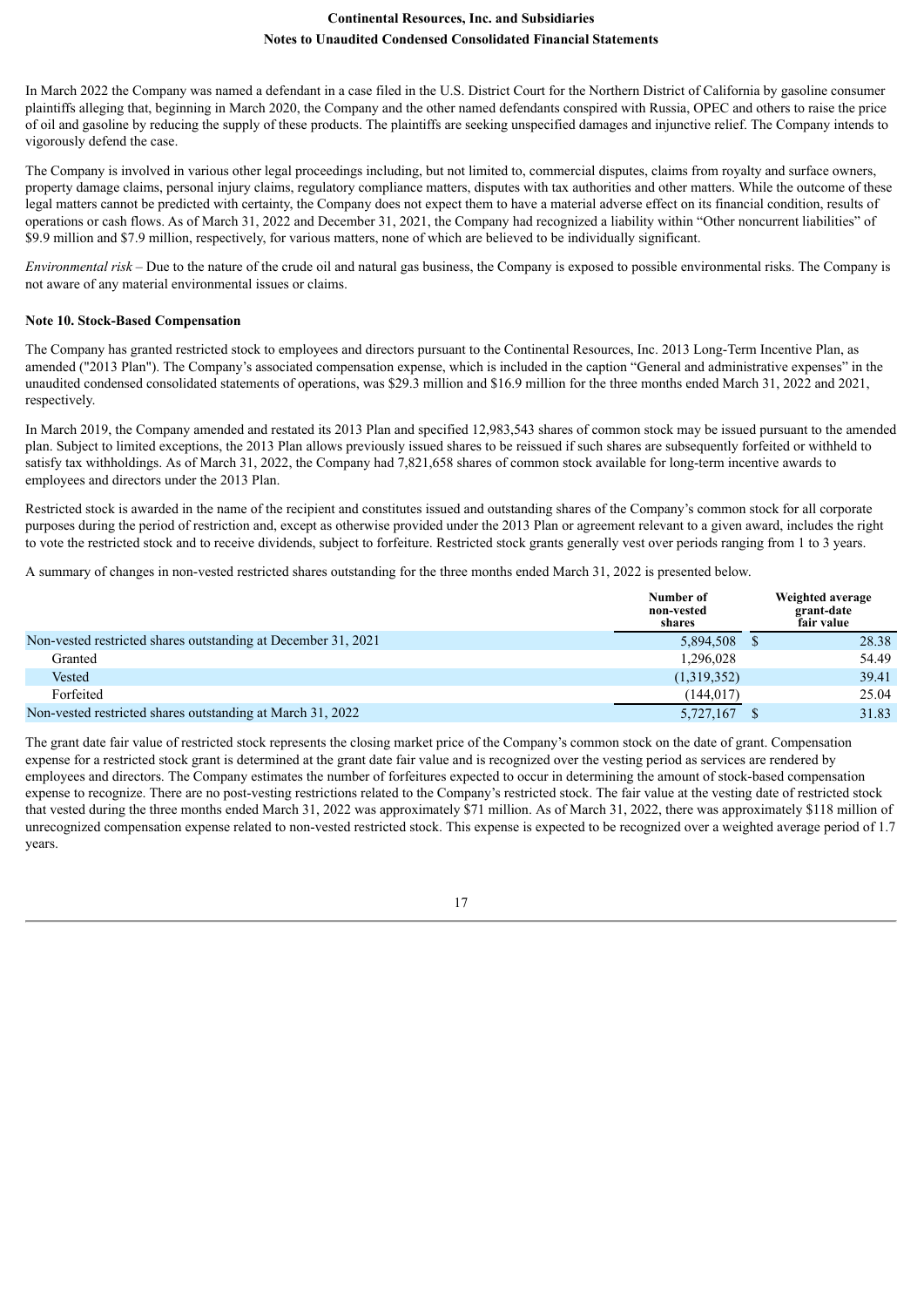In March 2022 the Company was named a defendant in a case filed in the U.S. District Court for the Northern District of California by gasoline consumer plaintiffs alleging that, beginning in March 2020, the Company and the other named defendants conspired with Russia, OPEC and others to raise the price of oil and gasoline by reducing the supply of these products. The plaintiffs are seeking unspecified damages and injunctive relief. The Company intends to vigorously defend the case.

The Company is involved in various other legal proceedings including, but not limited to, commercial disputes, claims from royalty and surface owners, property damage claims, personal injury claims, regulatory compliance matters, disputes with tax authorities and other matters. While the outcome of these legal matters cannot be predicted with certainty, the Company does not expect them to have a material adverse effect on its financial condition, results of operations or cash flows. As of March 31, 2022 and December 31, 2021, the Company had recognized a liability within "Other noncurrent liabilities" of $9.9 million and $7.9 million, respectively, for various matters, none of which are believed to be individually significant.

*Environmental risk* – Due to the nature of the crude oil and natural gas business, the Company is exposed to possible environmental risks. The Company is not aware of any material environmental issues or claims.

**Note 10. Stock-Based Compensation**

The Company has granted restricted stock to employees and directors pursuant to the Continental Resources, Inc. 2013 Long-Term Incentive Plan, as amended ("2013 Plan"). The Company's associated compensation expense, which is included in the caption "General and administrative expenses" in the unaudited condensed consolidated statements of operations, was $29.3 million and $16.9 million for the three months ended March 31, 2022 and 2021, respectively.

In March 2019, the Company amended and restated its 2013 Plan and specified 12,983,543 shares of common stock may be issued pursuant to the amended plan. Subject to limited exceptions, the 2013 Plan allows previously issued shares to be reissued if such shares are subsequently forfeited or withheld to satisfy tax withholdings. As of March 31, 2022, the Company had 7,821,658 shares of common stock available for long-term incentive awards to employees and directors under the 2013 Plan.

Restricted stock is awarded in the name of the recipient and constitutes issued and outstanding shares of the Company's common stock for all corporate purposes during the period of restriction and, except as otherwise provided under the 2013 Plan or agreement relevant to a given award, includes the right to vote the restricted stock and to receive dividends, subject to forfeiture. Restricted stock grants generally vest over periods ranging from 1 to 3 years.

A summary of changes in non-vested restricted shares outstanding for the three months ended March 31, 2022 is presented below.

| | Number of non-vested shares | Weighted average grant-date fair value |
|---|---|---|
| Non-vested restricted shares outstanding at December 31, 2021 | 5,894,508 | $ 28.38 |
| Granted | 1,296,028 | 54.49 |
| Vested | (1,319,352) | 39.41 |
| Forfeited | (144,017) | 25.04 |
| Non-vested restricted shares outstanding at March 31, 2022 | 5,727,167 | $ 31.83 |

The grant date fair value of restricted stock represents the closing market price of the Company's common stock on the date of grant. Compensation expense for a restricted stock grant is determined at the grant date fair value and is recognized over the vesting period as services are rendered by employees and directors. The Company estimates the number of forfeitures expected to occur in determining the amount of stock-based compensation expense to recognize. There are no post-vesting restrictions related to the Company's restricted stock. The fair value at the vesting date of restricted stock that vested during the three months ended March 31, 2022 was approximately $71 million. As of March 31, 2022, there was approximately $118 million of unrecognized compensation expense related to non-vested restricted stock. This expense is expected to be recognized over a weighted average period of 1.7 years.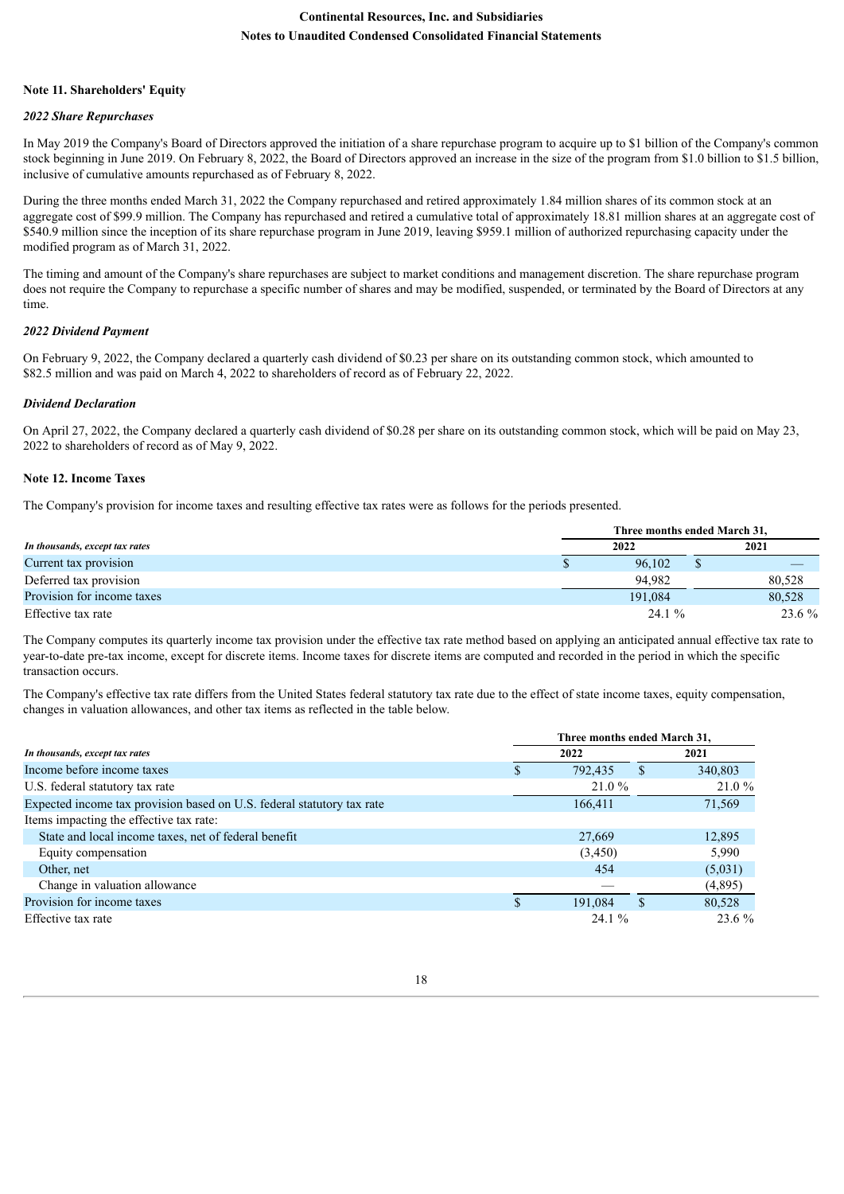## Note 11. Shareholders' Equity

### *2022 Share Repurchases*

In May 2019 the Company's Board of Directors approved the initiation of a share repurchase program to acquire up to $1 billion of the Company's common stock beginning in June 2019. On February 8, 2022, the Board of Directors approved an increase in the size of the program from $1.0 billion to $1.5 billion, inclusive of cumulative amounts repurchased as of February 8, 2022.

During the three months ended March 31, 2022 the Company repurchased and retired approximately 1.84 million shares of its common stock at an aggregate cost of $99.9 million. The Company has repurchased and retired a cumulative total of approximately 18.81 million shares at an aggregate cost of $540.9 million since the inception of its share repurchase program in June 2019, leaving $959.1 million of authorized repurchasing capacity under the modified program as of March 31, 2022.

The timing and amount of the Company's share repurchases are subject to market conditions and management discretion. The share repurchase program does not require the Company to repurchase a specific number of shares and may be modified, suspended, or terminated by the Board of Directors at any time.

### *2022 Dividend Payment*

On February 9, 2022, the Company declared a quarterly cash dividend of $0.23 per share on its outstanding common stock, which amounted to $82.5 million and was paid on March 4, 2022 to shareholders of record as of February 22, 2022.

### *Dividend Declaration*

On April 27, 2022, the Company declared a quarterly cash dividend of $0.28 per share on its outstanding common stock, which will be paid on May 23, 2022 to shareholders of record as of May 9, 2022.

## Note 12. Income Taxes

The Company's provision for income taxes and resulting effective tax rates were as follows for the periods presented.

| *In thousands, except tax rates* | Three months ended March 31, | |
|---|---|---|
| | 2022 | 2021 |
| Current tax provision | $ 96,102 | $ — |
| Deferred tax provision | 94,982 | 80,528 |
| Provision for income taxes | 191,084 | 80,528 |
| Effective tax rate | 24.1 % | 23.6 % |

The Company computes its quarterly income tax provision under the effective tax rate method based on applying an anticipated annual effective tax rate to year-to-date pre-tax income, except for discrete items. Income taxes for discrete items are computed and recorded in the period in which the specific transaction occurs.

The Company's effective tax rate differs from the United States federal statutory tax rate due to the effect of state income taxes, equity compensation, changes in valuation allowances, and other tax items as reflected in the table below.

| *In thousands, except tax rates* | Three months ended March 31, | |
|---|---|---|
| | 2022 | 2021 |
| Income before income taxes | $ 792,435 | $ 340,803 |
| U.S. federal statutory tax rate | 21.0 % | 21.0 % |
| Expected income tax provision based on U.S. federal statutory tax rate | 166,411 | 71,569 |
| Items impacting the effective tax rate: | | |
| State and local income taxes, net of federal benefit | 27,669 | 12,895 |
| Equity compensation | (3,450) | 5,990 |
| Other, net | 454 | (5,031) |
| Change in valuation allowance | — | (4,895) |
| Provision for income taxes | $ 191,084 | $ 80,528 |
| Effective tax rate | 24.1 % | 23.6 % |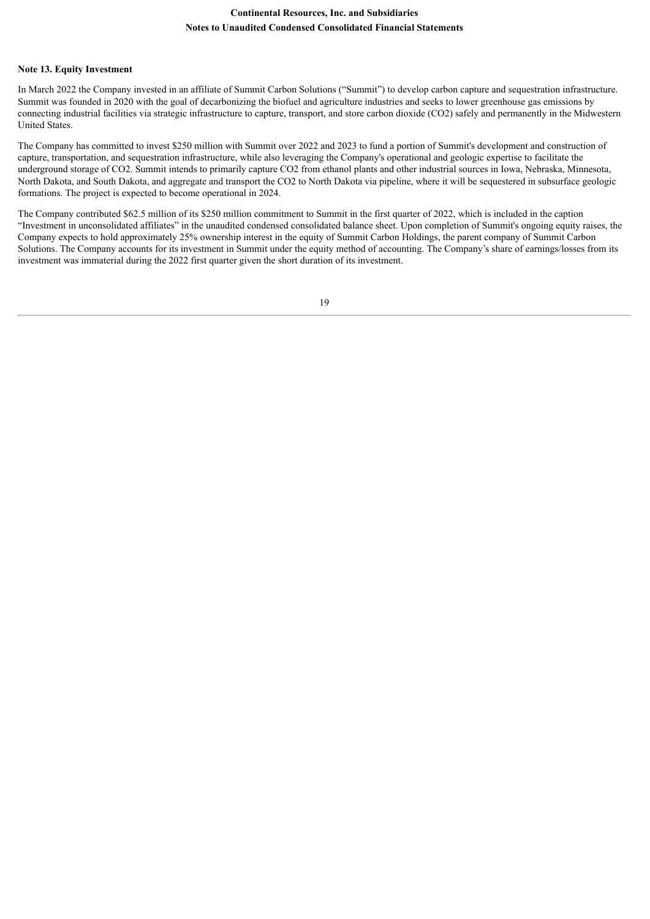## Note 13. Equity Investment

In March 2022 the Company invested in an affiliate of Summit Carbon Solutions ("Summit") to develop carbon capture and sequestration infrastructure. Summit was founded in 2020 with the goal of decarbonizing the biofuel and agriculture industries and seeks to lower greenhouse gas emissions by connecting industrial facilities via strategic infrastructure to capture, transport, and store carbon dioxide ($CO_2$) safely and permanently in the Midwestern United States.

The Company has committed to invest \$250 million with Summit over 2022 and 2023 to fund a portion of Summit's development and construction of capture, transportation, and sequestration infrastructure, while also leveraging the Company's operational and geologic expertise to facilitate the underground storage of $CO_2$. Summit intends to primarily capture $CO_2$ from ethanol plants and other industrial sources in Iowa, Nebraska, Minnesota, North Dakota, and South Dakota, and aggregate and transport the $CO_2$ to North Dakota via pipeline, where it will be sequestered in subsurface geologic formations. The project is expected to become operational in 2024.

The Company contributed \$62.5 million of its \$250 million commitment to Summit in the first quarter of 2022, which is included in the caption "Investment in unconsolidated affiliates" in the unaudited condensed consolidated balance sheet. Upon completion of Summit's ongoing equity raises, the Company expects to hold approximately 25% ownership interest in the equity of Summit Carbon Holdings, the parent company of Summit Carbon Solutions. The Company accounts for its investment in Summit under the equity method of accounting. The Company's share of earnings/losses from its investment was immaterial during the 2022 first quarter given the short duration of its investment.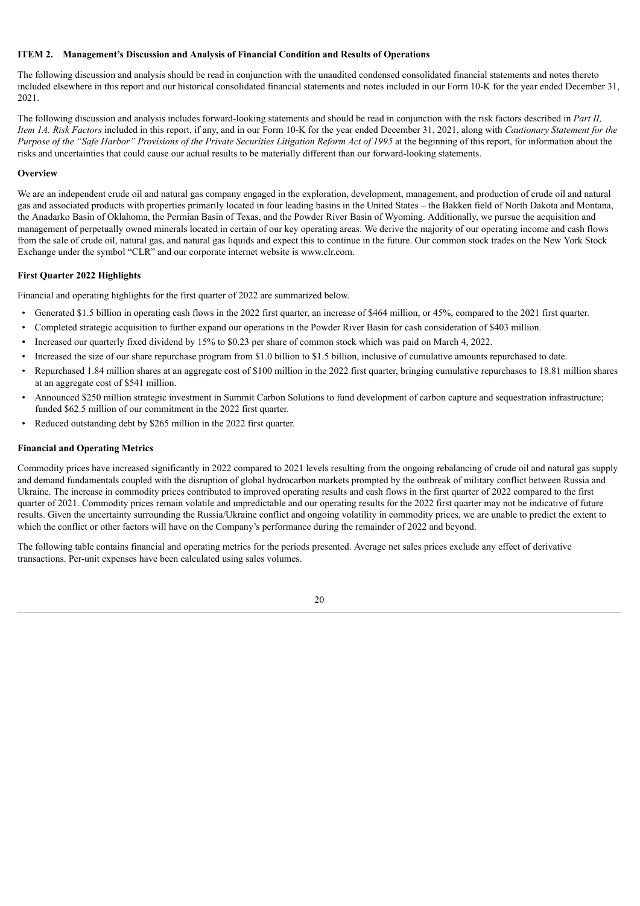## ITEM 2. Management's Discussion and Analysis of Financial Condition and Results of Operations

The following discussion and analysis should be read in conjunction with the unaudited condensed consolidated financial statements and notes thereto included elsewhere in this report and our historical consolidated financial statements and notes included in our Form 10-K for the year ended December 31, 2021.

The following discussion and analysis includes forward-looking statements and should be read in conjunction with the risk factors described in *Part II, Item 1A. Risk Factors* included in this report, if any, and in our Form 10-K for the year ended December 31, 2021, along with *Cautionary Statement for the Purpose of the "Safe Harbor" Provisions of the Private Securities Litigation Reform Act of 1995* at the beginning of this report, for information about the risks and uncertainties that could cause our actual results to be materially different than our forward-looking statements.

### Overview

We are an independent crude oil and natural gas company engaged in the exploration, development, management, and production of crude oil and natural gas and associated products with properties primarily located in four leading basins in the United States – the Bakken field of North Dakota and Montana, the Anadarko Basin of Oklahoma, the Permian Basin of Texas, and the Powder River Basin of Wyoming. Additionally, we pursue the acquisition and management of perpetually owned minerals located in certain of our key operating areas. We derive the majority of our operating income and cash flows from the sale of crude oil, natural gas, and natural gas liquids and expect this to continue in the future. Our common stock trades on the New York Stock Exchange under the symbol "CLR" and our corporate internet website is www.clr.com.

### First Quarter 2022 Highlights

Financial and operating highlights for the first quarter of 2022 are summarized below.

- Generated $1.5 billion in operating cash flows in the 2022 first quarter, an increase of $464 million, or 45%, compared to the 2021 first quarter.
- Completed strategic acquisition to further expand our operations in the Powder River Basin for cash consideration of $403 million.
- Increased our quarterly fixed dividend by 15% to $0.23 per share of common stock which was paid on March 4, 2022.
- Increased the size of our share repurchase program from $1.0 billion to $1.5 billion, inclusive of cumulative amounts repurchased to date.
- Repurchased 1.84 million shares at an aggregate cost of $100 million in the 2022 first quarter, bringing cumulative repurchases to 18.81 million shares at an aggregate cost of $541 million.
- Announced $250 million strategic investment in Summit Carbon Solutions to fund development of carbon capture and sequestration infrastructure; funded $62.5 million of our commitment in the 2022 first quarter.
- Reduced outstanding debt by $265 million in the 2022 first quarter.

### Financial and Operating Metrics

Commodity prices have increased significantly in 2022 compared to 2021 levels resulting from the ongoing rebalancing of crude oil and natural gas supply and demand fundamentals coupled with the disruption of global hydrocarbon markets prompted by the outbreak of military conflict between Russia and Ukraine. The increase in commodity prices contributed to improved operating results and cash flows in the first quarter of 2022 compared to the first quarter of 2021. Commodity prices remain volatile and unpredictable and our operating results for the 2022 first quarter may not be indicative of future results. Given the uncertainty surrounding the Russia/Ukraine conflict and ongoing volatility in commodity prices, we are unable to predict the extent to which the conflict or other factors will have on the Company's performance during the remainder of 2022 and beyond.

The following table contains financial and operating metrics for the periods presented. Average net sales prices exclude any effect of derivative transactions. Per-unit expenses have been calculated using sales volumes.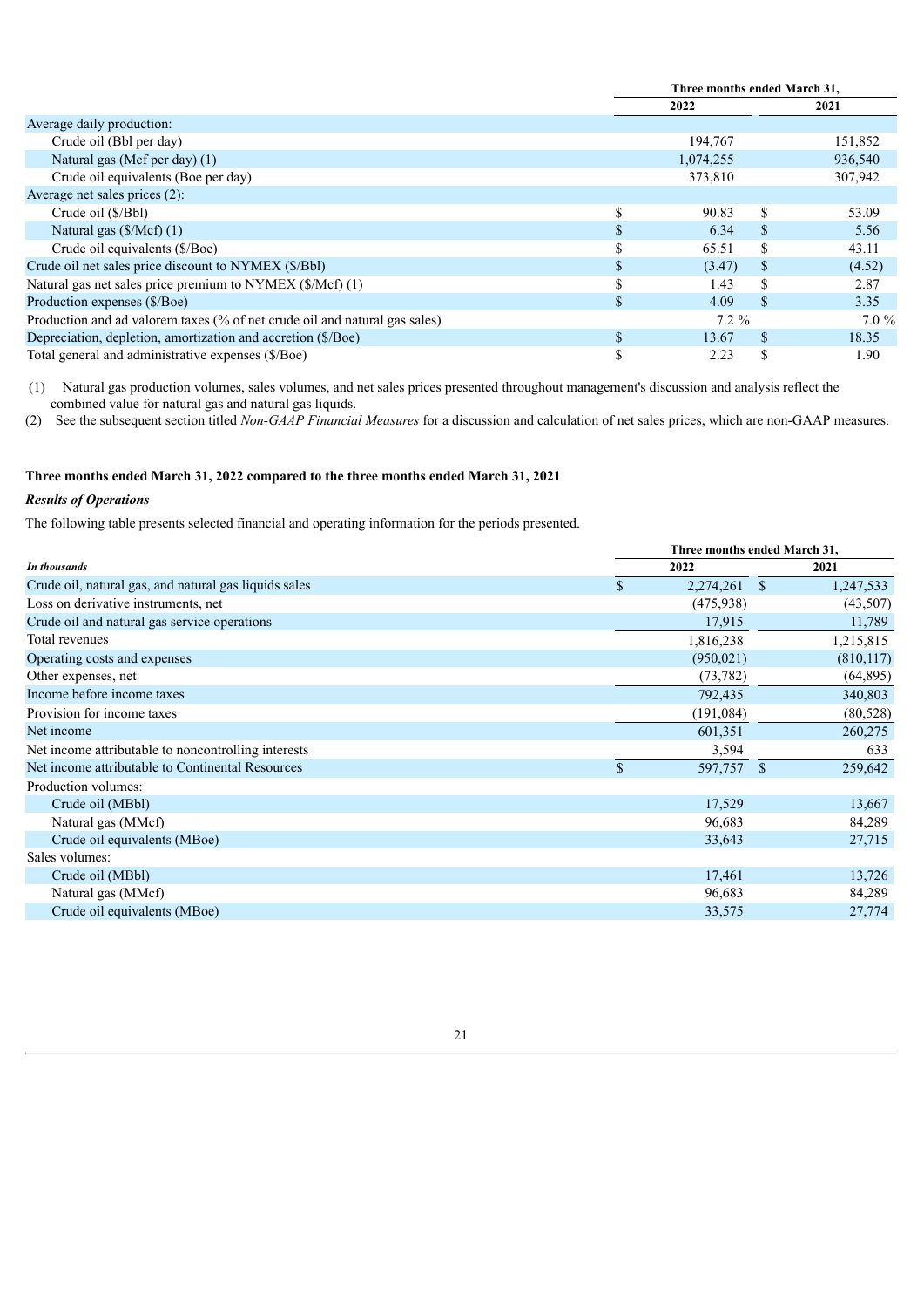| | Three months ended March 31, | |
|---|---|---|
| | 2022 | 2021 |
| Average daily production: | | |
| Crude oil (Bbl per day) | 194,767 | 151,852 |
| Natural gas (Mcf per day) (1) | 1,074,255 | 936,540 |
| Crude oil equivalents (Boe per day) | 373,810 | 307,942 |
| Average net sales prices (2): | | |
| Crude oil ($/Bbl) | $ 90.83 | $ 53.09 |
| Natural gas ($/Mcf) (1) | $ 6.34 | $ 5.56 |
| Crude oil equivalents ($/Boe) | $ 65.51 | $ 43.11 |
| Crude oil net sales price discount to NYMEX ($/Bbl) | $ (3.47) | $ (4.52) |
| Natural gas net sales price premium to NYMEX ($/Mcf) (1) | $ 1.43 | $ 2.87 |
| Production expenses ($/Boe) | $ 4.09 | $ 3.35 |
| Production and ad valorem taxes (% of net crude oil and natural gas sales) | 7.2 % | 7.0 % |
| Depreciation, depletion, amortization and accretion ($/Boe) | $ 13.67 | $ 18.35 |
| Total general and administrative expenses ($/Boe) | $ 2.23 | $ 1.90 |

(1) Natural gas production volumes, sales volumes, and net sales prices presented throughout management's discussion and analysis reflect the combined value for natural gas and natural gas liquids.

(2) See the subsequent section titled *Non-GAAP Financial Measures* for a discussion and calculation of net sales prices, which are non-GAAP measures.

**Three months ended March 31, 2022 compared to the three months ended March 31, 2021**

***Results of Operations***

The following table presents selected financial and operating information for the periods presented.

| | Three months ended March 31, | |
|---|---|---|
| ***In thousands*** | 2022 | 2021 |
| Crude oil, natural gas, and natural gas liquids sales | $ 2,274,261 | $ 1,247,533 |
| Loss on derivative instruments, net | (475,938) | (43,507) |
| Crude oil and natural gas service operations | 17,915 | 11,789 |
| Total revenues | 1,816,238 | 1,215,815 |
| Operating costs and expenses | (950,021) | (810,117) |
| Other expenses, net | (73,782) | (64,895) |
| Income before income taxes | 792,435 | 340,803 |
| Provision for income taxes | (191,084) | (80,528) |
| Net income | 601,351 | 260,275 |
| Net income attributable to noncontrolling interests | 3,594 | 633 |
| Net income attributable to Continental Resources | $ 597,757 | $ 259,642 |
| Production volumes: | | |
| Crude oil (MBbl) | 17,529 | 13,667 |
| Natural gas (MMcf) | 96,683 | 84,289 |
| Crude oil equivalents (MBoe) | 33,643 | 27,715 |
| Sales volumes: | | |
| Crude oil (MBbl) | 17,461 | 13,726 |
| Natural gas (MMcf) | 96,683 | 84,289 |
| Crude oil equivalents (MBoe) | 33,575 | 27,774 |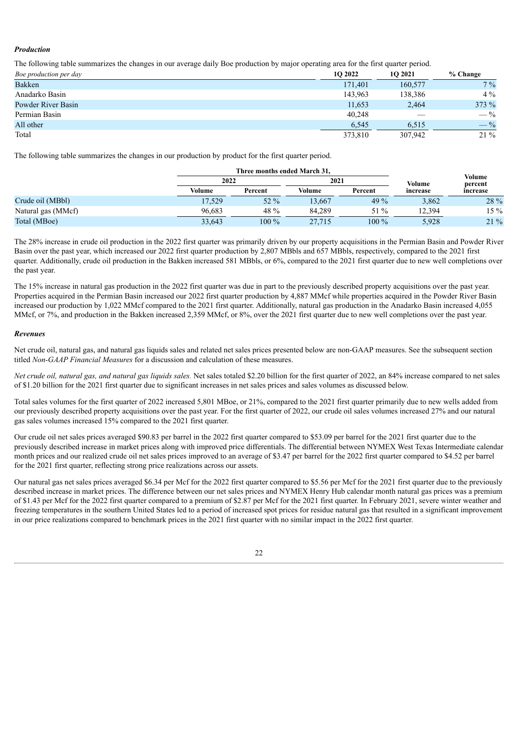### *Production*

The following table summarizes the changes in our average daily Boe production by major operating area for the first quarter period.

| *Boe production per day* | 1Q 2022 | 1Q 2021 | % Change |
|---|---|---|---|
| Bakken | 171,401 | 160,577 | 7 % |
| Anadarko Basin | 143,963 | 138,386 | 4 % |
| Powder River Basin | 11,653 | 2,464 | 373 % |
| Permian Basin | 40,248 | — | — % |
| All other | 6,545 | 6,515 | — % |
| Total | 373,810 | 307,942 | 21 % |

The following table summarizes the changes in our production by product for the first quarter period.

| | Three months ended March 31, | | | | | |
|---|---|---|---|---|---|---|
| | 2022 | | 2021 | | | |
| | Volume | Percent | Volume | Percent | Volume increase | Volume percent increase |
| Crude oil (MBbl) | 17,529 | 52 % | 13,667 | 49 % | 3,862 | 28 % |
| Natural gas (MMcf) | 96,683 | 48 % | 84,289 | 51 % | 12,394 | 15 % |
| Total (MBoe) | 33,643 | 100 % | 27,715 | 100 % | 5,928 | 21 % |

The 28% increase in crude oil production in the 2022 first quarter was primarily driven by our property acquisitions in the Permian Basin and Powder River Basin over the past year, which increased our 2022 first quarter production by 2,807 MBbls and 657 MBbls, respectively, compared to the 2021 first quarter. Additionally, crude oil production in the Bakken increased 581 MBbls, or 6%, compared to the 2021 first quarter due to new well completions over the past year.

The 15% increase in natural gas production in the 2022 first quarter was due in part to the previously described property acquisitions over the past year. Properties acquired in the Permian Basin increased our 2022 first quarter production by 4,887 MMcf while properties acquired in the Powder River Basin increased our production by 1,022 MMcf compared to the 2021 first quarter. Additionally, natural gas production in the Anadarko Basin increased 4,055 MMcf, or 7%, and production in the Bakken increased 2,359 MMcf, or 8%, over the 2021 first quarter due to new well completions over the past year.

### *Revenues*

Net crude oil, natural gas, and natural gas liquids sales and related net sales prices presented below are non-GAAP measures. See the subsequent section titled *Non-GAAP Financial Measures* for a discussion and calculation of these measures.

*Net crude oil, natural gas, and natural gas liquids sales.* Net sales totaled $2.20 billion for the first quarter of 2022, an 84% increase compared to net sales of $1.20 billion for the 2021 first quarter due to significant increases in net sales prices and sales volumes as discussed below.

Total sales volumes for the first quarter of 2022 increased 5,801 MBoe, or 21%, compared to the 2021 first quarter primarily due to new wells added from our previously described property acquisitions over the past year. For the first quarter of 2022, our crude oil sales volumes increased 27% and our natural gas sales volumes increased 15% compared to the 2021 first quarter.

Our crude oil net sales prices averaged $90.83 per barrel in the 2022 first quarter compared to $53.09 per barrel for the 2021 first quarter due to the previously described increase in market prices along with improved price differentials. The differential between NYMEX West Texas Intermediate calendar month prices and our realized crude oil net sales prices improved to an average of $3.47 per barrel for the 2022 first quarter compared to $4.52 per barrel for the 2021 first quarter, reflecting strong price realizations across our assets.

Our natural gas net sales prices averaged $6.34 per Mcf for the 2022 first quarter compared to $5.56 per Mcf for the 2021 first quarter due to the previously described increase in market prices. The difference between our net sales prices and NYMEX Henry Hub calendar month natural gas prices was a premium of $1.43 per Mcf for the 2022 first quarter compared to a premium of $2.87 per Mcf for the 2021 first quarter. In February 2021, severe winter weather and freezing temperatures in the southern United States led to a period of increased spot prices for residue natural gas that resulted in a significant improvement in our price realizations compared to benchmark prices in the 2021 first quarter with no similar impact in the 2022 first quarter.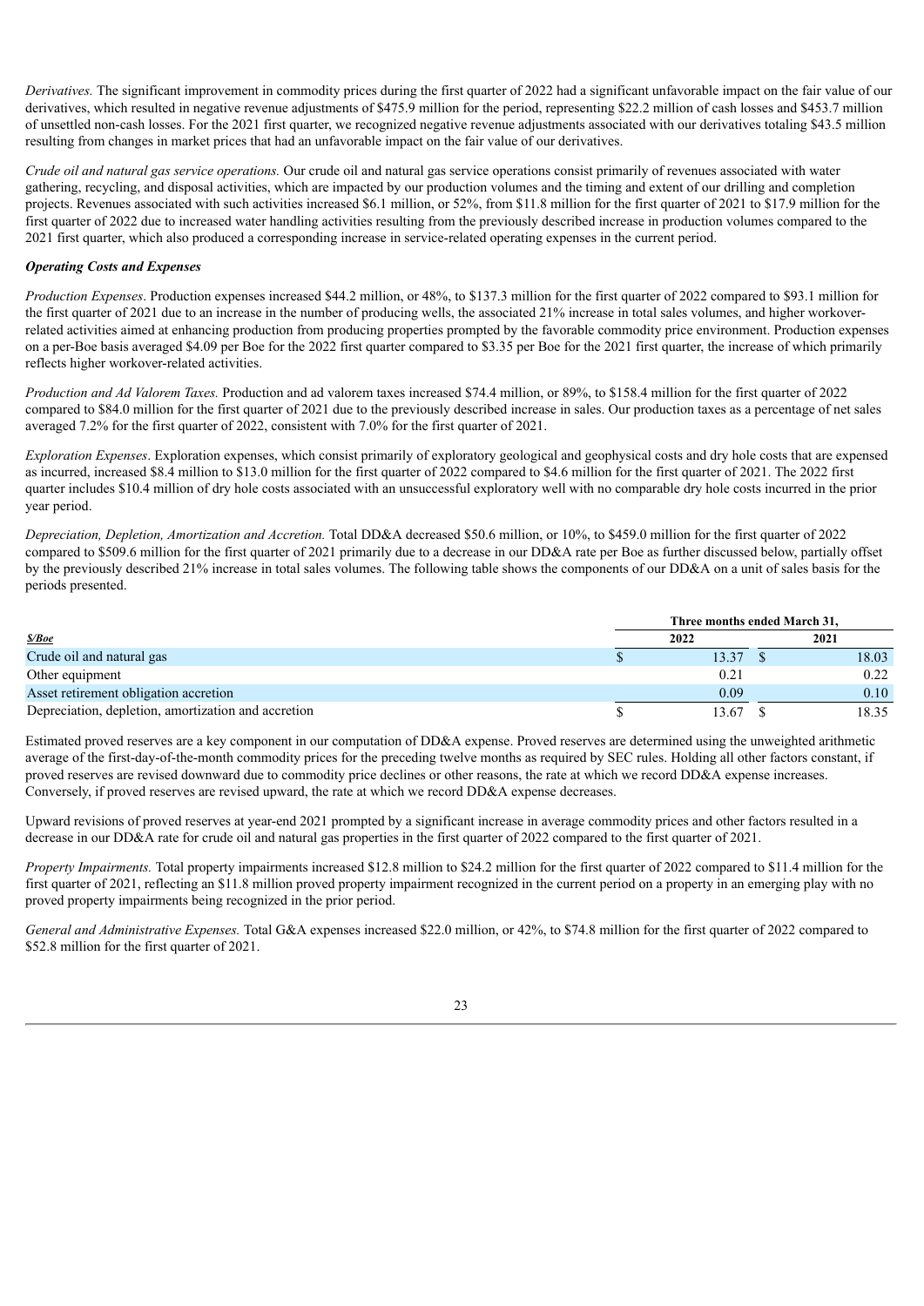*Derivatives.* The significant improvement in commodity prices during the first quarter of 2022 had a significant unfavorable impact on the fair value of our derivatives, which resulted in negative revenue adjustments of $475.9 million for the period, representing $22.2 million of cash losses and $453.7 million of unsettled non-cash losses. For the 2021 first quarter, we recognized negative revenue adjustments associated with our derivatives totaling $43.5 million resulting from changes in market prices that had an unfavorable impact on the fair value of our derivatives.

*Crude oil and natural gas service operations.* Our crude oil and natural gas service operations consist primarily of revenues associated with water gathering, recycling, and disposal activities, which are impacted by our production volumes and the timing and extent of our drilling and completion projects. Revenues associated with such activities increased $6.1 million, or 52%, from $11.8 million for the first quarter of 2021 to $17.9 million for the first quarter of 2022 due to increased water handling activities resulting from the previously described increase in production volumes compared to the 2021 first quarter, which also produced a corresponding increase in service-related operating expenses in the current period.

***Operating Costs and Expenses***

*Production Expenses*. Production expenses increased $44.2 million, or 48%, to $137.3 million for the first quarter of 2022 compared to $93.1 million for the first quarter of 2021 due to an increase in the number of producing wells, the associated 21% increase in total sales volumes, and higher workover-related activities aimed at enhancing production from producing properties prompted by the favorable commodity price environment. Production expenses on a per-Boe basis averaged $4.09 per Boe for the 2022 first quarter compared to $3.35 per Boe for the 2021 first quarter, the increase of which primarily reflects higher workover-related activities.

*Production and Ad Valorem Taxes.* Production and ad valorem taxes increased $74.4 million, or 89%, to $158.4 million for the first quarter of 2022 compared to $84.0 million for the first quarter of 2021 due to the previously described increase in sales. Our production taxes as a percentage of net sales averaged 7.2% for the first quarter of 2022, consistent with 7.0% for the first quarter of 2021.

*Exploration Expenses*. Exploration expenses, which consist primarily of exploratory geological and geophysical costs and dry hole costs that are expensed as incurred, increased $8.4 million to $13.0 million for the first quarter of 2022 compared to $4.6 million for the first quarter of 2021. The 2022 first quarter includes $10.4 million of dry hole costs associated with an unsuccessful exploratory well with no comparable dry hole costs incurred in the prior year period.

*Depreciation, Depletion, Amortization and Accretion.* Total DD&A decreased $50.6 million, or 10%, to $459.0 million for the first quarter of 2022 compared to $509.6 million for the first quarter of 2021 primarily due to a decrease in our DD&A rate per Boe as further discussed below, partially offset by the previously described 21% increase in total sales volumes. The following table shows the components of our DD&A on a unit of sales basis for the periods presented.

| | Three months ended March 31, | |
|---|---|---|
| ***$/Boe*** | **2022** | **2021** |
| Crude oil and natural gas | $ 13.37 | $ 18.03 |
| Other equipment | 0.21 | 0.22 |
| Asset retirement obligation accretion | 0.09 | 0.10 |
| Depreciation, depletion, amortization and accretion | $ 13.67 | $ 18.35 |

Estimated proved reserves are a key component in our computation of DD&A expense. Proved reserves are determined using the unweighted arithmetic average of the first-day-of-the-month commodity prices for the preceding twelve months as required by SEC rules. Holding all other factors constant, if proved reserves are revised downward due to commodity price declines or other reasons, the rate at which we record DD&A expense increases. Conversely, if proved reserves are revised upward, the rate at which we record DD&A expense decreases.

Upward revisions of proved reserves at year-end 2021 prompted by a significant increase in average commodity prices and other factors resulted in a decrease in our DD&A rate for crude oil and natural gas properties in the first quarter of 2022 compared to the first quarter of 2021.

*Property Impairments.* Total property impairments increased $12.8 million to $24.2 million for the first quarter of 2022 compared to $11.4 million for the first quarter of 2021, reflecting an $11.8 million proved property impairment recognized in the current period on a property in an emerging play with no proved property impairments being recognized in the prior period.

*General and Administrative Expenses.* Total G&A expenses increased $22.0 million, or 42%, to $74.8 million for the first quarter of 2022 compared to $52.8 million for the first quarter of 2021.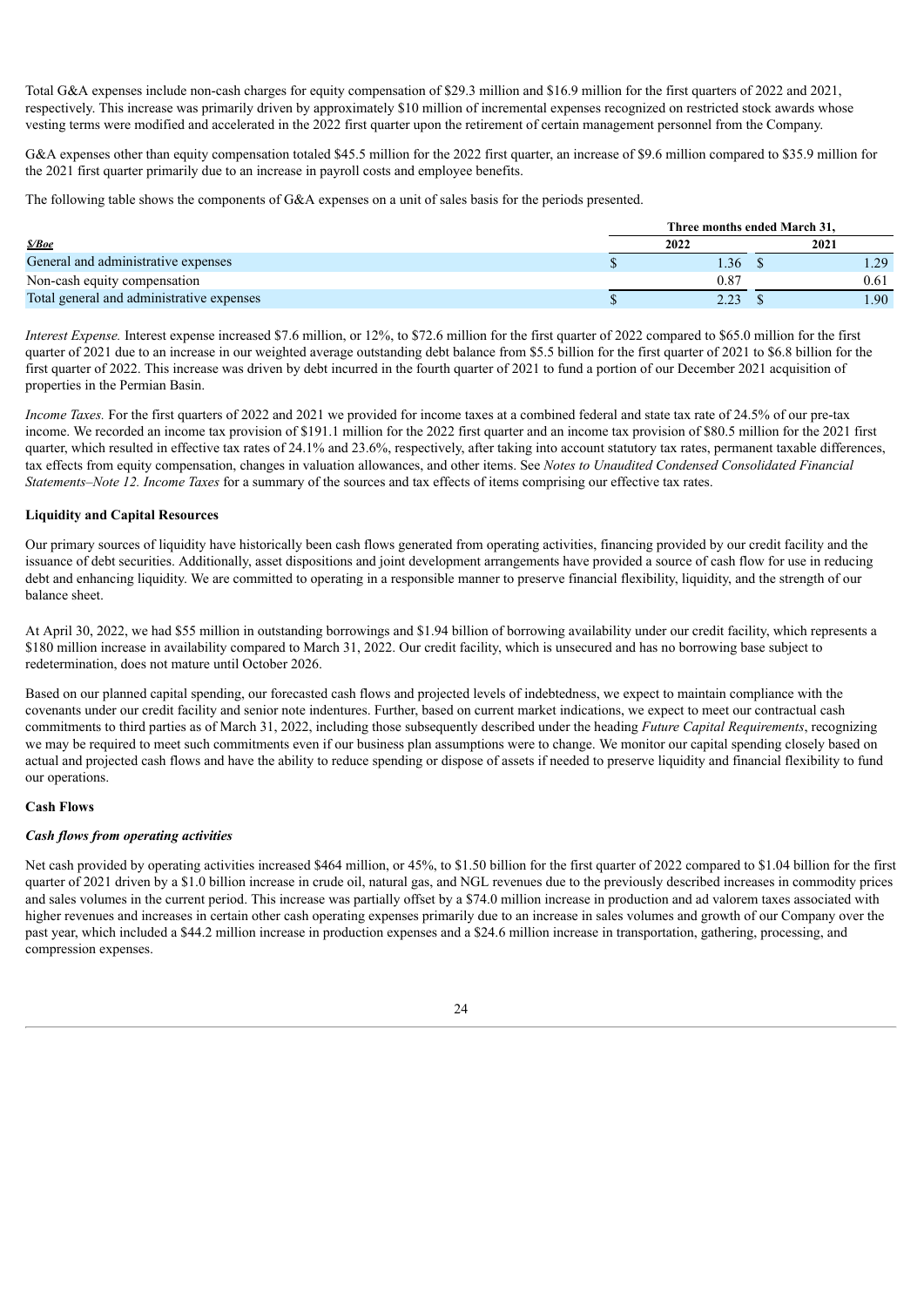Total G&A expenses include non-cash charges for equity compensation of $29.3 million and $16.9 million for the first quarters of 2022 and 2021, respectively. This increase was primarily driven by approximately $10 million of incremental expenses recognized on restricted stock awards whose vesting terms were modified and accelerated in the 2022 first quarter upon the retirement of certain management personnel from the Company.

G&A expenses other than equity compensation totaled $45.5 million for the 2022 first quarter, an increase of $9.6 million compared to $35.9 million for the 2021 first quarter primarily due to an increase in payroll costs and employee benefits.

The following table shows the components of G&A expenses on a unit of sales basis for the periods presented.

| | Three months ended March 31, | |
|---|---|---|
| ***$/Boe*** | **2022** | **2021** |
| General and administrative expenses | $ 1.36 | $ 1.29 |
| Non-cash equity compensation | 0.87 | 0.61 |
| Total general and administrative expenses | $ 2.23 | $ 1.90 |

*Interest Expense.* Interest expense increased $7.6 million, or 12%, to $72.6 million for the first quarter of 2022 compared to $65.0 million for the first quarter of 2021 due to an increase in our weighted average outstanding debt balance from $5.5 billion for the first quarter of 2021 to $6.8 billion for the first quarter of 2022. This increase was driven by debt incurred in the fourth quarter of 2021 to fund a portion of our December 2021 acquisition of properties in the Permian Basin.

*Income Taxes.* For the first quarters of 2022 and 2021 we provided for income taxes at a combined federal and state tax rate of 24.5% of our pre-tax income. We recorded an income tax provision of $191.1 million for the 2022 first quarter and an income tax provision of $80.5 million for the 2021 first quarter, which resulted in effective tax rates of 24.1% and 23.6%, respectively, after taking into account statutory tax rates, permanent taxable differences, tax effects from equity compensation, changes in valuation allowances, and other items. See *Notes to Unaudited Condensed Consolidated Financial Statements–Note 12. Income Taxes* for a summary of the sources and tax effects of items comprising our effective tax rates.

**Liquidity and Capital Resources**

Our primary sources of liquidity have historically been cash flows generated from operating activities, financing provided by our credit facility and the issuance of debt securities. Additionally, asset dispositions and joint development arrangements have provided a source of cash flow for use in reducing debt and enhancing liquidity. We are committed to operating in a responsible manner to preserve financial flexibility, liquidity, and the strength of our balance sheet.

At April 30, 2022, we had $55 million in outstanding borrowings and $1.94 billion of borrowing availability under our credit facility, which represents a $180 million increase in availability compared to March 31, 2022. Our credit facility, which is unsecured and has no borrowing base subject to redetermination, does not mature until October 2026.

Based on our planned capital spending, our forecasted cash flows and projected levels of indebtedness, we expect to maintain compliance with the covenants under our credit facility and senior note indentures. Further, based on current market indications, we expect to meet our contractual cash commitments to third parties as of March 31, 2022, including those subsequently described under the heading *Future Capital Requirements*, recognizing we may be required to meet such commitments even if our business plan assumptions were to change. We monitor our capital spending closely based on actual and projected cash flows and have the ability to reduce spending or dispose of assets if needed to preserve liquidity and financial flexibility to fund our operations.

**Cash Flows**

***Cash flows from operating activities***

Net cash provided by operating activities increased $464 million, or 45%, to $1.50 billion for the first quarter of 2022 compared to $1.04 billion for the first quarter of 2021 driven by a $1.0 billion increase in crude oil, natural gas, and NGL revenues due to the previously described increases in commodity prices and sales volumes in the current period. This increase was partially offset by a $74.0 million increase in production and ad valorem taxes associated with higher revenues and increases in certain other cash operating expenses primarily due to an increase in sales volumes and growth of our Company over the past year, which included a $44.2 million increase in production expenses and a $24.6 million increase in transportation, gathering, processing, and compression expenses.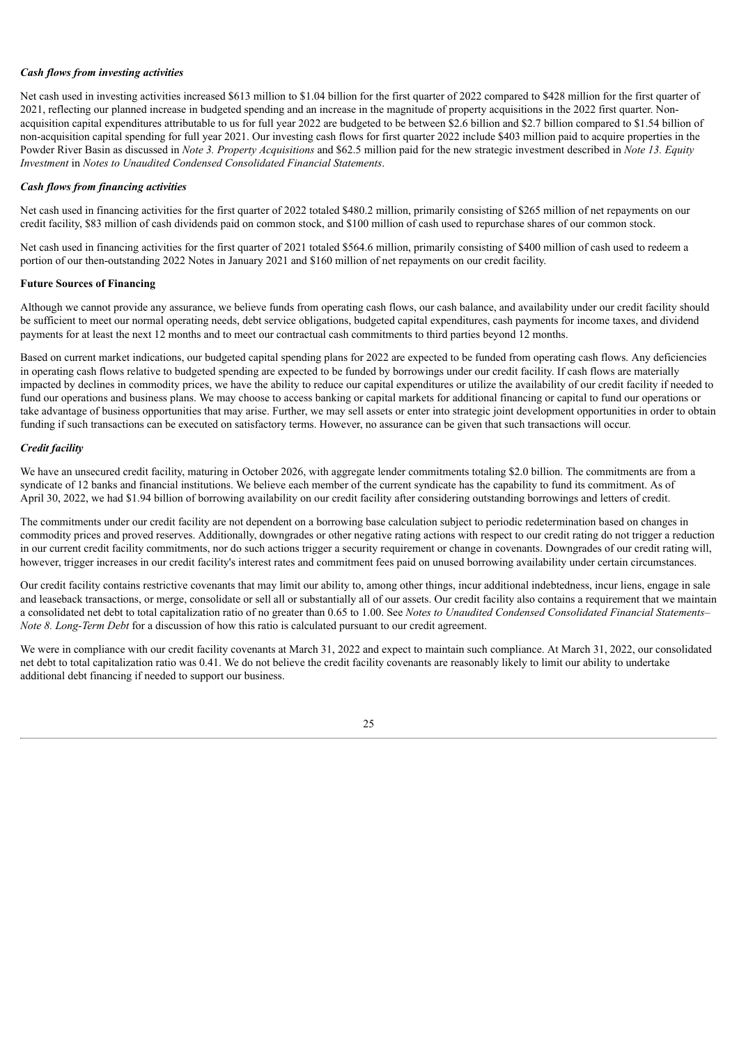### *Cash flows from investing activities*

Net cash used in investing activities increased $613 million to $1.04 billion for the first quarter of 2022 compared to $428 million for the first quarter of 2021, reflecting our planned increase in budgeted spending and an increase in the magnitude of property acquisitions in the 2022 first quarter. Non-acquisition capital expenditures attributable to us for full year 2022 are budgeted to be between $2.6 billion and $2.7 billion compared to $1.54 billion of non-acquisition capital spending for full year 2021. Our investing cash flows for first quarter 2022 include $403 million paid to acquire properties in the Powder River Basin as discussed in *Note 3. Property Acquisitions* and $62.5 million paid for the new strategic investment described in *Note 13. Equity Investment* in *Notes to Unaudited Condensed Consolidated Financial Statements*.

### *Cash flows from financing activities*

Net cash used in financing activities for the first quarter of 2022 totaled $480.2 million, primarily consisting of $265 million of net repayments on our credit facility, $83 million of cash dividends paid on common stock, and $100 million of cash used to repurchase shares of our common stock.

Net cash used in financing activities for the first quarter of 2021 totaled $564.6 million, primarily consisting of $400 million of cash used to redeem a portion of our then-outstanding 2022 Notes in January 2021 and $160 million of net repayments on our credit facility.

## Future Sources of Financing

Although we cannot provide any assurance, we believe funds from operating cash flows, our cash balance, and availability under our credit facility should be sufficient to meet our normal operating needs, debt service obligations, budgeted capital expenditures, cash payments for income taxes, and dividend payments for at least the next 12 months and to meet our contractual cash commitments to third parties beyond 12 months.

Based on current market indications, our budgeted capital spending plans for 2022 are expected to be funded from operating cash flows. Any deficiencies in operating cash flows relative to budgeted spending are expected to be funded by borrowings under our credit facility. If cash flows are materially impacted by declines in commodity prices, we have the ability to reduce our capital expenditures or utilize the availability of our credit facility if needed to fund our operations and business plans. We may choose to access banking or capital markets for additional financing or capital to fund our operations or take advantage of business opportunities that may arise. Further, we may sell assets or enter into strategic joint development opportunities in order to obtain funding if such transactions can be executed on satisfactory terms. However, no assurance can be given that such transactions will occur.

### *Credit facility*

We have an unsecured credit facility, maturing in October 2026, with aggregate lender commitments totaling $2.0 billion. The commitments are from a syndicate of 12 banks and financial institutions. We believe each member of the current syndicate has the capability to fund its commitment. As of April 30, 2022, we had $1.94 billion of borrowing availability on our credit facility after considering outstanding borrowings and letters of credit.

The commitments under our credit facility are not dependent on a borrowing base calculation subject to periodic redetermination based on changes in commodity prices and proved reserves. Additionally, downgrades or other negative rating actions with respect to our credit rating do not trigger a reduction in our current credit facility commitments, nor do such actions trigger a security requirement or change in covenants. Downgrades of our credit rating will, however, trigger increases in our credit facility's interest rates and commitment fees paid on unused borrowing availability under certain circumstances.

Our credit facility contains restrictive covenants that may limit our ability to, among other things, incur additional indebtedness, incur liens, engage in sale and leaseback transactions, or merge, consolidate or sell all or substantially all of our assets. Our credit facility also contains a requirement that we maintain a consolidated net debt to total capitalization ratio of no greater than 0.65 to 1.00. See *Notes to Unaudited Condensed Consolidated Financial Statements– Note 8. Long-Term Debt* for a discussion of how this ratio is calculated pursuant to our credit agreement.

We were in compliance with our credit facility covenants at March 31, 2022 and expect to maintain such compliance. At March 31, 2022, our consolidated net debt to total capitalization ratio was 0.41. We do not believe the credit facility covenants are reasonably likely to limit our ability to undertake additional debt financing if needed to support our business.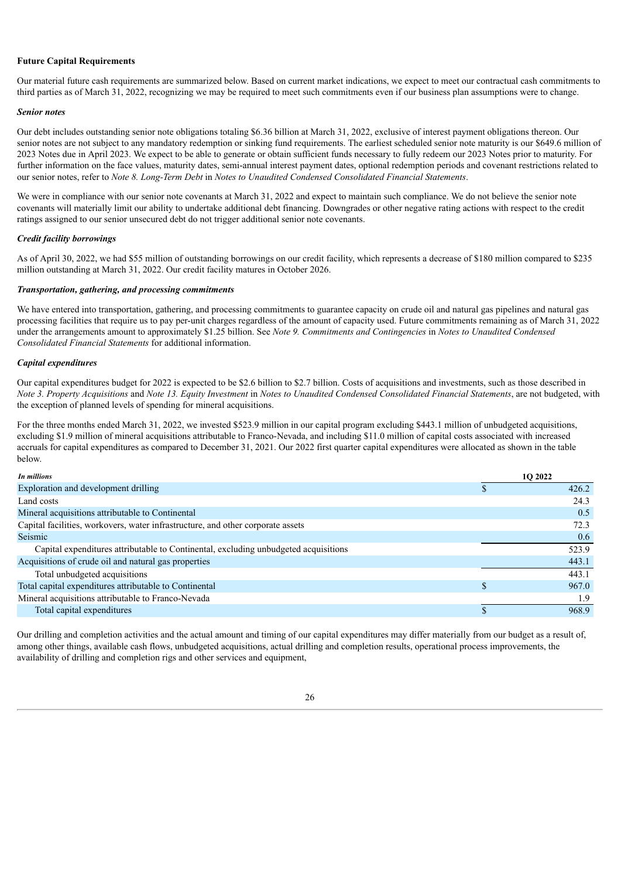**Future Capital Requirements**

Our material future cash requirements are summarized below. Based on current market indications, we expect to meet our contractual cash commitments to third parties as of March 31, 2022, recognizing we may be required to meet such commitments even if our business plan assumptions were to change.

***Senior notes***

Our debt includes outstanding senior note obligations totaling $6.36 billion at March 31, 2022, exclusive of interest payment obligations thereon. Our senior notes are not subject to any mandatory redemption or sinking fund requirements. The earliest scheduled senior note maturity is our $649.6 million of 2023 Notes due in April 2023. We expect to be able to generate or obtain sufficient funds necessary to fully redeem our 2023 Notes prior to maturity. For further information on the face values, maturity dates, semi-annual interest payment dates, optional redemption periods and covenant restrictions related to our senior notes, refer to *Note 8. Long-Term Debt* in *Notes to Unaudited Condensed Consolidated Financial Statements*.

We were in compliance with our senior note covenants at March 31, 2022 and expect to maintain such compliance. We do not believe the senior note covenants will materially limit our ability to undertake additional debt financing. Downgrades or other negative rating actions with respect to the credit ratings assigned to our senior unsecured debt do not trigger additional senior note covenants.

***Credit facility borrowings***

As of April 30, 2022, we had $55 million of outstanding borrowings on our credit facility, which represents a decrease of $180 million compared to $235 million outstanding at March 31, 2022. Our credit facility matures in October 2026.

***Transportation, gathering, and processing commitments***

We have entered into transportation, gathering, and processing commitments to guarantee capacity on crude oil and natural gas pipelines and natural gas processing facilities that require us to pay per-unit charges regardless of the amount of capacity used. Future commitments remaining as of March 31, 2022 under the arrangements amount to approximately $1.25 billion. See *Note 9. Commitments and Contingencies* in *Notes to Unaudited Condensed Consolidated Financial Statements* for additional information.

***Capital expenditures***

Our capital expenditures budget for 2022 is expected to be $2.6 billion to $2.7 billion. Costs of acquisitions and investments, such as those described in *Note 3. Property Acquisitions* and *Note 13. Equity Investment* in *Notes to Unaudited Condensed Consolidated Financial Statements*, are not budgeted, with the exception of planned levels of spending for mineral acquisitions.

For the three months ended March 31, 2022, we invested $523.9 million in our capital program excluding $443.1 million of unbudgeted acquisitions, excluding $1.9 million of mineral acquisitions attributable to Franco-Nevada, and including $11.0 million of capital costs associated with increased accruals for capital expenditures as compared to December 31, 2021. Our 2022 first quarter capital expenditures were allocated as shown in the table below.

| *In millions* | 1Q 2022 |
|---|---|
| Exploration and development drilling | $ 426.2 |
| Land costs | 24.3 |
| Mineral acquisitions attributable to Continental | 0.5 |
| Capital facilities, workovers, water infrastructure, and other corporate assets | 72.3 |
| Seismic | 0.6 |
| Capital expenditures attributable to Continental, excluding unbudgeted acquisitions | 523.9 |
| Acquisitions of crude oil and natural gas properties | 443.1 |
| Total unbudgeted acquisitions | 443.1 |
| Total capital expenditures attributable to Continental | $ 967.0 |
| Mineral acquisitions attributable to Franco-Nevada | 1.9 |
| Total capital expenditures | $ 968.9 |

Our drilling and completion activities and the actual amount and timing of our capital expenditures may differ materially from our budget as a result of, among other things, available cash flows, unbudgeted acquisitions, actual drilling and completion results, operational process improvements, the availability of drilling and completion rigs and other services and equipment,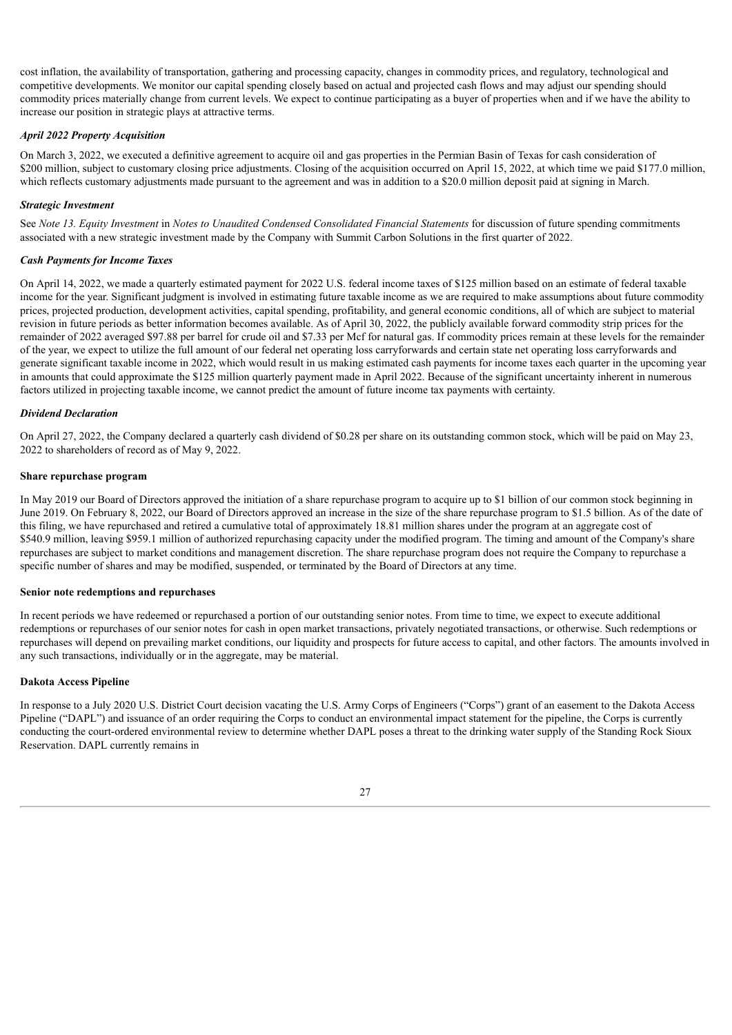cost inflation, the availability of transportation, gathering and processing capacity, changes in commodity prices, and regulatory, technological and competitive developments. We monitor our capital spending closely based on actual and projected cash flows and may adjust our spending should commodity prices materially change from current levels. We expect to continue participating as a buyer of properties when and if we have the ability to increase our position in strategic plays at attractive terms.

***April 2022 Property Acquisition***

On March 3, 2022, we executed a definitive agreement to acquire oil and gas properties in the Permian Basin of Texas for cash consideration of $200 million, subject to customary closing price adjustments. Closing of the acquisition occurred on April 15, 2022, at which time we paid $177.0 million, which reflects customary adjustments made pursuant to the agreement and was in addition to a $20.0 million deposit paid at signing in March.

***Strategic Investment***

See *Note 13. Equity Investment* in *Notes to Unaudited Condensed Consolidated Financial Statements* for discussion of future spending commitments associated with a new strategic investment made by the Company with Summit Carbon Solutions in the first quarter of 2022.

***Cash Payments for Income Taxes***

On April 14, 2022, we made a quarterly estimated payment for 2022 U.S. federal income taxes of $125 million based on an estimate of federal taxable income for the year. Significant judgment is involved in estimating future taxable income as we are required to make assumptions about future commodity prices, projected production, development activities, capital spending, profitability, and general economic conditions, all of which are subject to material revision in future periods as better information becomes available. As of April 30, 2022, the publicly available forward commodity strip prices for the remainder of 2022 averaged $97.88 per barrel for crude oil and $7.33 per Mcf for natural gas. If commodity prices remain at these levels for the remainder of the year, we expect to utilize the full amount of our federal net operating loss carryforwards and certain state net operating loss carryforwards and generate significant taxable income in 2022, which would result in us making estimated cash payments for income taxes each quarter in the upcoming year in amounts that could approximate the $125 million quarterly payment made in April 2022. Because of the significant uncertainty inherent in numerous factors utilized in projecting taxable income, we cannot predict the amount of future income tax payments with certainty.

***Dividend Declaration***

On April 27, 2022, the Company declared a quarterly cash dividend of $0.28 per share on its outstanding common stock, which will be paid on May 23, 2022 to shareholders of record as of May 9, 2022.

**Share repurchase program**

In May 2019 our Board of Directors approved the initiation of a share repurchase program to acquire up to $1 billion of our common stock beginning in June 2019. On February 8, 2022, our Board of Directors approved an increase in the size of the share repurchase program to $1.5 billion. As of the date of this filing, we have repurchased and retired a cumulative total of approximately 18.81 million shares under the program at an aggregate cost of $540.9 million, leaving $959.1 million of authorized repurchasing capacity under the modified program. The timing and amount of the Company's share repurchases are subject to market conditions and management discretion. The share repurchase program does not require the Company to repurchase a specific number of shares and may be modified, suspended, or terminated by the Board of Directors at any time.

**Senior note redemptions and repurchases**

In recent periods we have redeemed or repurchased a portion of our outstanding senior notes. From time to time, we expect to execute additional redemptions or repurchases of our senior notes for cash in open market transactions, privately negotiated transactions, or otherwise. Such redemptions or repurchases will depend on prevailing market conditions, our liquidity and prospects for future access to capital, and other factors. The amounts involved in any such transactions, individually or in the aggregate, may be material.

**Dakota Access Pipeline**

In response to a July 2020 U.S. District Court decision vacating the U.S. Army Corps of Engineers ("Corps") grant of an easement to the Dakota Access Pipeline ("DAPL") and issuance of an order requiring the Corps to conduct an environmental impact statement for the pipeline, the Corps is currently conducting the court-ordered environmental review to determine whether DAPL poses a threat to the drinking water supply of the Standing Rock Sioux Reservation. DAPL currently remains in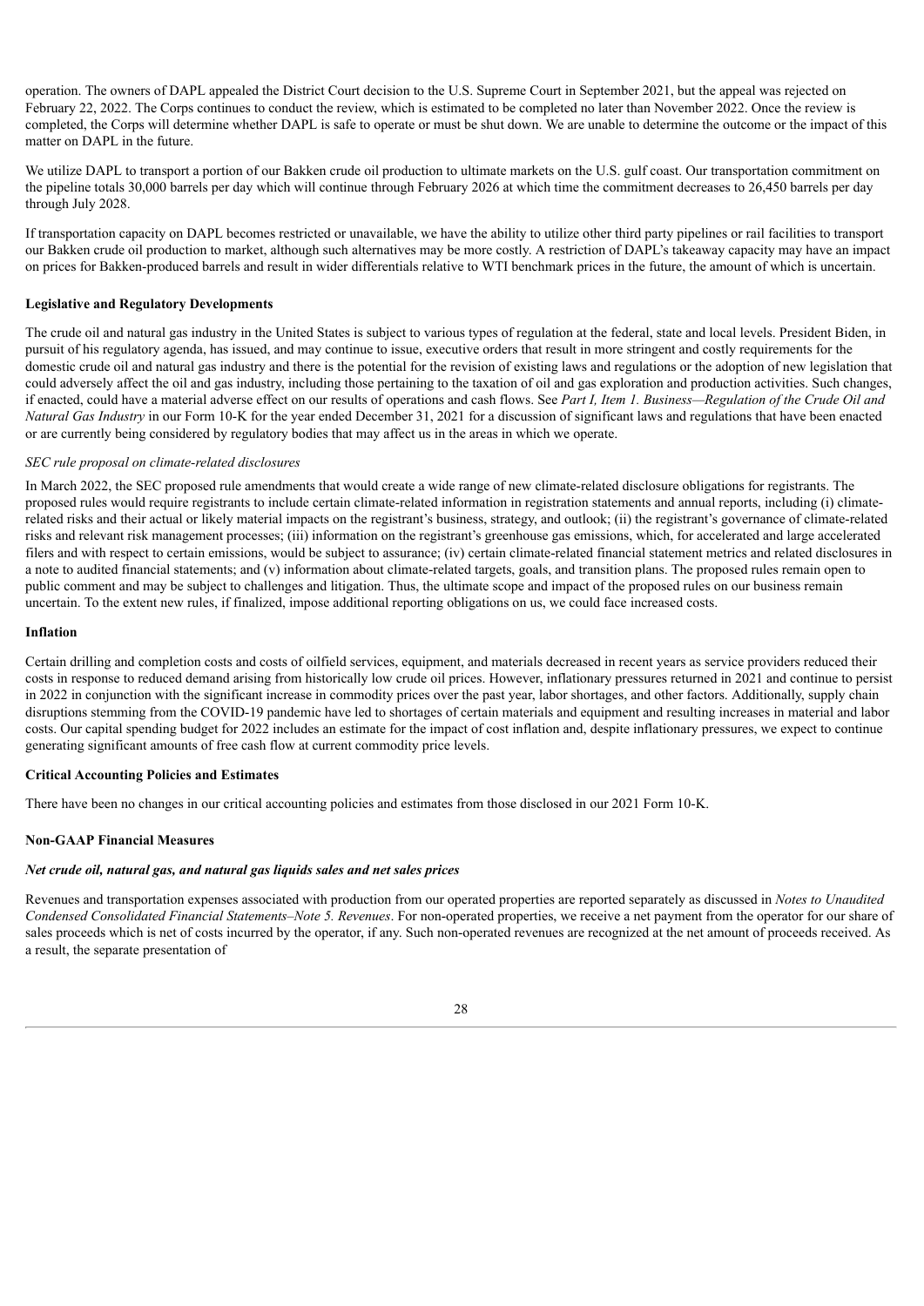operation. The owners of DAPL appealed the District Court decision to the U.S. Supreme Court in September 2021, but the appeal was rejected on February 22, 2022. The Corps continues to conduct the review, which is estimated to be completed no later than November 2022. Once the review is completed, the Corps will determine whether DAPL is safe to operate or must be shut down. We are unable to determine the outcome or the impact of this matter on DAPL in the future.

We utilize DAPL to transport a portion of our Bakken crude oil production to ultimate markets on the U.S. gulf coast. Our transportation commitment on the pipeline totals 30,000 barrels per day which will continue through February 2026 at which time the commitment decreases to 26,450 barrels per day through July 2028.

If transportation capacity on DAPL becomes restricted or unavailable, we have the ability to utilize other third party pipelines or rail facilities to transport our Bakken crude oil production to market, although such alternatives may be more costly. A restriction of DAPL's takeaway capacity may have an impact on prices for Bakken-produced barrels and result in wider differentials relative to WTI benchmark prices in the future, the amount of which is uncertain.

**Legislative and Regulatory Developments**

The crude oil and natural gas industry in the United States is subject to various types of regulation at the federal, state and local levels. President Biden, in pursuit of his regulatory agenda, has issued, and may continue to issue, executive orders that result in more stringent and costly requirements for the domestic crude oil and natural gas industry and there is the potential for the revision of existing laws and regulations or the adoption of new legislation that could adversely affect the oil and gas industry, including those pertaining to the taxation of oil and gas exploration and production activities. Such changes, if enacted, could have a material adverse effect on our results of operations and cash flows. See *Part I, Item 1. Business—Regulation of the Crude Oil and Natural Gas Industry* in our Form 10-K for the year ended December 31, 2021 for a discussion of significant laws and regulations that have been enacted or are currently being considered by regulatory bodies that may affect us in the areas in which we operate.

*SEC rule proposal on climate-related disclosures*

In March 2022, the SEC proposed rule amendments that would create a wide range of new climate-related disclosure obligations for registrants. The proposed rules would require registrants to include certain climate-related information in registration statements and annual reports, including (i) climate-related risks and their actual or likely material impacts on the registrant's business, strategy, and outlook; (ii) the registrant's governance of climate-related risks and relevant risk management processes; (iii) information on the registrant's greenhouse gas emissions, which, for accelerated and large accelerated filers and with respect to certain emissions, would be subject to assurance; (iv) certain climate-related financial statement metrics and related disclosures in a note to audited financial statements; and (v) information about climate-related targets, goals, and transition plans. The proposed rules remain open to public comment and may be subject to challenges and litigation. Thus, the ultimate scope and impact of the proposed rules on our business remain uncertain. To the extent new rules, if finalized, impose additional reporting obligations on us, we could face increased costs.

**Inflation**

Certain drilling and completion costs and costs of oilfield services, equipment, and materials decreased in recent years as service providers reduced their costs in response to reduced demand arising from historically low crude oil prices. However, inflationary pressures returned in 2021 and continue to persist in 2022 in conjunction with the significant increase in commodity prices over the past year, labor shortages, and other factors. Additionally, supply chain disruptions stemming from the COVID-19 pandemic have led to shortages of certain materials and equipment and resulting increases in material and labor costs. Our capital spending budget for 2022 includes an estimate for the impact of cost inflation and, despite inflationary pressures, we expect to continue generating significant amounts of free cash flow at current commodity price levels.

**Critical Accounting Policies and Estimates**

There have been no changes in our critical accounting policies and estimates from those disclosed in our 2021 Form 10-K.

**Non-GAAP Financial Measures**

***Net crude oil, natural gas, and natural gas liquids sales and net sales prices***

Revenues and transportation expenses associated with production from our operated properties are reported separately as discussed in *Notes to Unaudited Condensed Consolidated Financial Statements–Note 5. Revenues*. For non-operated properties, we receive a net payment from the operator for our share of sales proceeds which is net of costs incurred by the operator, if any. Such non-operated revenues are recognized at the net amount of proceeds received. As a result, the separate presentation of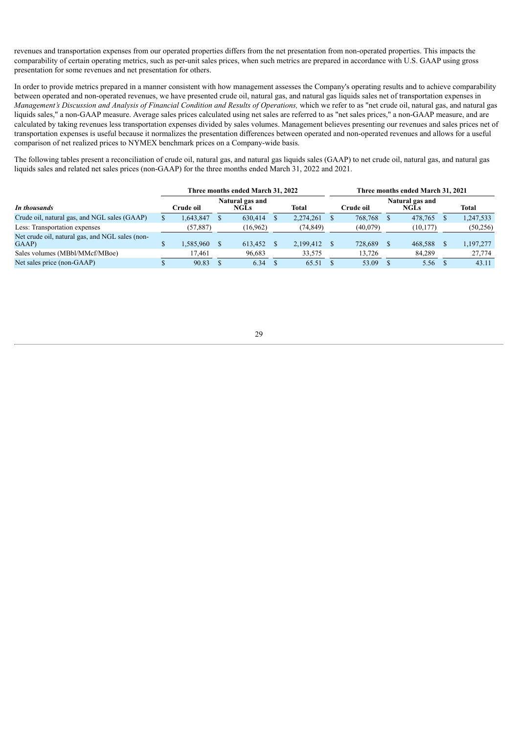revenues and transportation expenses from our operated properties differs from the net presentation from non-operated properties. This impacts the comparability of certain operating metrics, such as per-unit sales prices, when such metrics are prepared in accordance with U.S. GAAP using gross presentation for some revenues and net presentation for others.

In order to provide metrics prepared in a manner consistent with how management assesses the Company's operating results and to achieve comparability between operated and non-operated revenues, we have presented crude oil, natural gas, and natural gas liquids sales net of transportation expenses in *Management's Discussion and Analysis of Financial Condition and Results of Operations,* which we refer to as "net crude oil, natural gas, and natural gas liquids sales," a non-GAAP measure. Average sales prices calculated using net sales are referred to as "net sales prices," a non-GAAP measure, and are calculated by taking revenues less transportation expenses divided by sales volumes. Management believes presenting our revenues and sales prices net of transportation expenses is useful because it normalizes the presentation differences between operated and non-operated revenues and allows for a useful comparison of net realized prices to NYMEX benchmark prices on a Company-wide basis.

The following tables present a reconciliation of crude oil, natural gas, and natural gas liquids sales (GAAP) to net crude oil, natural gas, and natural gas liquids sales and related net sales prices (non-GAAP) for the three months ended March 31, 2022 and 2021.

| | Three months ended March 31, 2022 | | | Three months ended March 31, 2021 | | |
|---|---|---|---|---|---|---|
| *In thousands* | Crude oil | Natural gas and NGLs | Total | Crude oil | Natural gas and NGLs | Total |
| Crude oil, natural gas, and NGL sales (GAAP) | $ 1,643,847 | $ 630,414 | $ 2,274,261 | $ 768,768 | $ 478,765 | $ 1,247,533 |
| Less: Transportation expenses | (57,887) | (16,962) | (74,849) | (40,079) | (10,177) | (50,256) |
| Net crude oil, natural gas, and NGL sales (non-GAAP) | $ 1,585,960 | $ 613,452 | $ 2,199,412 | $ 728,689 | $ 468,588 | $ 1,197,277 |
| Sales volumes (MBbl/MMcf/MBoe) | 17,461 | 96,683 | 33,575 | 13,726 | 84,289 | 27,774 |
| Net sales price (non-GAAP) | $ 90.83 | $ 6.34 | $ 65.51 | $ 53.09 | $ 5.56 | $ 43.11 |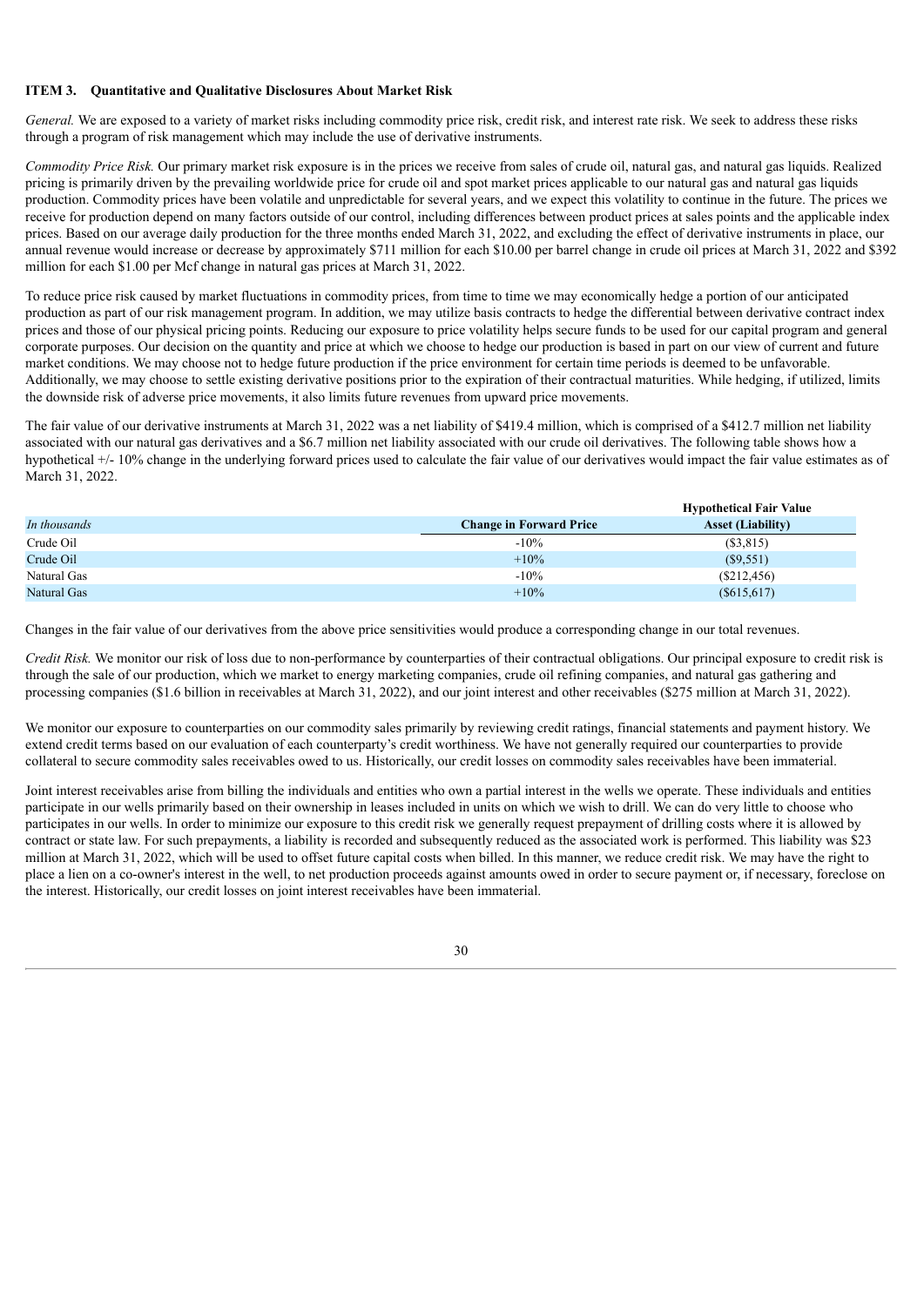**ITEM 3. Quantitative and Qualitative Disclosures About Market Risk**

*General.* We are exposed to a variety of market risks including commodity price risk, credit risk, and interest rate risk. We seek to address these risks through a program of risk management which may include the use of derivative instruments.

*Commodity Price Risk.* Our primary market risk exposure is in the prices we receive from sales of crude oil, natural gas, and natural gas liquids. Realized pricing is primarily driven by the prevailing worldwide price for crude oil and spot market prices applicable to our natural gas and natural gas liquids production. Commodity prices have been volatile and unpredictable for several years, and we expect this volatility to continue in the future. The prices we receive for production depend on many factors outside of our control, including differences between product prices at sales points and the applicable index prices. Based on our average daily production for the three months ended March 31, 2022, and excluding the effect of derivative instruments in place, our annual revenue would increase or decrease by approximately $711 million for each $10.00 per barrel change in crude oil prices at March 31, 2022 and $392 million for each $1.00 per Mcf change in natural gas prices at March 31, 2022.

To reduce price risk caused by market fluctuations in commodity prices, from time to time we may economically hedge a portion of our anticipated production as part of our risk management program. In addition, we may utilize basis contracts to hedge the differential between derivative contract index prices and those of our physical pricing points. Reducing our exposure to price volatility helps secure funds to be used for our capital program and general corporate purposes. Our decision on the quantity and price at which we choose to hedge our production is based in part on our view of current and future market conditions. We may choose not to hedge future production if the price environment for certain time periods is deemed to be unfavorable. Additionally, we may choose to settle existing derivative positions prior to the expiration of their contractual maturities. While hedging, if utilized, limits the downside risk of adverse price movements, it also limits future revenues from upward price movements.

The fair value of our derivative instruments at March 31, 2022 was a net liability of $419.4 million, which is comprised of a $412.7 million net liability associated with our natural gas derivatives and a $6.7 million net liability associated with our crude oil derivatives. The following table shows how a hypothetical +/- 10% change in the underlying forward prices used to calculate the fair value of our derivatives would impact the fair value estimates as of March 31, 2022.

| *In thousands* | Change in Forward Price | Hypothetical Fair Value Asset (Liability) |
|---|---|---|
| Crude Oil | -10% | ($3,815) |
| Crude Oil | +10% | ($9,551) |
| Natural Gas | -10% | ($212,456) |
| Natural Gas | +10% | ($615,617) |

Changes in the fair value of our derivatives from the above price sensitivities would produce a corresponding change in our total revenues.

*Credit Risk.* We monitor our risk of loss due to non-performance by counterparties of their contractual obligations. Our principal exposure to credit risk is through the sale of our production, which we market to energy marketing companies, crude oil refining companies, and natural gas gathering and processing companies ($1.6 billion in receivables at March 31, 2022), and our joint interest and other receivables ($275 million at March 31, 2022).

We monitor our exposure to counterparties on our commodity sales primarily by reviewing credit ratings, financial statements and payment history. We extend credit terms based on our evaluation of each counterparty's credit worthiness. We have not generally required our counterparties to provide collateral to secure commodity sales receivables owed to us. Historically, our credit losses on commodity sales receivables have been immaterial.

Joint interest receivables arise from billing the individuals and entities who own a partial interest in the wells we operate. These individuals and entities participate in our wells primarily based on their ownership in leases included in units on which we wish to drill. We can do very little to choose who participates in our wells. In order to minimize our exposure to this credit risk we generally request prepayment of drilling costs where it is allowed by contract or state law. For such prepayments, a liability is recorded and subsequently reduced as the associated work is performed. This liability was $23 million at March 31, 2022, which will be used to offset future capital costs when billed. In this manner, we reduce credit risk. We may have the right to place a lien on a co-owner's interest in the well, to net production proceeds against amounts owed in order to secure payment or, if necessary, foreclose on the interest. Historically, our credit losses on joint interest receivables have been immaterial.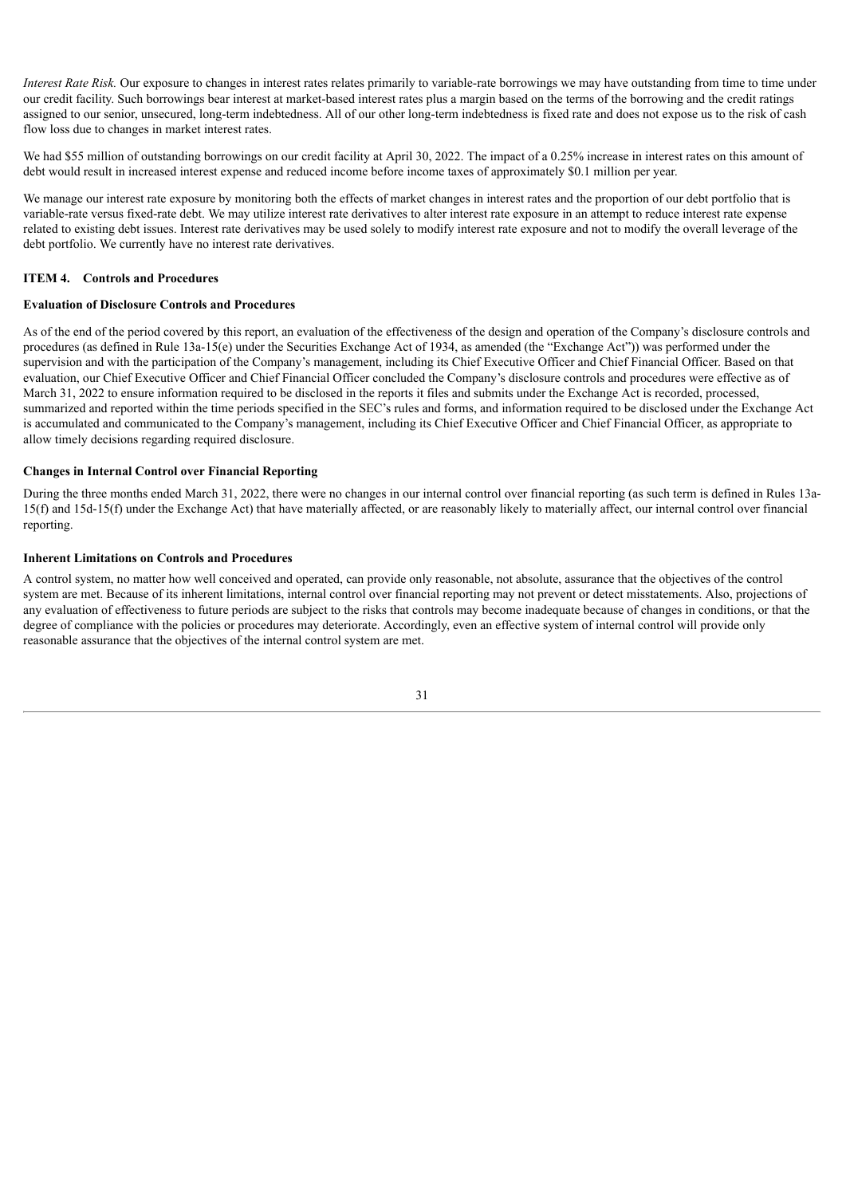*Interest Rate Risk.* Our exposure to changes in interest rates relates primarily to variable-rate borrowings we may have outstanding from time to time under our credit facility. Such borrowings bear interest at market-based interest rates plus a margin based on the terms of the borrowing and the credit ratings assigned to our senior, unsecured, long-term indebtedness. All of our other long-term indebtedness is fixed rate and does not expose us to the risk of cash flow loss due to changes in market interest rates.

We had $55 million of outstanding borrowings on our credit facility at April 30, 2022. The impact of a 0.25% increase in interest rates on this amount of debt would result in increased interest expense and reduced income before income taxes of approximately $0.1 million per year.

We manage our interest rate exposure by monitoring both the effects of market changes in interest rates and the proportion of our debt portfolio that is variable-rate versus fixed-rate debt. We may utilize interest rate derivatives to alter interest rate exposure in an attempt to reduce interest rate expense related to existing debt issues. Interest rate derivatives may be used solely to modify interest rate exposure and not to modify the overall leverage of the debt portfolio. We currently have no interest rate derivatives.

## ITEM 4. Controls and Procedures

### Evaluation of Disclosure Controls and Procedures

As of the end of the period covered by this report, an evaluation of the effectiveness of the design and operation of the Company's disclosure controls and procedures (as defined in Rule 13a-15(e) under the Securities Exchange Act of 1934, as amended (the "Exchange Act")) was performed under the supervision and with the participation of the Company's management, including its Chief Executive Officer and Chief Financial Officer. Based on that evaluation, our Chief Executive Officer and Chief Financial Officer concluded the Company's disclosure controls and procedures were effective as of March 31, 2022 to ensure information required to be disclosed in the reports it files and submits under the Exchange Act is recorded, processed, summarized and reported within the time periods specified in the SEC's rules and forms, and information required to be disclosed under the Exchange Act is accumulated and communicated to the Company's management, including its Chief Executive Officer and Chief Financial Officer, as appropriate to allow timely decisions regarding required disclosure.

### Changes in Internal Control over Financial Reporting

During the three months ended March 31, 2022, there were no changes in our internal control over financial reporting (as such term is defined in Rules 13a-15(f) and 15d-15(f) under the Exchange Act) that have materially affected, or are reasonably likely to materially affect, our internal control over financial reporting.

### Inherent Limitations on Controls and Procedures

A control system, no matter how well conceived and operated, can provide only reasonable, not absolute, assurance that the objectives of the control system are met. Because of its inherent limitations, internal control over financial reporting may not prevent or detect misstatements. Also, projections of any evaluation of effectiveness to future periods are subject to the risks that controls may become inadequate because of changes in conditions, or that the degree of compliance with the policies or procedures may deteriorate. Accordingly, even an effective system of internal control will provide only reasonable assurance that the objectives of the internal control system are met.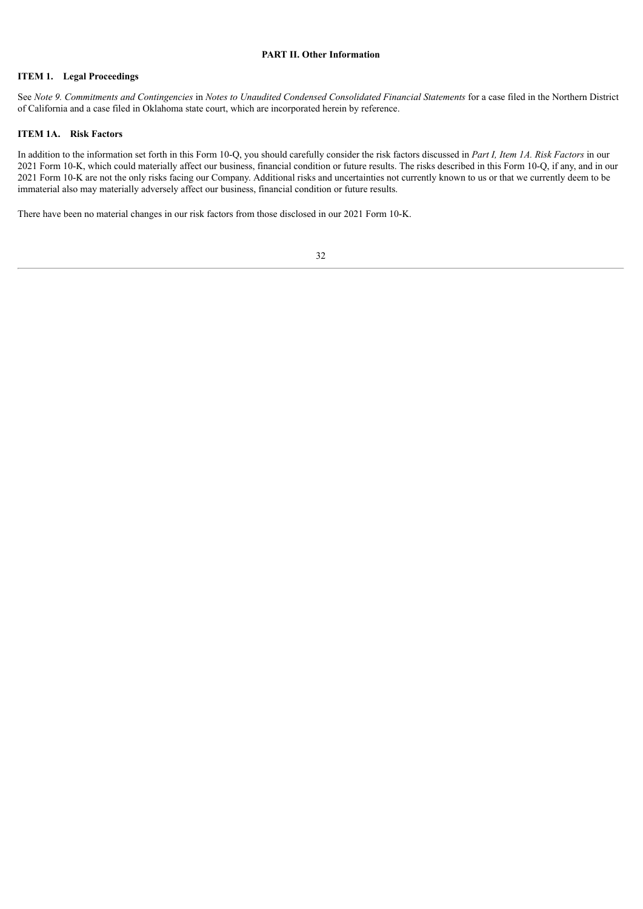## PART II. Other Information

### ITEM 1. Legal Proceedings

See *Note 9. Commitments and Contingencies* in *Notes to Unaudited Condensed Consolidated Financial Statements* for a case filed in the Northern District of California and a case filed in Oklahoma state court, which are incorporated herein by reference.

### ITEM 1A. Risk Factors

In addition to the information set forth in this Form 10-Q, you should carefully consider the risk factors discussed in *Part I, Item 1A. Risk Factors* in our 2021 Form 10-K, which could materially affect our business, financial condition or future results. The risks described in this Form 10-Q, if any, and in our 2021 Form 10-K are not the only risks facing our Company. Additional risks and uncertainties not currently known to us or that we currently deem to be immaterial also may materially adversely affect our business, financial condition or future results.

There have been no material changes in our risk factors from those disclosed in our 2021 Form 10-K.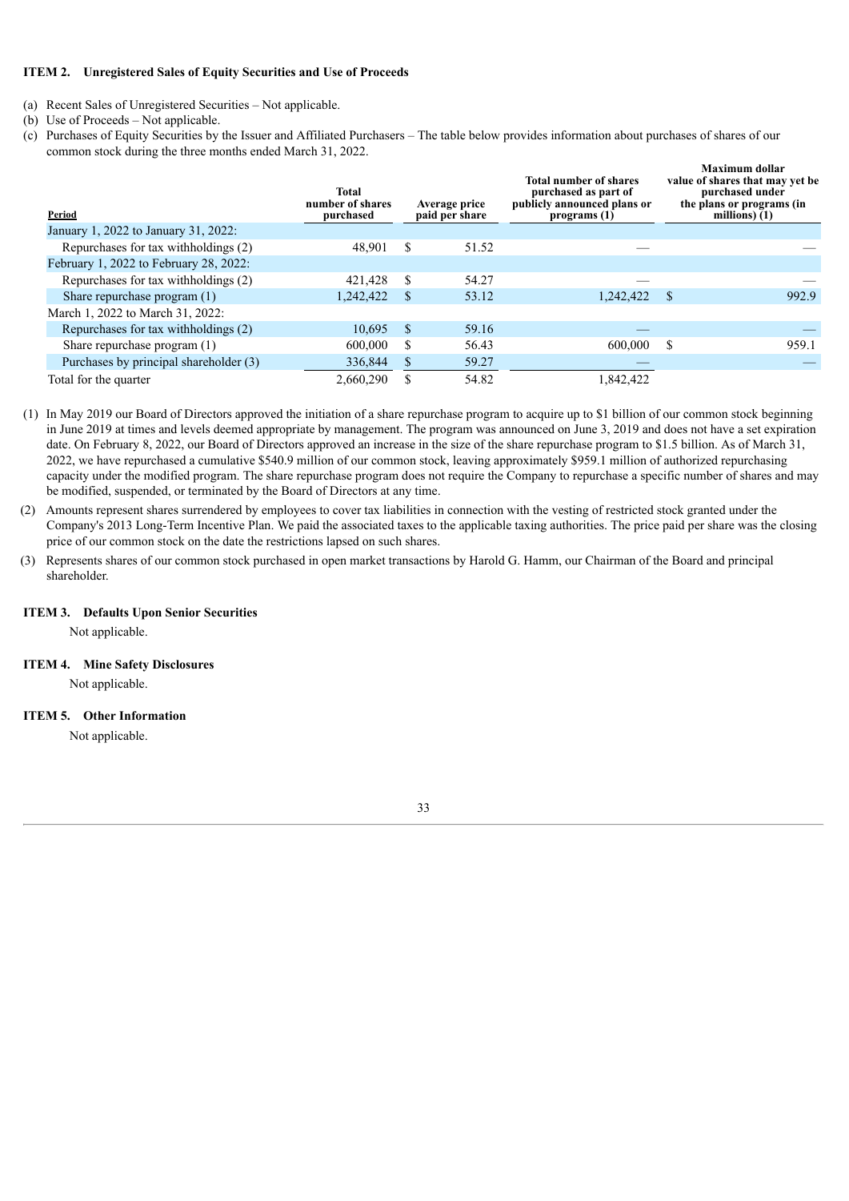**ITEM 2. Unregistered Sales of Equity Securities and Use of Proceeds**

(a) Recent Sales of Unregistered Securities – Not applicable.

(b) Use of Proceeds – Not applicable.

(c) Purchases of Equity Securities by the Issuer and Affiliated Purchasers – The table below provides information about purchases of shares of our common stock during the three months ended March 31, 2022.

| Period | Total number of shares purchased | Average price paid per share | Total number of shares purchased as part of publicly announced plans or programs (1) | Maximum dollar value of shares that may yet be purchased under the plans or programs (in millions) (1) |
|---|---|---|---|---|
| January 1, 2022 to January 31, 2022: | | | | |
| Repurchases for tax withholdings (2) | 48,901 | $ 51.52 | — | — |
| February 1, 2022 to February 28, 2022: | | | | |
| Repurchases for tax withholdings (2) | 421,428 | $ 54.27 | — | — |
| Share repurchase program (1) | 1,242,422 | $ 53.12 | 1,242,422 | $ 992.9 |
| March 1, 2022 to March 31, 2022: | | | | |
| Repurchases for tax withholdings (2) | 10,695 | $ 59.16 | — | — |
| Share repurchase program (1) | 600,000 | $ 56.43 | 600,000 | $ 959.1 |
| Purchases by principal shareholder (3) | 336,844 | $ 59.27 | — | — |
| Total for the quarter | 2,660,290 | $ 54.82 | 1,842,422 | |

(1) In May 2019 our Board of Directors approved the initiation of a share repurchase program to acquire up to $1 billion of our common stock beginning in June 2019 at times and levels deemed appropriate by management. The program was announced on June 3, 2019 and does not have a set expiration date. On February 8, 2022, our Board of Directors approved an increase in the size of the share repurchase program to $1.5 billion. As of March 31, 2022, we have repurchased a cumulative $540.9 million of our common stock, leaving approximately $959.1 million of authorized repurchasing capacity under the modified program. The share repurchase program does not require the Company to repurchase a specific number of shares and may be modified, suspended, or terminated by the Board of Directors at any time.

(2) Amounts represent shares surrendered by employees to cover tax liabilities in connection with the vesting of restricted stock granted under the Company's 2013 Long-Term Incentive Plan. We paid the associated taxes to the applicable taxing authorities. The price paid per share was the closing price of our common stock on the date the restrictions lapsed on such shares.

(3) Represents shares of our common stock purchased in open market transactions by Harold G. Hamm, our Chairman of the Board and principal shareholder.

**ITEM 3. Defaults Upon Senior Securities**

Not applicable.

**ITEM 4. Mine Safety Disclosures**

Not applicable.

**ITEM 5. Other Information**

Not applicable.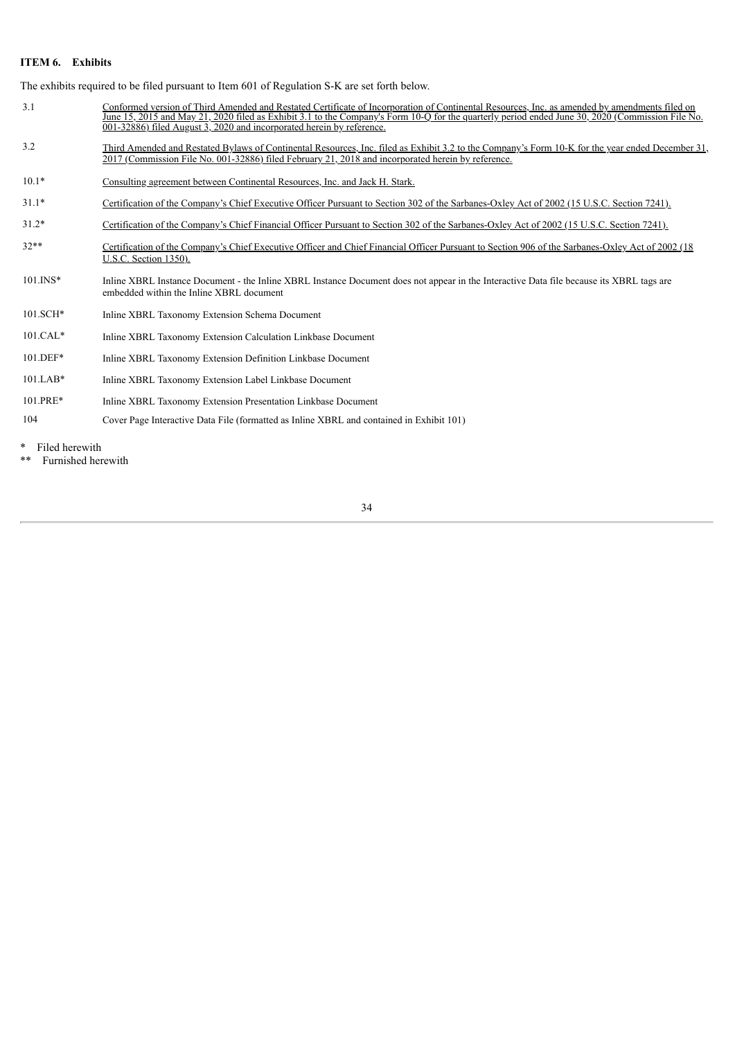## ITEM 6. Exhibits

The exhibits required to be filed pursuant to Item 601 of Regulation S-K are set forth below.

| | |
|---|---|
| 3.1 | Conformed version of Third Amended and Restated Certificate of Incorporation of Continental Resources, Inc. as amended by amendments filed on June 15, 2015 and May 21, 2020 filed as Exhibit 3.1 to the Company's Form 10-Q for the quarterly period ended June 30, 2020 (Commission File No. 001-32886) filed August 3, 2020 and incorporated herein by reference. |
| 3.2 | Third Amended and Restated Bylaws of Continental Resources, Inc. filed as Exhibit 3.2 to the Company's Form 10-K for the year ended December 31, 2017 (Commission File No. 001-32886) filed February 21, 2018 and incorporated herein by reference. |
| 10.1* | Consulting agreement between Continental Resources, Inc. and Jack H. Stark. |
| 31.1* | Certification of the Company's Chief Executive Officer Pursuant to Section 302 of the Sarbanes-Oxley Act of 2002 (15 U.S.C. Section 7241). |
| 31.2* | Certification of the Company's Chief Financial Officer Pursuant to Section 302 of the Sarbanes-Oxley Act of 2002 (15 U.S.C. Section 7241). |
| 32** | Certification of the Company's Chief Executive Officer and Chief Financial Officer Pursuant to Section 906 of the Sarbanes-Oxley Act of 2002 (18 U.S.C. Section 1350). |
| 101.INS* | Inline XBRL Instance Document - the Inline XBRL Instance Document does not appear in the Interactive Data file because its XBRL tags are embedded within the Inline XBRL document |
| 101.SCH* | Inline XBRL Taxonomy Extension Schema Document |
| 101.CAL* | Inline XBRL Taxonomy Extension Calculation Linkbase Document |
| 101.DEF* | Inline XBRL Taxonomy Extension Definition Linkbase Document |
| 101.LAB* | Inline XBRL Taxonomy Extension Label Linkbase Document |
| 101.PRE* | Inline XBRL Taxonomy Extension Presentation Linkbase Document |
| 104 | Cover Page Interactive Data File (formatted as Inline XBRL and contained in Exhibit 101) |

\* Filed herewith

\** Furnished herewith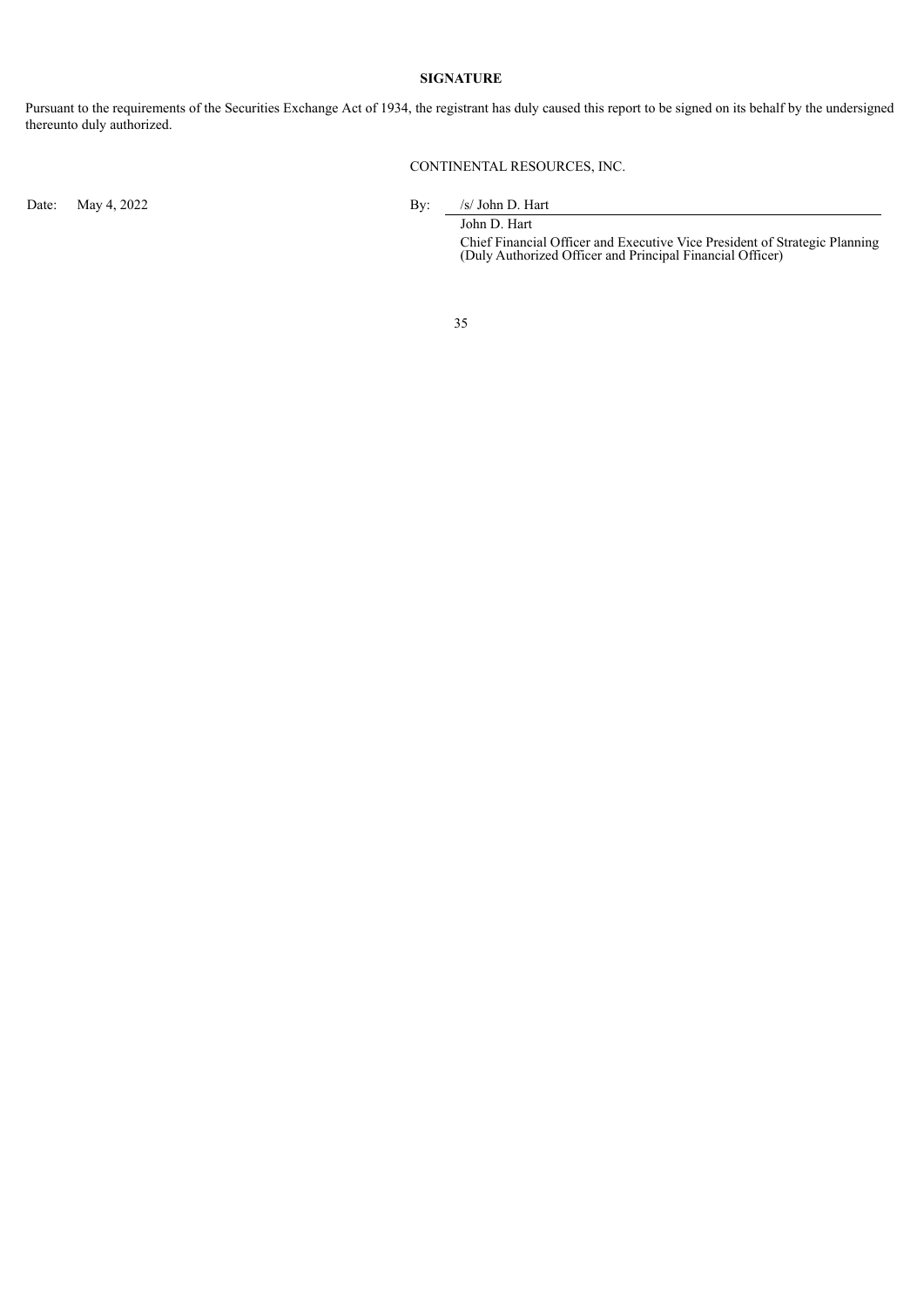## SIGNATURE

Pursuant to the requirements of the Securities Exchange Act of 1934, the registrant has duly caused this report to be signed on its behalf by the undersigned thereunto duly authorized.

CONTINENTAL RESOURCES, INC.

Date: May 4, 2022

By: /s/ John D. Hart

John D. Hart

Chief Financial Officer and Executive Vice President of Strategic Planning
(Duly Authorized Officer and Principal Financial Officer)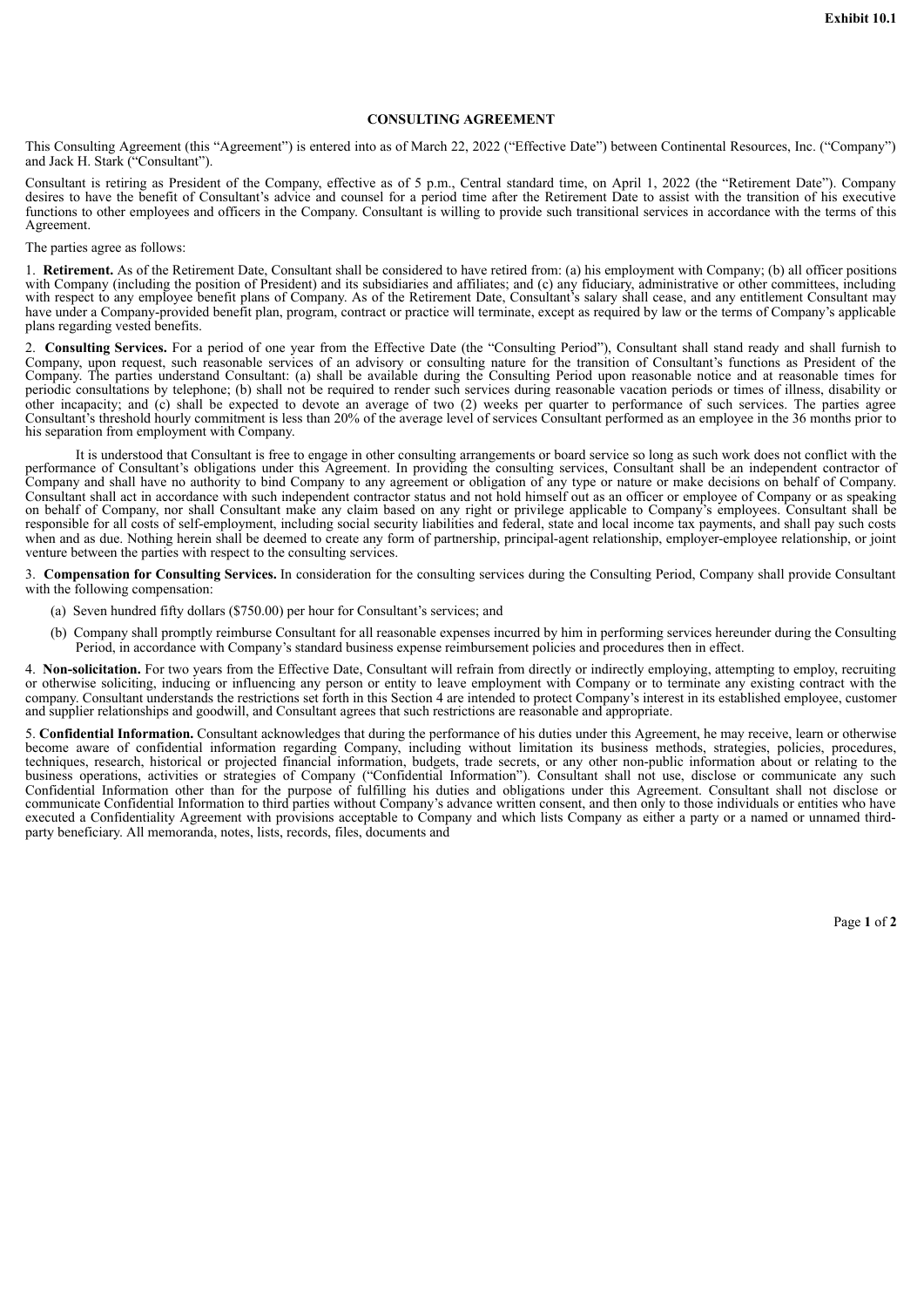**Exhibit 10.1**

# CONSULTING AGREEMENT

This Consulting Agreement (this "Agreement") is entered into as of March 22, 2022 ("Effective Date") between Continental Resources, Inc. ("Company") and Jack H. Stark ("Consultant").

Consultant is retiring as President of the Company, effective as of 5 p.m., Central standard time, on April 1, 2022 (the "Retirement Date"). Company desires to have the benefit of Consultant's advice and counsel for a period time after the Retirement Date to assist with the transition of his executive functions to other employees and officers in the Company. Consultant is willing to provide such transitional services in accordance with the terms of this Agreement.

The parties agree as follows:

1. **Retirement.** As of the Retirement Date, Consultant shall be considered to have retired from: (a) his employment with Company; (b) all officer positions with Company (including the position of President) and its subsidiaries and affiliates; and (c) any fiduciary, administrative or other committees, including with respect to any employee benefit plans of Company. As of the Retirement Date, Consultant's salary shall cease, and any entitlement Consultant may have under a Company-provided benefit plan, program, contract or practice will terminate, except as required by law or the terms of Company's applicable plans regarding vested benefits.

2. **Consulting Services.** For a period of one year from the Effective Date (the "Consulting Period"), Consultant shall stand ready and shall furnish to Company, upon request, such reasonable services of an advisory or consulting nature for the transition of Consultant's functions as President of the Company. The parties understand Consultant: (a) shall be available during the Consulting Period upon reasonable notice and at reasonable times for periodic consultations by telephone; (b) shall not be required to render such services during reasonable vacation periods or times of illness, disability or other incapacity; and (c) shall be expected to devote an average of two (2) weeks per quarter to performance of such services. The parties agree Consultant's threshold hourly commitment is less than 20% of the average level of services Consultant performed as an employee in the 36 months prior to his separation from employment with Company.

It is understood that Consultant is free to engage in other consulting arrangements or board service so long as such work does not conflict with the performance of Consultant's obligations under this Agreement. In providing the consulting services, Consultant shall be an independent contractor of Company and shall have no authority to bind Company to any agreement or obligation of any type or nature or make decisions on behalf of Company. Consultant shall act in accordance with such independent contractor status and not hold himself out as an officer or employee of Company or as speaking on behalf of Company, nor shall Consultant make any claim based on any right or privilege applicable to Company's employees. Consultant shall be responsible for all costs of self-employment, including social security liabilities and federal, state and local income tax payments, and shall pay such costs when and as due. Nothing herein shall be deemed to create any form of partnership, principal-agent relationship, employer-employee relationship, or joint venture between the parties with respect to the consulting services.

3. **Compensation for Consulting Services.** In consideration for the consulting services during the Consulting Period, Company shall provide Consultant with the following compensation:

(a) Seven hundred fifty dollars ($750.00) per hour for Consultant's services; and

(b) Company shall promptly reimburse Consultant for all reasonable expenses incurred by him in performing services hereunder during the Consulting Period, in accordance with Company's standard business expense reimbursement policies and procedures then in effect.

4. **Non-solicitation.** For two years from the Effective Date, Consultant will refrain from directly or indirectly employing, attempting to employ, recruiting or otherwise soliciting, inducing or influencing any person or entity to leave employment with Company or to terminate any existing contract with the company. Consultant understands the restrictions set forth in this Section 4 are intended to protect Company's interest in its established employee, customer and supplier relationships and goodwill, and Consultant agrees that such restrictions are reasonable and appropriate.

5. **Confidential Information.** Consultant acknowledges that during the performance of his duties under this Agreement, he may receive, learn or otherwise become aware of confidential information regarding Company, including without limitation its business methods, strategies, policies, procedures, techniques, research, historical or projected financial information, budgets, trade secrets, or any other non-public information about or relating to the business operations, activities or strategies of Company ("Confidential Information"). Consultant shall not use, disclose or communicate any such Confidential Information other than for the purpose of fulfilling his duties and obligations under this Agreement. Consultant shall not disclose or communicate Confidential Information to third parties without Company's advance written consent, and then only to those individuals or entities who have executed a Confidentiality Agreement with provisions acceptable to Company and which lists Company as either a party or a named or unnamed third-party beneficiary. All memoranda, notes, lists, records, files, documents and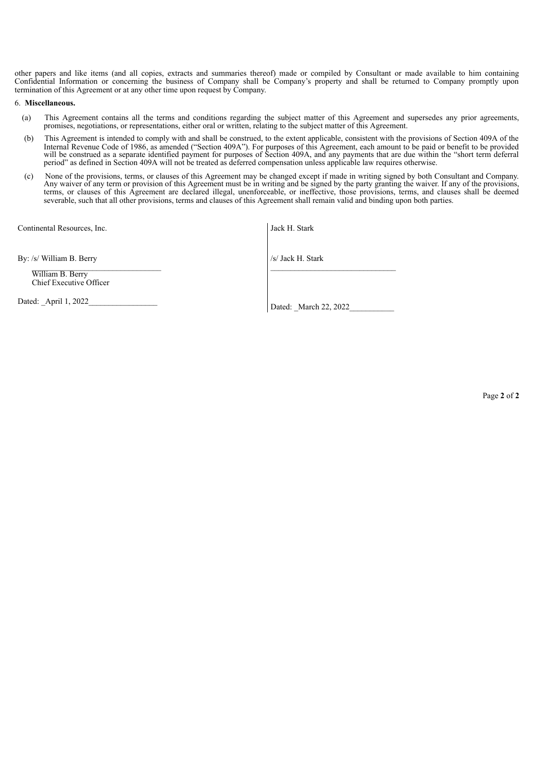other papers and like items (and all copies, extracts and summaries thereof) made or compiled by Consultant or made available to him containing Confidential Information or concerning the business of Company shall be Company's property and shall be returned to Company promptly upon termination of this Agreement or at any other time upon request by Company.

6. **Miscellaneous.**

(a) This Agreement contains all the terms and conditions regarding the subject matter of this Agreement and supersedes any prior agreements, promises, negotiations, or representations, either oral or written, relating to the subject matter of this Agreement.

(b) This Agreement is intended to comply with and shall be construed, to the extent applicable, consistent with the provisions of Section 409A of the Internal Revenue Code of 1986, as amended ("Section 409A"). For purposes of this Agreement, each amount to be paid or benefit to be provided will be construed as a separate identified payment for purposes of Section 409A, and any payments that are due within the "short term deferral period" as defined in Section 409A will not be treated as deferred compensation unless applicable law requires otherwise.

(c) None of the provisions, terms, or clauses of this Agreement may be changed except if made in writing signed by both Consultant and Company. Any waiver of any term or provision of this Agreement must be in writing and be signed by the party granting the waiver. If any of the provisions, terms, or clauses of this Agreement are declared illegal, unenforceable, or ineffective, those provisions, terms, and clauses shall be deemed severable, such that all other provisions, terms and clauses of this Agreement shall remain valid and binding upon both parties.

| Continental Resources, Inc. | Jack H. Stark |
|---|---|
| By: /s/ William B. Berry | /s/ Jack H. Stark |
| William B. Berry<br>Chief Executive Officer | |
| Dated: April 1, 2022 | Dated: March 22, 2022 |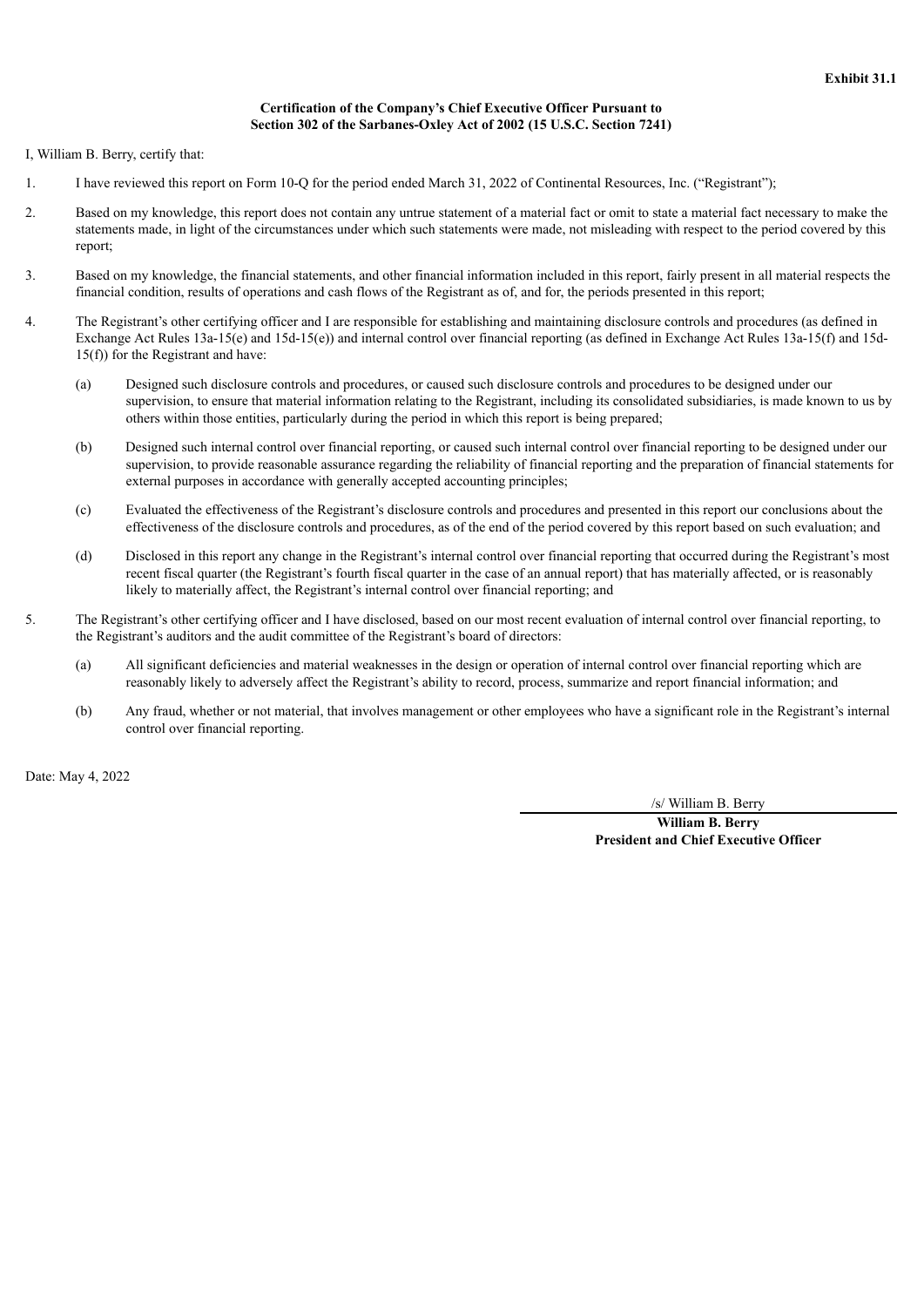**Exhibit 31.1**

**Certification of the Company's Chief Executive Officer Pursuant to Section 302 of the Sarbanes-Oxley Act of 2002 (15 U.S.C. Section 7241)**

I, William B. Berry, certify that:

1. I have reviewed this report on Form 10-Q for the period ended March 31, 2022 of Continental Resources, Inc. ("Registrant");

2. Based on my knowledge, this report does not contain any untrue statement of a material fact or omit to state a material fact necessary to make the statements made, in light of the circumstances under which such statements were made, not misleading with respect to the period covered by this report;

3. Based on my knowledge, the financial statements, and other financial information included in this report, fairly present in all material respects the financial condition, results of operations and cash flows of the Registrant as of, and for, the periods presented in this report;

4. The Registrant's other certifying officer and I are responsible for establishing and maintaining disclosure controls and procedures (as defined in Exchange Act Rules 13a-15(e) and 15d-15(e)) and internal control over financial reporting (as defined in Exchange Act Rules 13a-15(f) and 15d-15(f)) for the Registrant and have:

   (a) Designed such disclosure controls and procedures, or caused such disclosure controls and procedures to be designed under our supervision, to ensure that material information relating to the Registrant, including its consolidated subsidiaries, is made known to us by others within those entities, particularly during the period in which this report is being prepared;

   (b) Designed such internal control over financial reporting, or caused such internal control over financial reporting to be designed under our supervision, to provide reasonable assurance regarding the reliability of financial reporting and the preparation of financial statements for external purposes in accordance with generally accepted accounting principles;

   (c) Evaluated the effectiveness of the Registrant's disclosure controls and procedures and presented in this report our conclusions about the effectiveness of the disclosure controls and procedures, as of the end of the period covered by this report based on such evaluation; and

   (d) Disclosed in this report any change in the Registrant's internal control over financial reporting that occurred during the Registrant's most recent fiscal quarter (the Registrant's fourth fiscal quarter in the case of an annual report) that has materially affected, or is reasonably likely to materially affect, the Registrant's internal control over financial reporting; and

5. The Registrant's other certifying officer and I have disclosed, based on our most recent evaluation of internal control over financial reporting, to the Registrant's auditors and the audit committee of the Registrant's board of directors:

   (a) All significant deficiencies and material weaknesses in the design or operation of internal control over financial reporting which are reasonably likely to adversely affect the Registrant's ability to record, process, summarize and report financial information; and

   (b) Any fraud, whether or not material, that involves management or other employees who have a significant role in the Registrant's internal control over financial reporting.

Date: May 4, 2022

/s/ William B. Berry

**William B. Berry**
**President and Chief Executive Officer**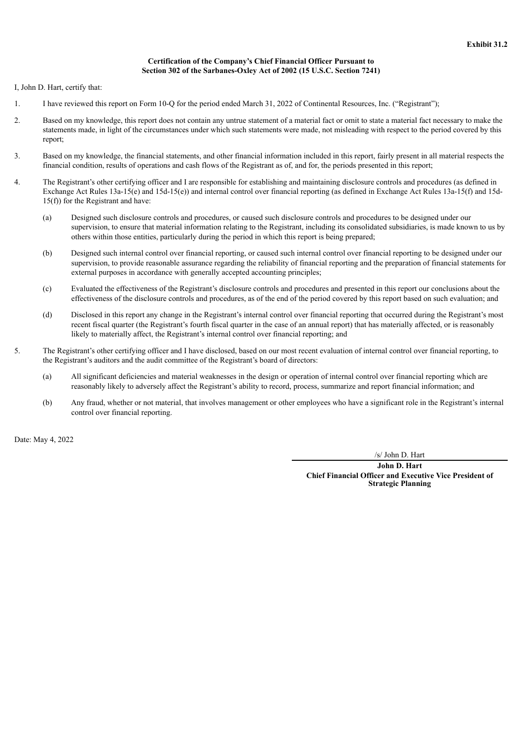**Exhibit 31.2**

**Certification of the Company's Chief Financial Officer Pursuant to Section 302 of the Sarbanes-Oxley Act of 2002 (15 U.S.C. Section 7241)**

I, John D. Hart, certify that:

1. I have reviewed this report on Form 10-Q for the period ended March 31, 2022 of Continental Resources, Inc. ("Registrant");

2. Based on my knowledge, this report does not contain any untrue statement of a material fact or omit to state a material fact necessary to make the statements made, in light of the circumstances under which such statements were made, not misleading with respect to the period covered by this report;

3. Based on my knowledge, the financial statements, and other financial information included in this report, fairly present in all material respects the financial condition, results of operations and cash flows of the Registrant as of, and for, the periods presented in this report;

4. The Registrant's other certifying officer and I are responsible for establishing and maintaining disclosure controls and procedures (as defined in Exchange Act Rules 13a-15(e) and 15d-15(e)) and internal control over financial reporting (as defined in Exchange Act Rules 13a-15(f) and 15d-15(f)) for the Registrant and have:

   (a) Designed such disclosure controls and procedures, or caused such disclosure controls and procedures to be designed under our supervision, to ensure that material information relating to the Registrant, including its consolidated subsidiaries, is made known to us by others within those entities, particularly during the period in which this report is being prepared;

   (b) Designed such internal control over financial reporting, or caused such internal control over financial reporting to be designed under our supervision, to provide reasonable assurance regarding the reliability of financial reporting and the preparation of financial statements for external purposes in accordance with generally accepted accounting principles;

   (c) Evaluated the effectiveness of the Registrant's disclosure controls and procedures and presented in this report our conclusions about the effectiveness of the disclosure controls and procedures, as of the end of the period covered by this report based on such evaluation; and

   (d) Disclosed in this report any change in the Registrant's internal control over financial reporting that occurred during the Registrant's most recent fiscal quarter (the Registrant's fourth fiscal quarter in the case of an annual report) that has materially affected, or is reasonably likely to materially affect, the Registrant's internal control over financial reporting; and

5. The Registrant's other certifying officer and I have disclosed, based on our most recent evaluation of internal control over financial reporting, to the Registrant's auditors and the audit committee of the Registrant's board of directors:

   (a) All significant deficiencies and material weaknesses in the design or operation of internal control over financial reporting which are reasonably likely to adversely affect the Registrant's ability to record, process, summarize and report financial information; and

   (b) Any fraud, whether or not material, that involves management or other employees who have a significant role in the Registrant's internal control over financial reporting.

Date: May 4, 2022

/s/ John D. Hart

**John D. Hart**
**Chief Financial Officer and Executive Vice President of Strategic Planning**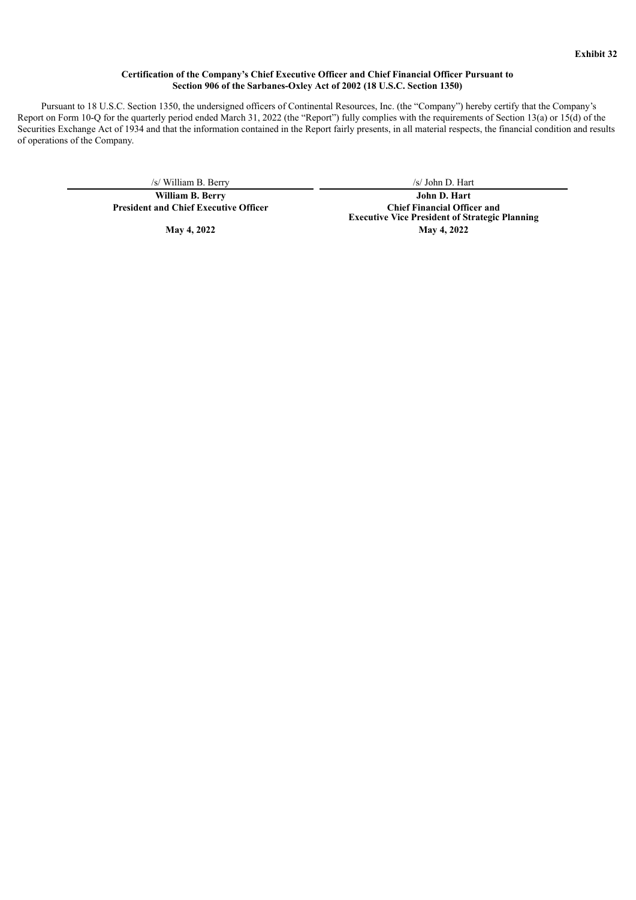**Exhibit 32**

**Certification of the Company's Chief Executive Officer and Chief Financial Officer Pursuant to Section 906 of the Sarbanes-Oxley Act of 2002 (18 U.S.C. Section 1350)**

Pursuant to 18 U.S.C. Section 1350, the undersigned officers of Continental Resources, Inc. (the "Company") hereby certify that the Company's Report on Form 10-Q for the quarterly period ended March 31, 2022 (the "Report") fully complies with the requirements of Section 13(a) or 15(d) of the Securities Exchange Act of 1934 and that the information contained in the Report fairly presents, in all material respects, the financial condition and results of operations of the Company.

| | |
|---|---|
| /s/ William B. Berry | /s/ John D. Hart |
| **William B. Berry** | **John D. Hart** |
| **President and Chief Executive Officer** | **Chief Financial Officer and Executive Vice President of Strategic Planning** |
| **May 4, 2022** | **May 4, 2022** |